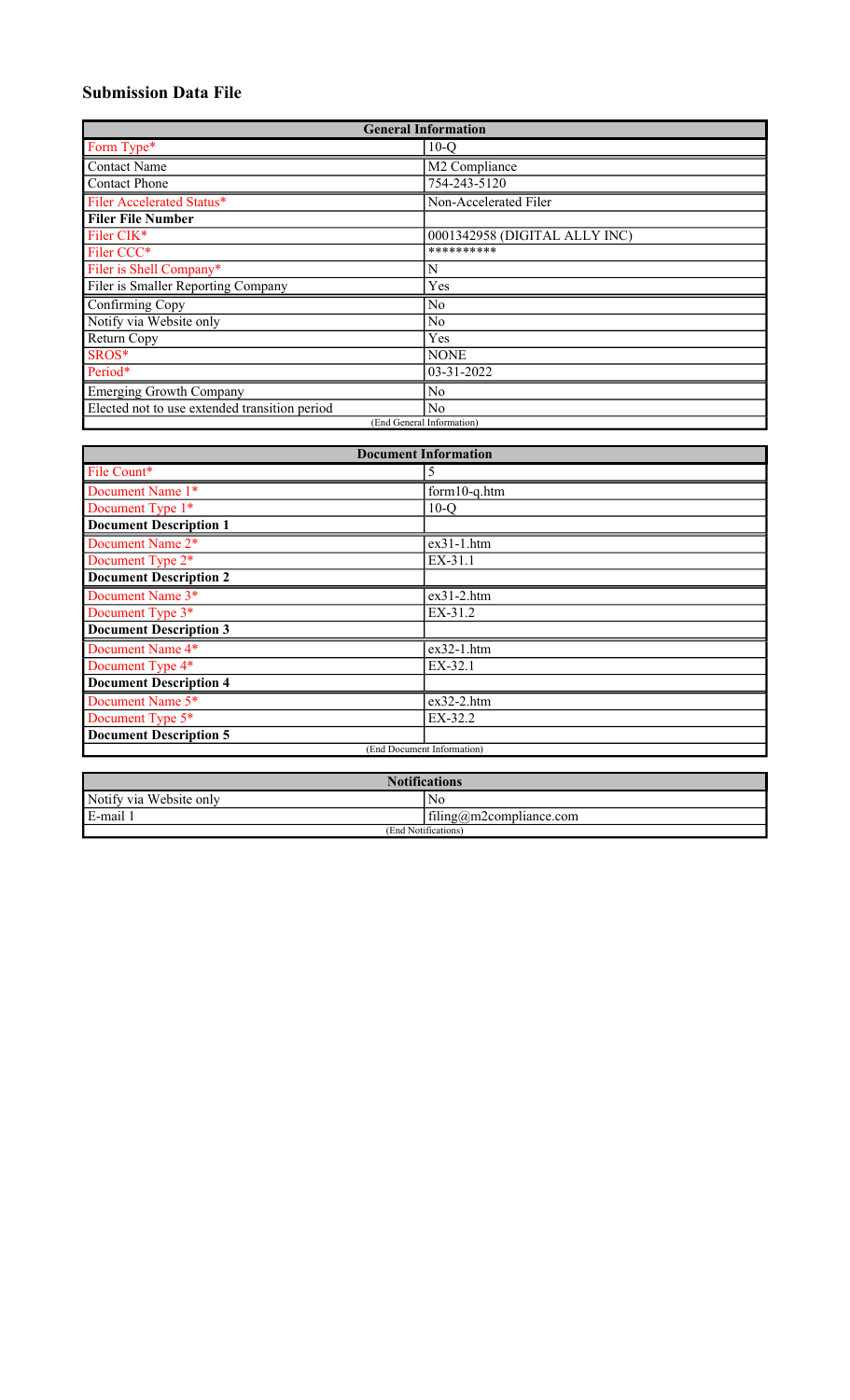### Submission Data File

| General Information | |
|---|---|
| Form Type* | 10-Q |
| Contact Name | M2 Compliance |
| Contact Phone | 754-243-5120 |
| Filer Accelerated Status* | Non-Accelerated Filer |
| **Filer File Number** | |
| Filer CIK* | 0001342958 (DIGITAL ALLY INC) |
| Filer CCC* | ********** |
| Filer is Shell Company* | N |
| Filer is Smaller Reporting Company | Yes |
| Confirming Copy | No |
| Notify via Website only | No |
| Return Copy | Yes |
| SROS* | NONE |
| Period* | 03-31-2022 |
| Emerging Growth Company | No |
| Elected not to use extended transition period | No |
| (End General Information) | |

| Document Information | |
|---|---|
| File Count* | 5 |
| Document Name 1* | form10-q.htm |
| Document Type 1* | 10-Q |
| **Document Description 1** | |
| Document Name 2* | ex31-1.htm |
| Document Type 2* | EX-31.1 |
| **Document Description 2** | |
| Document Name 3* | ex31-2.htm |
| Document Type 3* | EX-31.2 |
| **Document Description 3** | |
| Document Name 4* | ex32-1.htm |
| Document Type 4* | EX-32.1 |
| **Document Description 4** | |
| Document Name 5* | ex32-2.htm |
| Document Type 5* | EX-32.2 |
| **Document Description 5** | |
| (End Document Information) | |

| Notifications | |
|---|---|
| Notify via Website only | No |
| E-mail 1 | filing@m2compliance.com |
| (End Notifications) | |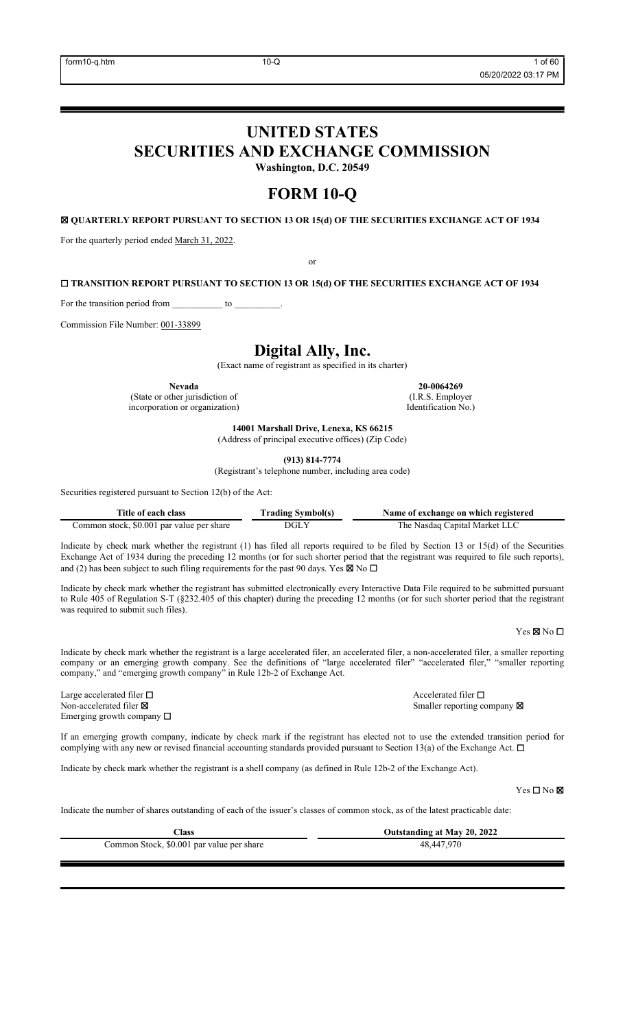# UNITED STATES SECURITIES AND EXCHANGE COMMISSION

**Washington, D.C. 20549**

# FORM 10-Q

☒ **QUARTERLY REPORT PURSUANT TO SECTION 13 OR 15(d) OF THE SECURITIES EXCHANGE ACT OF 1934**

For the quarterly period ended March 31, 2022.

or

☐ **TRANSITION REPORT PURSUANT TO SECTION 13 OR 15(d) OF THE SECURITIES EXCHANGE ACT OF 1934**

For the transition period from ___________ to __________.

Commission File Number: 001-33899

# Digital Ally, Inc.

(Exact name of registrant as specified in its charter)

| | |
|---|---|
| **Nevada** | **20-0064269** |
| (State or other jurisdiction of incorporation or organization) | (I.R.S. Employer Identification No.) |

**14001 Marshall Drive, Lenexa, KS 66215**
(Address of principal executive offices) (Zip Code)

**(913) 814-7774**
(Registrant's telephone number, including area code)

Securities registered pursuant to Section 12(b) of the Act:

| Title of each class | Trading Symbol(s) | Name of exchange on which registered |
|---|---|---|
| Common stock, $0.001 par value per share | DGLY | The Nasdaq Capital Market LLC |

Indicate by check mark whether the registrant (1) has filed all reports required to be filed by Section 13 or 15(d) of the Securities Exchange Act of 1934 during the preceding 12 months (or for such shorter period that the registrant was required to file such reports), and (2) has been subject to such filing requirements for the past 90 days. Yes ☒ No ☐

Indicate by check mark whether the registrant has submitted electronically every Interactive Data File required to be submitted pursuant to Rule 405 of Regulation S-T (§232.405 of this chapter) during the preceding 12 months (or for such shorter period that the registrant was required to submit such files).

Yes ☒ No ☐

Indicate by check mark whether the registrant is a large accelerated filer, an accelerated filer, a non-accelerated filer, a smaller reporting company or an emerging growth company. See the definitions of "large accelerated filer" "accelerated filer," "smaller reporting company," and "emerging growth company" in Rule 12b-2 of Exchange Act.

| | |
|---|---|
| Large accelerated filer ☐ | Accelerated filer ☐ |
| Non-accelerated filer ☒ | Smaller reporting company ☒ |
| Emerging growth company ☐ | |

If an emerging growth company, indicate by check mark if the registrant has elected not to use the extended transition period for complying with any new or revised financial accounting standards provided pursuant to Section 13(a) of the Exchange Act. ☐

Indicate by check mark whether the registrant is a shell company (as defined in Rule 12b-2 of the Exchange Act).

Yes ☐ No ☒

Indicate the number of shares outstanding of each of the issuer's classes of common stock, as of the latest practicable date:

| Class | Outstanding at May 20, 2022 |
|---|---|
| Common Stock, $0.001 par value per share | 48,447,970 |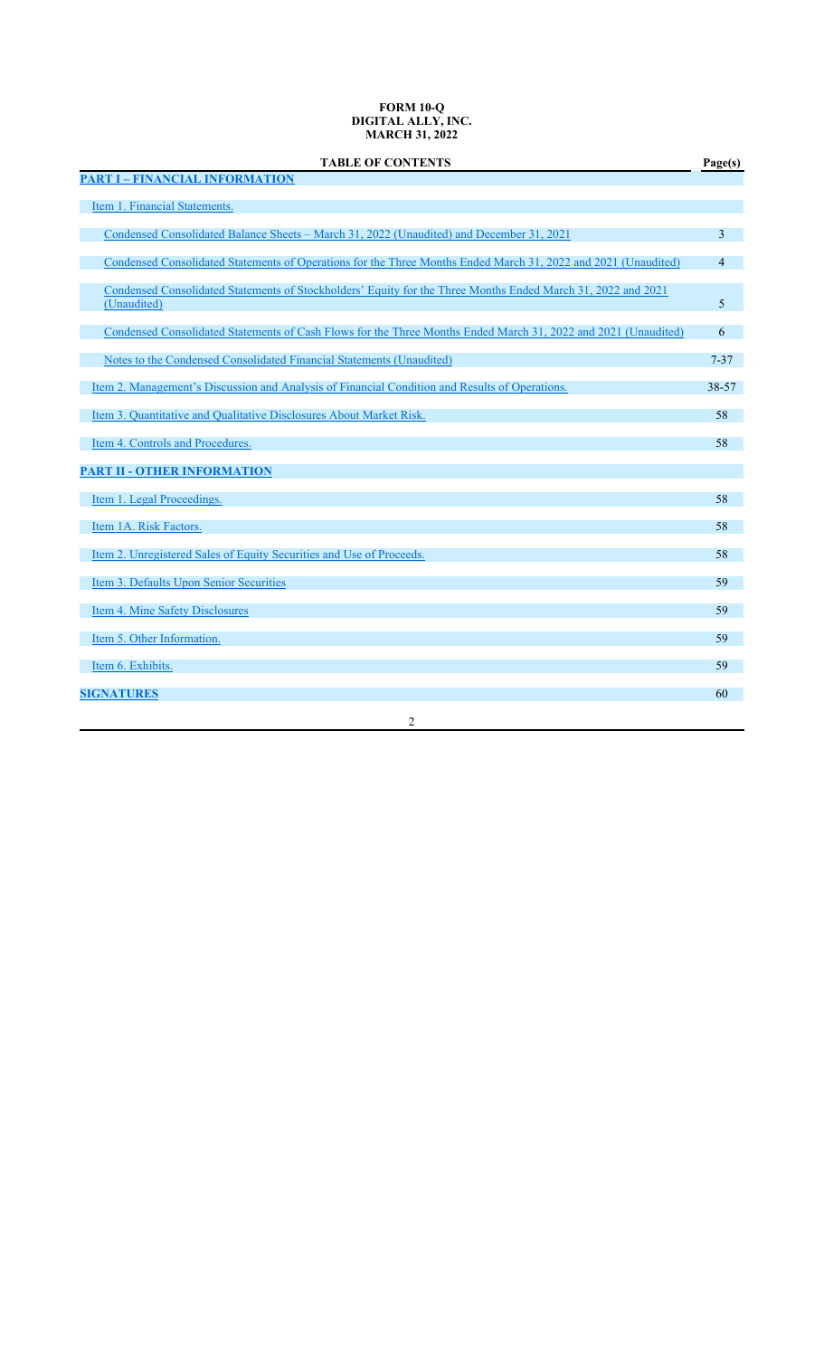**FORM 10-Q**
**DIGITAL ALLY, INC.**
**MARCH 31, 2022**

| TABLE OF CONTENTS | Page(s) |
|---|---|
| **PART I – FINANCIAL INFORMATION** | |
| Item 1. Financial Statements. | |
| Condensed Consolidated Balance Sheets – March 31, 2022 (Unaudited) and December 31, 2021 | 3 |
| Condensed Consolidated Statements of Operations for the Three Months Ended March 31, 2022 and 2021 (Unaudited) | 4 |
| Condensed Consolidated Statements of Stockholders' Equity for the Three Months Ended March 31, 2022 and 2021 (Unaudited) | 5 |
| Condensed Consolidated Statements of Cash Flows for the Three Months Ended March 31, 2022 and 2021 (Unaudited) | 6 |
| Notes to the Condensed Consolidated Financial Statements (Unaudited) | 7-37 |
| Item 2. Management's Discussion and Analysis of Financial Condition and Results of Operations. | 38-57 |
| Item 3. Quantitative and Qualitative Disclosures About Market Risk. | 58 |
| Item 4. Controls and Procedures. | 58 |
| **PART II - OTHER INFORMATION** | |
| Item 1. Legal Proceedings. | 58 |
| Item 1A. Risk Factors. | 58 |
| Item 2. Unregistered Sales of Equity Securities and Use of Proceeds. | 58 |
| Item 3. Defaults Upon Senior Securities | 59 |
| Item 4. Mine Safety Disclosures | 59 |
| Item 5. Other Information. | 59 |
| Item 6. Exhibits. | 59 |
| **SIGNATURES** | 60 |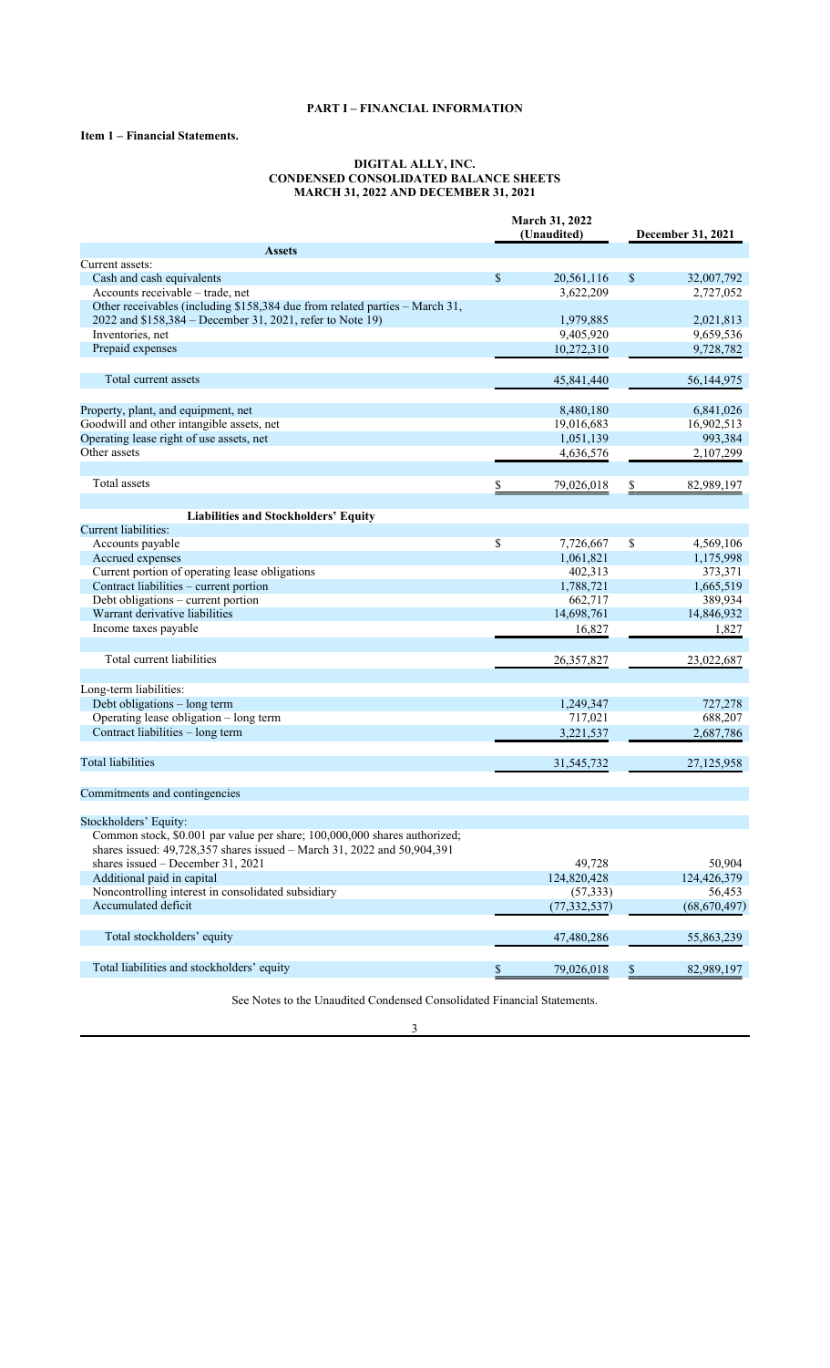# PART I – FINANCIAL INFORMATION

## Item 1 – Financial Statements.

### DIGITAL ALLY, INC.
### CONDENSED CONSOLIDATED BALANCE SHEETS
### MARCH 31, 2022 AND DECEMBER 31, 2021

| | March 31, 2022 (Unaudited) | December 31, 2021 |
|---|---|---|
| **Assets** | | |
| Current assets: | | |
| Cash and cash equivalents | $ 20,561,116 | $ 32,007,792 |
| Accounts receivable – trade, net | 3,622,209 | 2,727,052 |
| Other receivables (including $158,384 due from related parties – March 31, 2022 and $158,384 – December 31, 2021, refer to Note 19) | 1,979,885 | 2,021,813 |
| Inventories, net | 9,405,920 | 9,659,536 |
| Prepaid expenses | 10,272,310 | 9,728,782 |
| Total current assets | 45,841,440 | 56,144,975 |
| Property, plant, and equipment, net | 8,480,180 | 6,841,026 |
| Goodwill and other intangible assets, net | 19,016,683 | 16,902,513 |
| Operating lease right of use assets, net | 1,051,139 | 993,384 |
| Other assets | 4,636,576 | 2,107,299 |
| Total assets | $ 79,026,018 | $ 82,989,197 |
| **Liabilities and Stockholders' Equity** | | |
| Current liabilities: | | |
| Accounts payable | $ 7,726,667 | $ 4,569,106 |
| Accrued expenses | 1,061,821 | 1,175,998 |
| Current portion of operating lease obligations | 402,313 | 373,371 |
| Contract liabilities – current portion | 1,788,721 | 1,665,519 |
| Debt obligations – current portion | 662,717 | 389,934 |
| Warrant derivative liabilities | 14,698,761 | 14,846,932 |
| Income taxes payable | 16,827 | 1,827 |
| Total current liabilities | 26,357,827 | 23,022,687 |
| Long-term liabilities: | | |
| Debt obligations – long term | 1,249,347 | 727,278 |
| Operating lease obligation – long term | 717,021 | 688,207 |
| Contract liabilities – long term | 3,221,537 | 2,687,786 |
| Total liabilities | 31,545,732 | 27,125,958 |
| Commitments and contingencies | | |
| Stockholders' Equity: | | |
| Common stock, $0.001 par value per share; 100,000,000 shares authorized; shares issued: 49,728,357 shares issued – March 31, 2022 and 50,904,391 shares issued – December 31, 2021 | 49,728 | 50,904 |
| Additional paid in capital | 124,820,428 | 124,426,379 |
| Noncontrolling interest in consolidated subsidiary | (57,333) | 56,453 |
| Accumulated deficit | (77,332,537) | (68,670,497) |
| Total stockholders' equity | 47,480,286 | 55,863,239 |
| Total liabilities and stockholders' equity | $ 79,026,018 | $ 82,989,197 |

See Notes to the Unaudited Condensed Consolidated Financial Statements.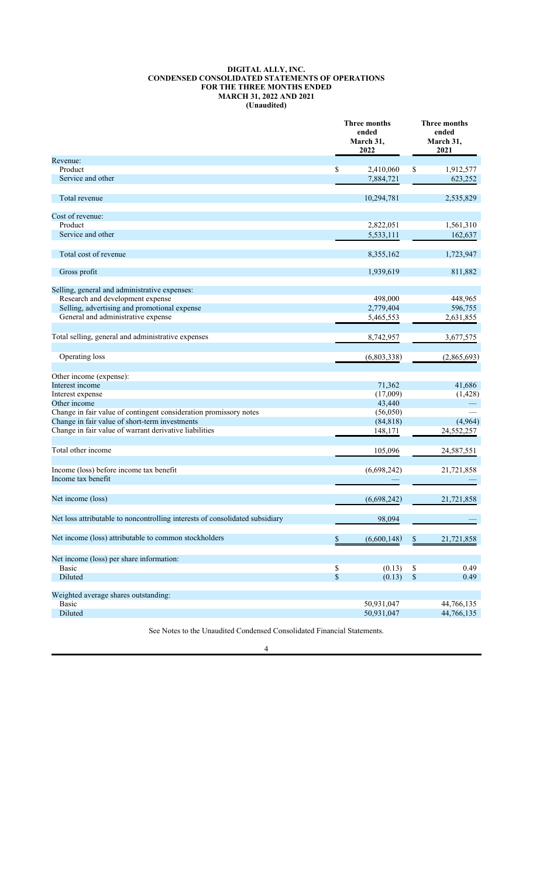# DIGITAL ALLY, INC.
## CONDENSED CONSOLIDATED STATEMENTS OF OPERATIONS
## FOR THE THREE MONTHS ENDED
## MARCH 31, 2022 AND 2021
## (Unaudited)

| | Three months ended March 31, 2022 | Three months ended March 31, 2021 |
|---|---|---|
| Revenue: | | |
| Product | $ 2,410,060 | $ 1,912,577 |
| Service and other | 7,884,721 | 623,252 |
| Total revenue | 10,294,781 | 2,535,829 |
| Cost of revenue: | | |
| Product | 2,822,051 | 1,561,310 |
| Service and other | 5,533,111 | 162,637 |
| Total cost of revenue | 8,355,162 | 1,723,947 |
| Gross profit | 1,939,619 | 811,882 |
| Selling, general and administrative expenses: | | |
| Research and development expense | 498,000 | 448,965 |
| Selling, advertising and promotional expense | 2,779,404 | 596,755 |
| General and administrative expense | 5,465,553 | 2,631,855 |
| Total selling, general and administrative expenses | 8,742,957 | 3,677,575 |
| Operating loss | (6,803,338) | (2,865,693) |
| Other income (expense): | | |
| Interest income | 71,362 | 41,686 |
| Interest expense | (17,009) | (1,428) |
| Other income | 43,440 | — |
| Change in fair value of contingent consideration promissory notes | (56,050) | — |
| Change in fair value of short-term investments | (84,818) | (4,964) |
| Change in fair value of warrant derivative liabilities | 148,171 | 24,552,257 |
| Total other income | 105,096 | 24,587,551 |
| Income (loss) before income tax benefit | (6,698,242) | 21,721,858 |
| Income tax benefit | — | — |
| Net income (loss) | (6,698,242) | 21,721,858 |
| Net loss attributable to noncontrolling interests of consolidated subsidiary | 98,094 | — |
| Net income (loss) attributable to common stockholders | $ (6,600,148) | $ 21,721,858 |
| Net income (loss) per share information: | | |
| Basic | $ (0.13) | $ 0.49 |
| Diluted | $ (0.13) | $ 0.49 |
| Weighted average shares outstanding: | | |
| Basic | 50,931,047 | 44,766,135 |
| Diluted | 50,931,047 | 44,766,135 |

See Notes to the Unaudited Condensed Consolidated Financial Statements.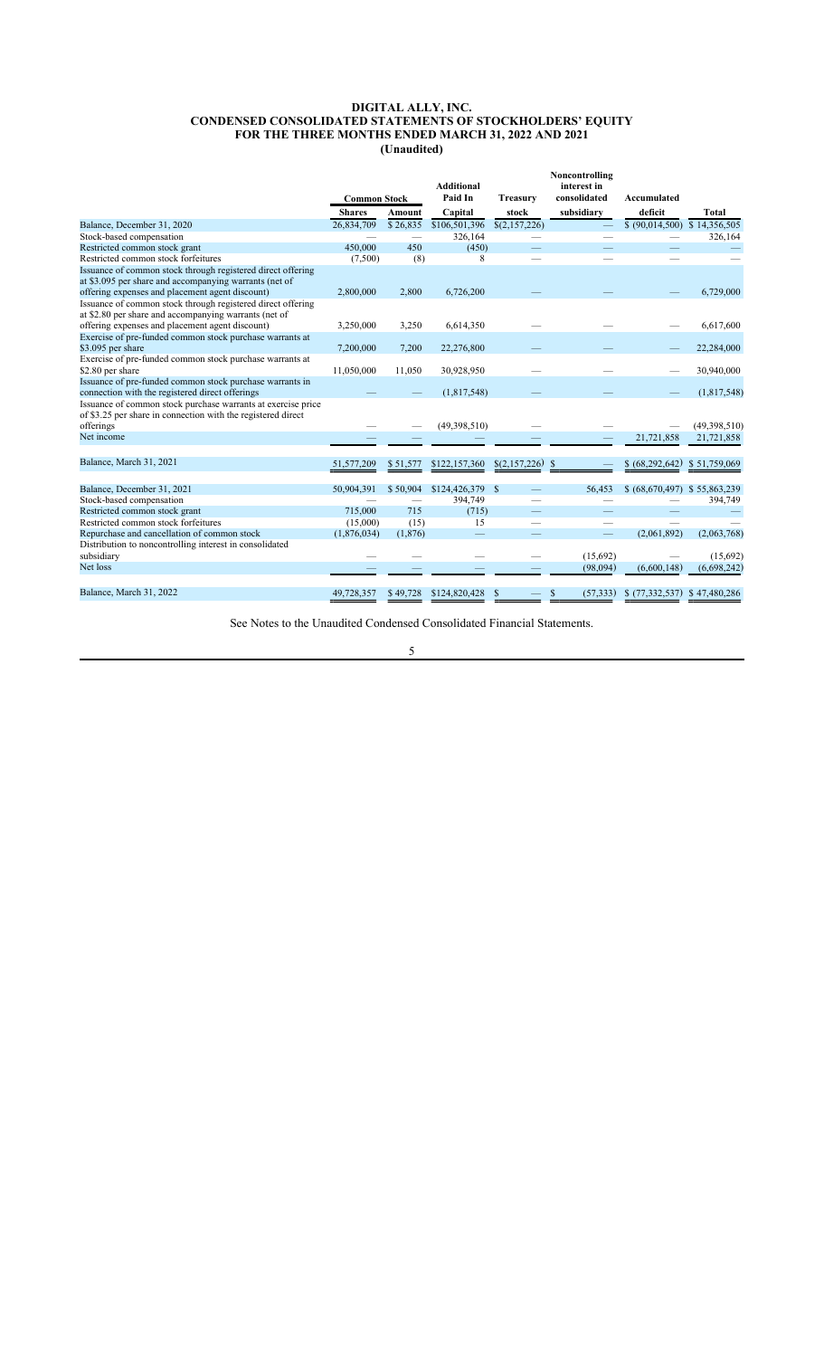# DIGITAL ALLY, INC.
## CONDENSED CONSOLIDATED STATEMENTS OF STOCKHOLDERS' EQUITY
## FOR THE THREE MONTHS ENDED MARCH 31, 2022 AND 2021
### (Unaudited)

| | Common Stock | | Additional Paid In | Treasury | Noncontrolling interest in consolidated | Accumulated | |
|---|---|---|---|---|---|---|---|
| | Shares | Amount | Capital | stock | subsidiary | deficit | Total |
| Balance, December 31, 2020 | 26,834,709 | $ 26,835 | $106,501,396 | $(2,157,226) | — | $ (90,014,500) | $ 14,356,505 |
| Stock-based compensation | — | — | 326,164 | — | — | — | 326,164 |
| Restricted common stock grant | 450,000 | 450 | (450) | — | — | — | — |
| Restricted common stock forfeitures | (7,500) | (8) | 8 | — | — | — | — |
| Issuance of common stock through registered direct offering at $3.095 per share and accompanying warrants (net of offering expenses and placement agent discount) | 2,800,000 | 2,800 | 6,726,200 | — | — | — | 6,729,000 |
| Issuance of common stock through registered direct offering at $2.80 per share and accompanying warrants (net of offering expenses and placement agent discount) | 3,250,000 | 3,250 | 6,614,350 | — | — | — | 6,617,600 |
| Exercise of pre-funded common stock purchase warrants at $3.095 per share | 7,200,000 | 7,200 | 22,276,800 | — | — | — | 22,284,000 |
| Exercise of pre-funded common stock purchase warrants at $2.80 per share | 11,050,000 | 11,050 | 30,928,950 | — | — | — | 30,940,000 |
| Issuance of pre-funded common stock purchase warrants in connection with the registered direct offerings | — | — | (1,817,548) | — | — | — | (1,817,548) |
| Issuance of common stock purchase warrants at exercise price of $3.25 per share in connection with the registered direct offerings | — | — | (49,398,510) | — | — | — | (49,398,510) |
| Net income | — | — | — | — | — | 21,721,858 | 21,721,858 |
| Balance, March 31, 2021 | 51,577,209 | $ 51,577 | $122,157,360 | $(2,157,226) | $ — | $ (68,292,642) | $ 51,759,069 |
| | | | | | | | |
| Balance, December 31, 2021 | 50,904,391 | $ 50,904 | $124,426,379 | $ — | 56,453 | $ (68,670,497) | $ 55,863,239 |
| Stock-based compensation | — | — | 394,749 | — | — | — | 394,749 |
| Restricted common stock grant | 715,000 | 715 | (715) | — | — | — | — |
| Restricted common stock forfeitures | (15,000) | (15) | 15 | — | — | — | — |
| Repurchase and cancellation of common stock | (1,876,034) | (1,876) | — | — | — | (2,061,892) | (2,063,768) |
| Distribution to noncontrolling interest in consolidated subsidiary | — | — | — | — | (15,692) | — | (15,692) |
| Net loss | — | — | — | — | (98,094) | (6,600,148) | (6,698,242) |
| Balance, March 31, 2022 | 49,728,357 | $ 49,728 | $124,820,428 | $ — | $ (57,333) | $ (77,332,537) | $ 47,480,286 |

See Notes to the Unaudited Condensed Consolidated Financial Statements.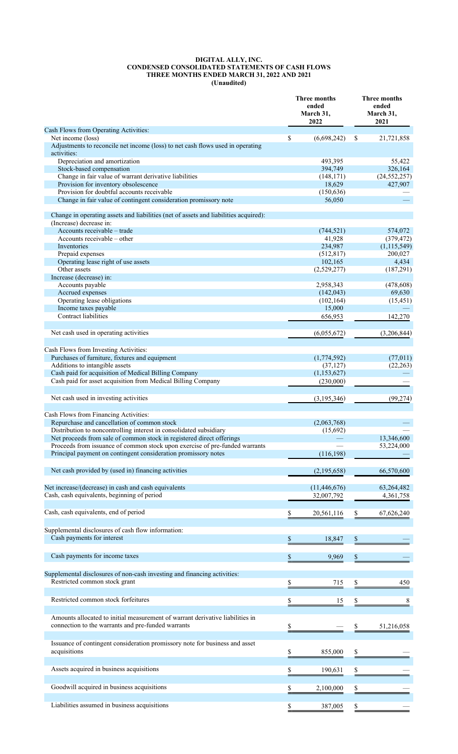# DIGITAL ALLY, INC.
## CONDENSED CONSOLIDATED STATEMENTS OF CASH FLOWS
## THREE MONTHS ENDED MARCH 31, 2022 AND 2021
## (Unaudited)

| | Three months ended March 31, 2022 | Three months ended March 31, 2021 |
|---|---|---|
| Cash Flows from Operating Activities: | | |
| Net income (loss) | $ (6,698,242) | $ 21,721,858 |
| Adjustments to reconcile net income (loss) to net cash flows used in operating activities: | | |
| Depreciation and amortization | 493,395 | 55,422 |
| Stock-based compensation | 394,749 | 326,164 |
| Change in fair value of warrant derivative liabilities | (148,171) | (24,552,257) |
| Provision for inventory obsolescence | 18,629 | 427,907 |
| Provision for doubtful accounts receivable | (150,636) | — |
| Change in fair value of contingent consideration promissory note | 56,050 | — |
| Change in operating assets and liabilities (net of assets and liabilities acquired): | | |
| (Increase) decrease in: | | |
| Accounts receivable – trade | (744,521) | 574,072 |
| Accounts receivable – other | 41,928 | (379,472) |
| Inventories | 234,987 | (1,115,549) |
| Prepaid expenses | (512,817) | 200,027 |
| Operating lease right of use assets | 102,165 | 4,434 |
| Other assets | (2,529,277) | (187,291) |
| Increase (decrease) in: | | |
| Accounts payable | 2,958,343 | (478,608) |
| Accrued expenses | (142,043) | 69,630 |
| Operating lease obligations | (102,164) | (15,451) |
| Income taxes payable | 15,000 | — |
| Contract liabilities | 656,953 | 142,270 |
| Net cash used in operating activities | (6,055,672) | (3,206,844) |
| Cash Flows from Investing Activities: | | |
| Purchases of furniture, fixtures and equipment | (1,774,592) | (77,011) |
| Additions to intangible assets | (37,127) | (22,263) |
| Cash paid for acquisition of Medical Billing Company | (1,153,627) | — |
| Cash paid for asset acquisition from Medical Billing Company | (230,000) | — |
| Net cash used in investing activities | (3,195,346) | (99,274) |
| Cash Flows from Financing Activities: | | |
| Repurchase and cancellation of common stock | (2,063,768) | — |
| Distribution to noncontrolling interest in consolidated subsidiary | (15,692) | — |
| Net proceeds from sale of common stock in registered direct offerings | — | 13,346,600 |
| Proceeds from issuance of common stock upon exercise of pre-funded warrants | — | 53,224,000 |
| Principal payment on contingent consideration promissory notes | (116,198) | — |
| Net cash provided by (used in) financing activities | (2,195,658) | 66,570,600 |
| Net increase/(decrease) in cash and cash equivalents | (11,446,676) | 63,264,482 |
| Cash, cash equivalents, beginning of period | 32,007,792 | 4,361,758 |
| Cash, cash equivalents, end of period | $ 20,561,116 | $ 67,626,240 |
| Supplemental disclosures of cash flow information: | | |
| Cash payments for interest | $ 18,847 | $ — |
| Cash payments for income taxes | $ 9,969 | $ — |
| Supplemental disclosures of non-cash investing and financing activities: | | |
| Restricted common stock grant | $ 715 | $ 450 |
| Restricted common stock forfeitures | $ 15 | $ 8 |
| Amounts allocated to initial measurement of warrant derivative liabilities in connection to the warrants and pre-funded warrants | $ — | $ 51,216,058 |
| Issuance of contingent consideration promissory note for business and asset acquisitions | $ 855,000 | $ — |
| Assets acquired in business acquisitions | $ 190,631 | $ — |
| Goodwill acquired in business acquisitions | $ 2,100,000 | $ — |
| Liabilities assumed in business acquisitions | $ 387,005 | $ — |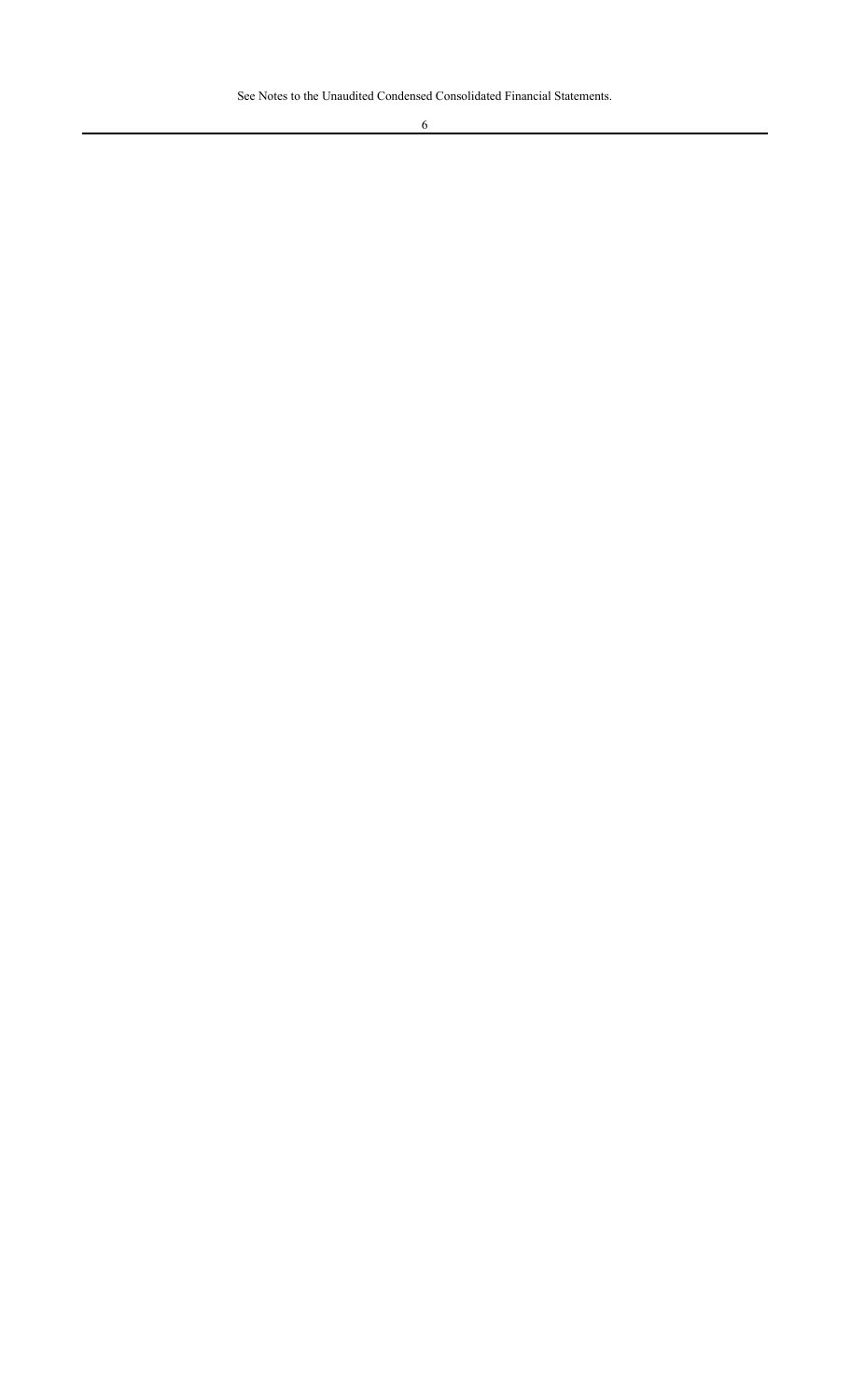See Notes to the Unaudited Condensed Consolidated Financial Statements.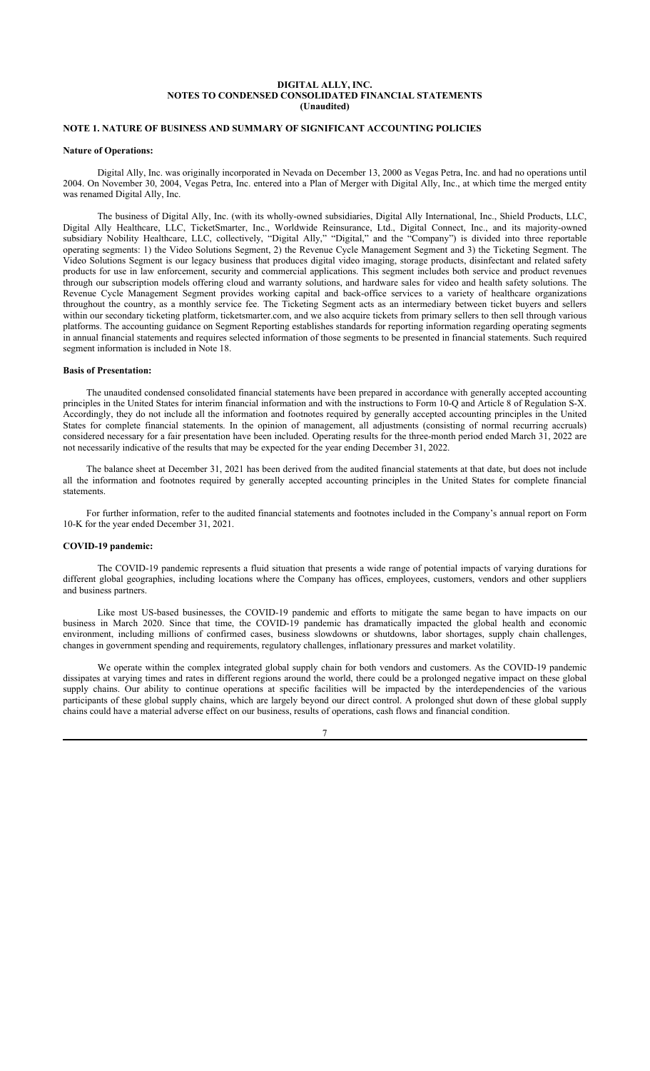# DIGITAL ALLY, INC.
# NOTES TO CONDENSED CONSOLIDATED FINANCIAL STATEMENTS
# (Unaudited)

## NOTE 1. NATURE OF BUSINESS AND SUMMARY OF SIGNIFICANT ACCOUNTING POLICIES

### Nature of Operations:

Digital Ally, Inc. was originally incorporated in Nevada on December 13, 2000 as Vegas Petra, Inc. and had no operations until 2004. On November 30, 2004, Vegas Petra, Inc. entered into a Plan of Merger with Digital Ally, Inc., at which time the merged entity was renamed Digital Ally, Inc.

The business of Digital Ally, Inc. (with its wholly-owned subsidiaries, Digital Ally International, Inc., Shield Products, LLC, Digital Ally Healthcare, LLC, TicketSmarter, Inc., Worldwide Reinsurance, Ltd., Digital Connect, Inc., and its majority-owned subsidiary Nobility Healthcare, LLC, collectively, "Digital Ally," "Digital," and the "Company") is divided into three reportable operating segments: 1) the Video Solutions Segment, 2) the Revenue Cycle Management Segment and 3) the Ticketing Segment. The Video Solutions Segment is our legacy business that produces digital video imaging, storage products, disinfectant and related safety products for use in law enforcement, security and commercial applications. This segment includes both service and product revenues through our subscription models offering cloud and warranty solutions, and hardware sales for video and health safety solutions. The Revenue Cycle Management Segment provides working capital and back-office services to a variety of healthcare organizations throughout the country, as a monthly service fee. The Ticketing Segment acts as an intermediary between ticket buyers and sellers within our secondary ticketing platform, ticketsmarter.com, and we also acquire tickets from primary sellers to then sell through various platforms. The accounting guidance on Segment Reporting establishes standards for reporting information regarding operating segments in annual financial statements and requires selected information of those segments to be presented in financial statements. Such required segment information is included in Note 18.

### Basis of Presentation:

The unaudited condensed consolidated financial statements have been prepared in accordance with generally accepted accounting principles in the United States for interim financial information and with the instructions to Form 10-Q and Article 8 of Regulation S-X. Accordingly, they do not include all the information and footnotes required by generally accepted accounting principles in the United States for complete financial statements. In the opinion of management, all adjustments (consisting of normal recurring accruals) considered necessary for a fair presentation have been included. Operating results for the three-month period ended March 31, 2022 are not necessarily indicative of the results that may be expected for the year ending December 31, 2022.

The balance sheet at December 31, 2021 has been derived from the audited financial statements at that date, but does not include all the information and footnotes required by generally accepted accounting principles in the United States for complete financial statements.

For further information, refer to the audited financial statements and footnotes included in the Company's annual report on Form 10-K for the year ended December 31, 2021.

### COVID-19 pandemic:

The COVID-19 pandemic represents a fluid situation that presents a wide range of potential impacts of varying durations for different global geographies, including locations where the Company has offices, employees, customers, vendors and other suppliers and business partners.

Like most US-based businesses, the COVID-19 pandemic and efforts to mitigate the same began to have impacts on our business in March 2020. Since that time, the COVID-19 pandemic has dramatically impacted the global health and economic environment, including millions of confirmed cases, business slowdowns or shutdowns, labor shortages, supply chain challenges, changes in government spending and requirements, regulatory challenges, inflationary pressures and market volatility.

We operate within the complex integrated global supply chain for both vendors and customers. As the COVID-19 pandemic dissipates at varying times and rates in different regions around the world, there could be a prolonged negative impact on these global supply chains. Our ability to continue operations at specific facilities will be impacted by the interdependencies of the various participants of these global supply chains, which are largely beyond our direct control. A prolonged shut down of these global supply chains could have a material adverse effect on our business, results of operations, cash flows and financial condition.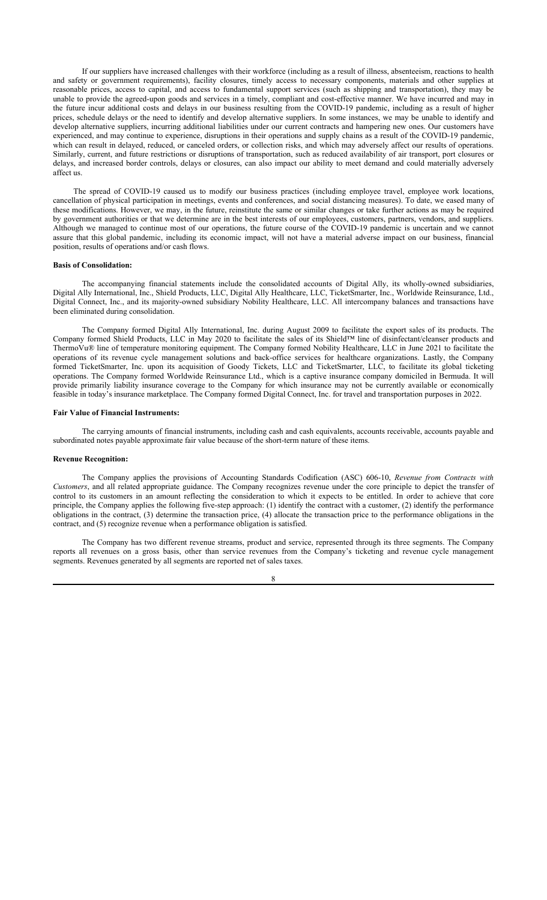If our suppliers have increased challenges with their workforce (including as a result of illness, absenteeism, reactions to health and safety or government requirements), facility closures, timely access to necessary components, materials and other supplies at reasonable prices, access to capital, and access to fundamental support services (such as shipping and transportation), they may be unable to provide the agreed-upon goods and services in a timely, compliant and cost-effective manner. We have incurred and may in the future incur additional costs and delays in our business resulting from the COVID-19 pandemic, including as a result of higher prices, schedule delays or the need to identify and develop alternative suppliers. In some instances, we may be unable to identify and develop alternative suppliers, incurring additional liabilities under our current contracts and hampering new ones. Our customers have experienced, and may continue to experience, disruptions in their operations and supply chains as a result of the COVID-19 pandemic, which can result in delayed, reduced, or canceled orders, or collection risks, and which may adversely affect our results of operations. Similarly, current, and future restrictions or disruptions of transportation, such as reduced availability of air transport, port closures or delays, and increased border controls, delays or closures, can also impact our ability to meet demand and could materially adversely affect us.

The spread of COVID-19 caused us to modify our business practices (including employee travel, employee work locations, cancellation of physical participation in meetings, events and conferences, and social distancing measures). To date, we eased many of these modifications. However, we may, in the future, reinstitute the same or similar changes or take further actions as may be required by government authorities or that we determine are in the best interests of our employees, customers, partners, vendors, and suppliers. Although we managed to continue most of our operations, the future course of the COVID-19 pandemic is uncertain and we cannot assure that this global pandemic, including its economic impact, will not have a material adverse impact on our business, financial position, results of operations and/or cash flows.

**Basis of Consolidation:**

The accompanying financial statements include the consolidated accounts of Digital Ally, its wholly-owned subsidiaries, Digital Ally International, Inc., Shield Products, LLC, Digital Ally Healthcare, LLC, TicketSmarter, Inc., Worldwide Reinsurance, Ltd., Digital Connect, Inc., and its majority-owned subsidiary Nobility Healthcare, LLC. All intercompany balances and transactions have been eliminated during consolidation.

The Company formed Digital Ally International, Inc. during August 2009 to facilitate the export sales of its products. The Company formed Shield Products, LLC in May 2020 to facilitate the sales of its Shield™ line of disinfectant/cleanser products and ThermoVu® line of temperature monitoring equipment. The Company formed Nobility Healthcare, LLC in June 2021 to facilitate the operations of its revenue cycle management solutions and back-office services for healthcare organizations. Lastly, the Company formed TicketSmarter, Inc. upon its acquisition of Goody Tickets, LLC and TicketSmarter, LLC, to facilitate its global ticketing operations. The Company formed Worldwide Reinsurance Ltd., which is a captive insurance company domiciled in Bermuda. It will provide primarily liability insurance coverage to the Company for which insurance may not be currently available or economically feasible in today's insurance marketplace. The Company formed Digital Connect, Inc. for travel and transportation purposes in 2022.

**Fair Value of Financial Instruments:**

The carrying amounts of financial instruments, including cash and cash equivalents, accounts receivable, accounts payable and subordinated notes payable approximate fair value because of the short-term nature of these items.

**Revenue Recognition:**

The Company applies the provisions of Accounting Standards Codification (ASC) 606-10, *Revenue from Contracts with Customers*, and all related appropriate guidance. The Company recognizes revenue under the core principle to depict the transfer of control to its customers in an amount reflecting the consideration to which it expects to be entitled. In order to achieve that core principle, the Company applies the following five-step approach: (1) identify the contract with a customer, (2) identify the performance obligations in the contract, (3) determine the transaction price, (4) allocate the transaction price to the performance obligations in the contract, and (5) recognize revenue when a performance obligation is satisfied.

The Company has two different revenue streams, product and service, represented through its three segments. The Company reports all revenues on a gross basis, other than service revenues from the Company's ticketing and revenue cycle management segments. Revenues generated by all segments are reported net of sales taxes.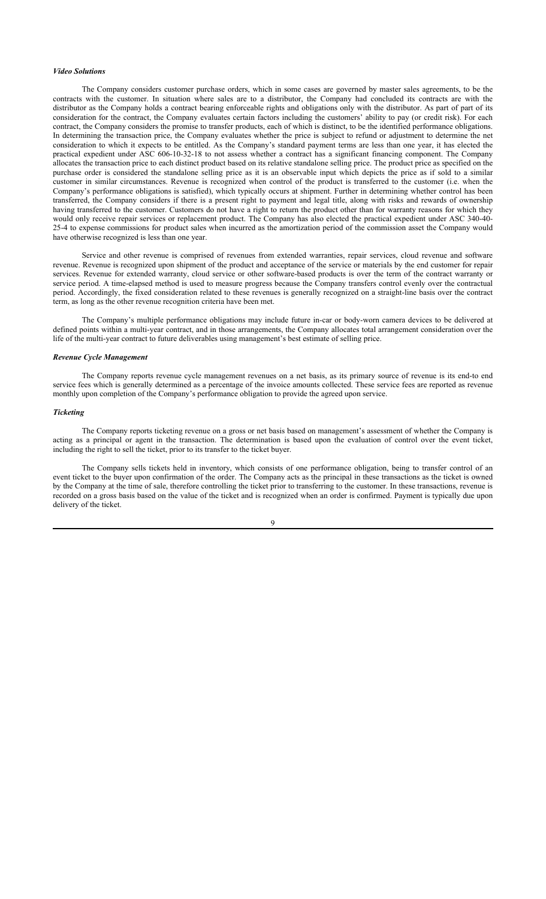***Video Solutions***

The Company considers customer purchase orders, which in some cases are governed by master sales agreements, to be the contracts with the customer. In situation where sales are to a distributor, the Company had concluded its contracts are with the distributor as the Company holds a contract bearing enforceable rights and obligations only with the distributor. As part of part of its consideration for the contract, the Company evaluates certain factors including the customers' ability to pay (or credit risk). For each contract, the Company considers the promise to transfer products, each of which is distinct, to be the identified performance obligations. In determining the transaction price, the Company evaluates whether the price is subject to refund or adjustment to determine the net consideration to which it expects to be entitled. As the Company's standard payment terms are less than one year, it has elected the practical expedient under ASC 606-10-32-18 to not assess whether a contract has a significant financing component. The Company allocates the transaction price to each distinct product based on its relative standalone selling price. The product price as specified on the purchase order is considered the standalone selling price as it is an observable input which depicts the price as if sold to a similar customer in similar circumstances. Revenue is recognized when control of the product is transferred to the customer (i.e. when the Company's performance obligations is satisfied), which typically occurs at shipment. Further in determining whether control has been transferred, the Company considers if there is a present right to payment and legal title, along with risks and rewards of ownership having transferred to the customer. Customers do not have a right to return the product other than for warranty reasons for which they would only receive repair services or replacement product. The Company has also elected the practical expedient under ASC 340-40-25-4 to expense commissions for product sales when incurred as the amortization period of the commission asset the Company would have otherwise recognized is less than one year.

Service and other revenue is comprised of revenues from extended warranties, repair services, cloud revenue and software revenue. Revenue is recognized upon shipment of the product and acceptance of the service or materials by the end customer for repair services. Revenue for extended warranty, cloud service or other software-based products is over the term of the contract warranty or service period. A time-elapsed method is used to measure progress because the Company transfers control evenly over the contractual period. Accordingly, the fixed consideration related to these revenues is generally recognized on a straight-line basis over the contract term, as long as the other revenue recognition criteria have been met.

The Company's multiple performance obligations may include future in-car or body-worn camera devices to be delivered at defined points within a multi-year contract, and in those arrangements, the Company allocates total arrangement consideration over the life of the multi-year contract to future deliverables using management's best estimate of selling price.

***Revenue Cycle Management***

The Company reports revenue cycle management revenues on a net basis, as its primary source of revenue is its end-to end service fees which is generally determined as a percentage of the invoice amounts collected. These service fees are reported as revenue monthly upon completion of the Company's performance obligation to provide the agreed upon service.

***Ticketing***

The Company reports ticketing revenue on a gross or net basis based on management's assessment of whether the Company is acting as a principal or agent in the transaction. The determination is based upon the evaluation of control over the event ticket, including the right to sell the ticket, prior to its transfer to the ticket buyer.

The Company sells tickets held in inventory, which consists of one performance obligation, being to transfer control of an event ticket to the buyer upon confirmation of the order. The Company acts as the principal in these transactions as the ticket is owned by the Company at the time of sale, therefore controlling the ticket prior to transferring to the customer. In these transactions, revenue is recorded on a gross basis based on the value of the ticket and is recognized when an order is confirmed. Payment is typically due upon delivery of the ticket.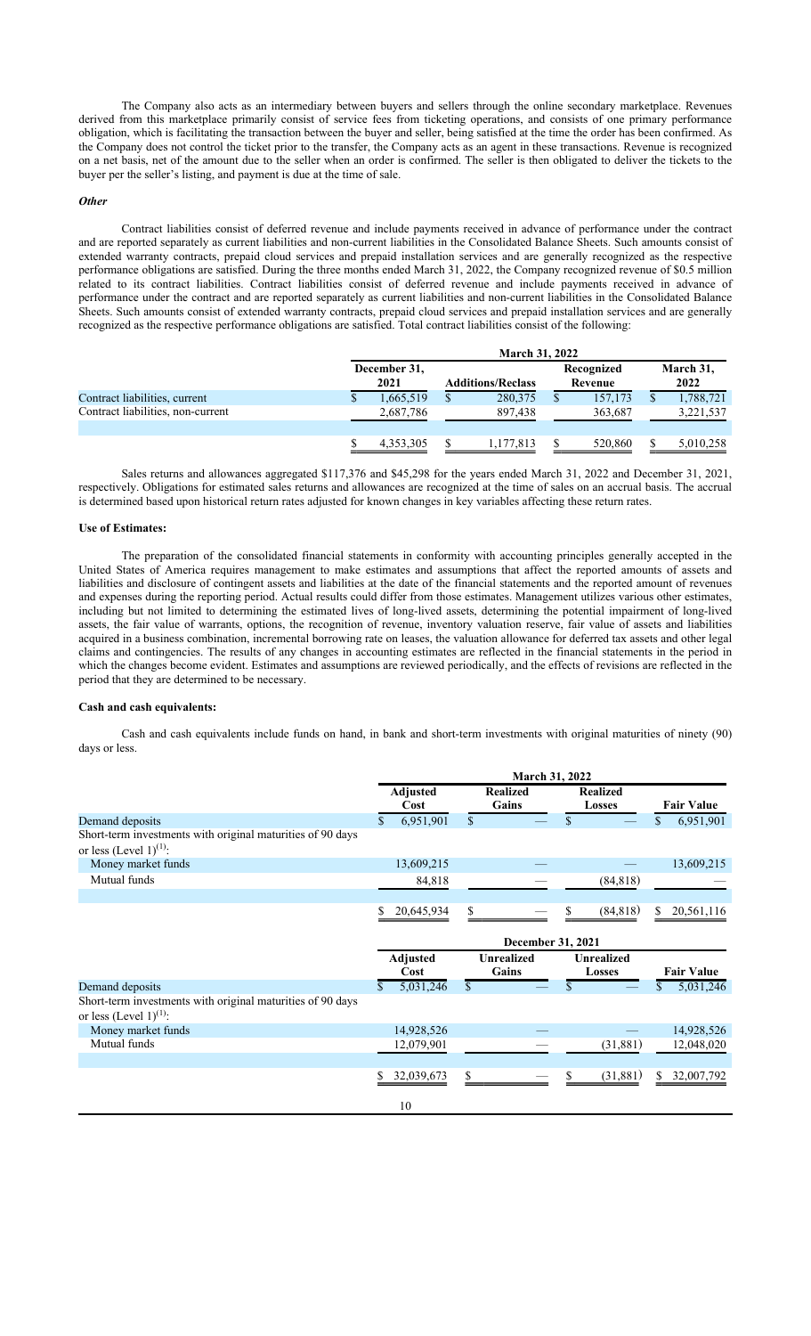The Company also acts as an intermediary between buyers and sellers through the online secondary marketplace. Revenues derived from this marketplace primarily consist of service fees from ticketing operations, and consists of one primary performance obligation, which is facilitating the transaction between the buyer and seller, being satisfied at the time the order has been confirmed. As the Company does not control the ticket prior to the transfer, the Company acts as an agent in these transactions. Revenue is recognized on a net basis, net of the amount due to the seller when an order is confirmed. The seller is then obligated to deliver the tickets to the buyer per the seller's listing, and payment is due at the time of sale.

***Other***

Contract liabilities consist of deferred revenue and include payments received in advance of performance under the contract and are reported separately as current liabilities and non-current liabilities in the Consolidated Balance Sheets. Such amounts consist of extended warranty contracts, prepaid cloud services and prepaid installation services and are generally recognized as the respective performance obligations are satisfied. During the three months ended March 31, 2022, the Company recognized revenue of $0.5 million related to its contract liabilities. Contract liabilities consist of deferred revenue and include payments received in advance of performance under the contract and are reported separately as current liabilities and non-current liabilities in the Consolidated Balance Sheets. Such amounts consist of extended warranty contracts, prepaid cloud services and prepaid installation services and are generally recognized as the respective performance obligations are satisfied. Total contract liabilities consist of the following:

| | March 31, 2022 | | | |
|---|---|---|---|---|
| | December 31, 2021 | Additions/Reclass | Recognized Revenue | March 31, 2022 |
| Contract liabilities, current | $ 1,665,519 | $ 280,375 | $ 157,173 | $ 1,788,721 |
| Contract liabilities, non-current | 2,687,786 | 897,438 | 363,687 | 3,221,537 |
| | $ 4,353,305 | $ 1,177,813 | $ 520,860 | $ 5,010,258 |

Sales returns and allowances aggregated $117,376 and $45,298 for the years ended March 31, 2022 and December 31, 2021, respectively. Obligations for estimated sales returns and allowances are recognized at the time of sales on an accrual basis. The accrual is determined based upon historical return rates adjusted for known changes in key variables affecting these return rates.

**Use of Estimates:**

The preparation of the consolidated financial statements in conformity with accounting principles generally accepted in the United States of America requires management to make estimates and assumptions that affect the reported amounts of assets and liabilities and disclosure of contingent assets and liabilities at the date of the financial statements and the reported amount of revenues and expenses during the reporting period. Actual results could differ from those estimates. Management utilizes various other estimates, including but not limited to determining the estimated lives of long-lived assets, determining the potential impairment of long-lived assets, the fair value of warrants, options, the recognition of revenue, inventory valuation reserve, fair value of assets and liabilities acquired in a business combination, incremental borrowing rate on leases, the valuation allowance for deferred tax assets and other legal claims and contingencies. The results of any changes in accounting estimates are reflected in the financial statements in the period in which the changes become evident. Estimates and assumptions are reviewed periodically, and the effects of revisions are reflected in the period that they are determined to be necessary.

**Cash and cash equivalents:**

Cash and cash equivalents include funds on hand, in bank and short-term investments with original maturities of ninety (90) days or less.

| | March 31, 2022 | | | |
|---|---|---|---|---|
| | Adjusted Cost | Realized Gains | Realized Losses | Fair Value |
| Demand deposits | $ 6,951,901 | $ — | $ — | $ 6,951,901 |
| Short-term investments with original maturities of 90 days or less (Level 1)(1): | | | | |
| Money market funds | 13,609,215 | — | — | 13,609,215 |
| Mutual funds | 84,818 | — | (84,818) | — |
| | $ 20,645,934 | $ — | $ (84,818) | $ 20,561,116 |

| | December 31, 2021 | | | |
|---|---|---|---|---|
| | Adjusted Cost | Unrealized Gains | Unrealized Losses | Fair Value |
| Demand deposits | $ 5,031,246 | $ — | $ — | $ 5,031,246 |
| Short-term investments with original maturities of 90 days or less (Level 1)(1): | | | | |
| Money market funds | 14,928,526 | — | — | 14,928,526 |
| Mutual funds | 12,079,901 | — | (31,881) | 12,048,020 |
| | $ 32,039,673 | $ — | $ (31,881) | $ 32,007,792 |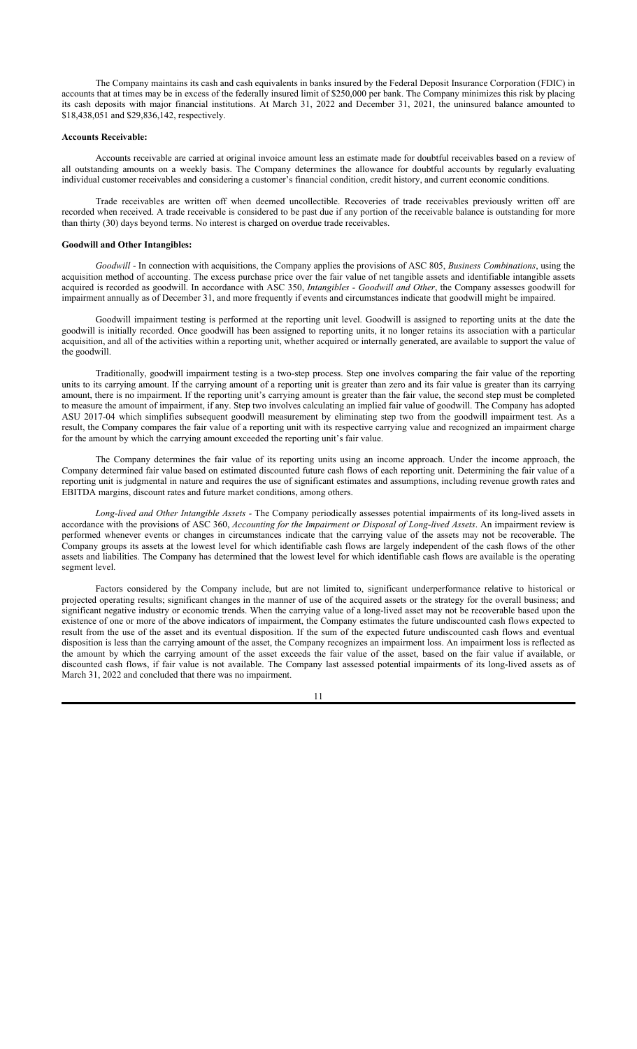The Company maintains its cash and cash equivalents in banks insured by the Federal Deposit Insurance Corporation (FDIC) in accounts that at times may be in excess of the federally insured limit of $250,000 per bank. The Company minimizes this risk by placing its cash deposits with major financial institutions. At March 31, 2022 and December 31, 2021, the uninsured balance amounted to $18,438,051 and $29,836,142, respectively.

**Accounts Receivable:**

Accounts receivable are carried at original invoice amount less an estimate made for doubtful receivables based on a review of all outstanding amounts on a weekly basis. The Company determines the allowance for doubtful accounts by regularly evaluating individual customer receivables and considering a customer's financial condition, credit history, and current economic conditions.

Trade receivables are written off when deemed uncollectible. Recoveries of trade receivables previously written off are recorded when received. A trade receivable is considered to be past due if any portion of the receivable balance is outstanding for more than thirty (30) days beyond terms. No interest is charged on overdue trade receivables.

**Goodwill and Other Intangibles:**

*Goodwill* - In connection with acquisitions, the Company applies the provisions of ASC 805, *Business Combinations*, using the acquisition method of accounting. The excess purchase price over the fair value of net tangible assets and identifiable intangible assets acquired is recorded as goodwill. In accordance with ASC 350, *Intangibles - Goodwill and Other*, the Company assesses goodwill for impairment annually as of December 31, and more frequently if events and circumstances indicate that goodwill might be impaired.

Goodwill impairment testing is performed at the reporting unit level. Goodwill is assigned to reporting units at the date the goodwill is initially recorded. Once goodwill has been assigned to reporting units, it no longer retains its association with a particular acquisition, and all of the activities within a reporting unit, whether acquired or internally generated, are available to support the value of the goodwill.

Traditionally, goodwill impairment testing is a two-step process. Step one involves comparing the fair value of the reporting units to its carrying amount. If the carrying amount of a reporting unit is greater than zero and its fair value is greater than its carrying amount, there is no impairment. If the reporting unit's carrying amount is greater than the fair value, the second step must be completed to measure the amount of impairment, if any. Step two involves calculating an implied fair value of goodwill. The Company has adopted ASU 2017-04 which simplifies subsequent goodwill measurement by eliminating step two from the goodwill impairment test. As a result, the Company compares the fair value of a reporting unit with its respective carrying value and recognized an impairment charge for the amount by which the carrying amount exceeded the reporting unit's fair value.

The Company determines the fair value of its reporting units using an income approach. Under the income approach, the Company determined fair value based on estimated discounted future cash flows of each reporting unit. Determining the fair value of a reporting unit is judgmental in nature and requires the use of significant estimates and assumptions, including revenue growth rates and EBITDA margins, discount rates and future market conditions, among others.

*Long-lived and Other Intangible Assets* - The Company periodically assesses potential impairments of its long-lived assets in accordance with the provisions of ASC 360, *Accounting for the Impairment or Disposal of Long-lived Assets*. An impairment review is performed whenever events or changes in circumstances indicate that the carrying value of the assets may not be recoverable. The Company groups its assets at the lowest level for which identifiable cash flows are largely independent of the cash flows of the other assets and liabilities. The Company has determined that the lowest level for which identifiable cash flows are available is the operating segment level.

Factors considered by the Company include, but are not limited to, significant underperformance relative to historical or projected operating results; significant changes in the manner of use of the acquired assets or the strategy for the overall business; and significant negative industry or economic trends. When the carrying value of a long-lived asset may not be recoverable based upon the existence of one or more of the above indicators of impairment, the Company estimates the future undiscounted cash flows expected to result from the use of the asset and its eventual disposition. If the sum of the expected future undiscounted cash flows and eventual disposition is less than the carrying amount of the asset, the Company recognizes an impairment loss. An impairment loss is reflected as the amount by which the carrying amount of the asset exceeds the fair value of the asset, based on the fair value if available, or discounted cash flows, if fair value is not available. The Company last assessed potential impairments of its long-lived assets as of March 31, 2022 and concluded that there was no impairment.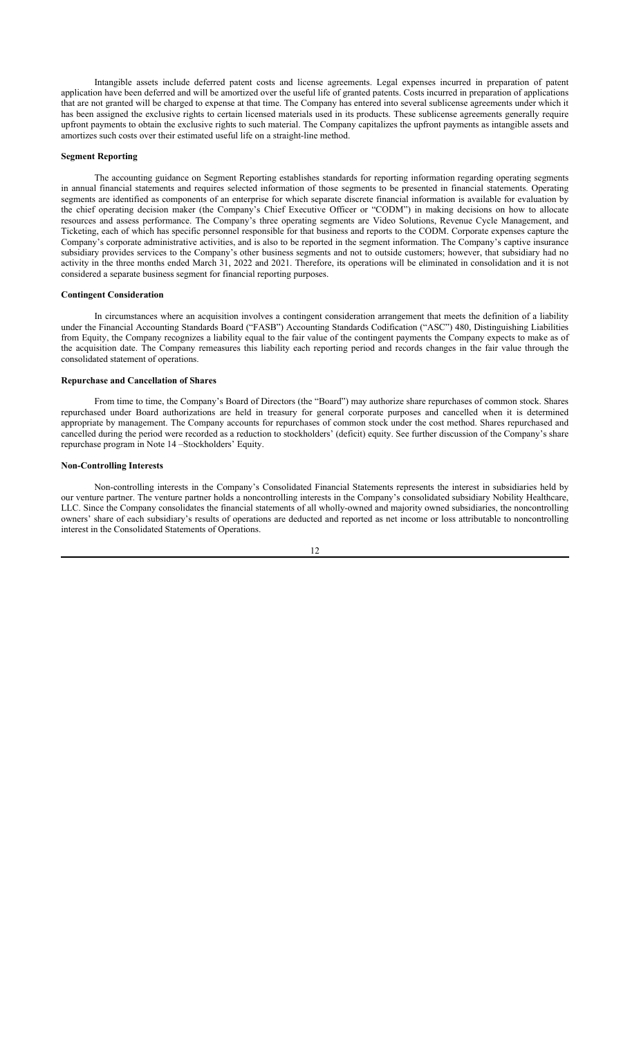Intangible assets include deferred patent costs and license agreements. Legal expenses incurred in preparation of patent application have been deferred and will be amortized over the useful life of granted patents. Costs incurred in preparation of applications that are not granted will be charged to expense at that time. The Company has entered into several sublicense agreements under which it has been assigned the exclusive rights to certain licensed materials used in its products. These sublicense agreements generally require upfront payments to obtain the exclusive rights to such material. The Company capitalizes the upfront payments as intangible assets and amortizes such costs over their estimated useful life on a straight-line method.

**Segment Reporting**

The accounting guidance on Segment Reporting establishes standards for reporting information regarding operating segments in annual financial statements and requires selected information of those segments to be presented in financial statements. Operating segments are identified as components of an enterprise for which separate discrete financial information is available for evaluation by the chief operating decision maker (the Company's Chief Executive Officer or "CODM") in making decisions on how to allocate resources and assess performance. The Company's three operating segments are Video Solutions, Revenue Cycle Management, and Ticketing, each of which has specific personnel responsible for that business and reports to the CODM. Corporate expenses capture the Company's corporate administrative activities, and is also to be reported in the segment information. The Company's captive insurance subsidiary provides services to the Company's other business segments and not to outside customers; however, that subsidiary had no activity in the three months ended March 31, 2022 and 2021. Therefore, its operations will be eliminated in consolidation and it is not considered a separate business segment for financial reporting purposes.

**Contingent Consideration**

In circumstances where an acquisition involves a contingent consideration arrangement that meets the definition of a liability under the Financial Accounting Standards Board ("FASB") Accounting Standards Codification ("ASC") 480, Distinguishing Liabilities from Equity, the Company recognizes a liability equal to the fair value of the contingent payments the Company expects to make as of the acquisition date. The Company remeasures this liability each reporting period and records changes in the fair value through the consolidated statement of operations.

**Repurchase and Cancellation of Shares**

From time to time, the Company's Board of Directors (the "Board") may authorize share repurchases of common stock. Shares repurchased under Board authorizations are held in treasury for general corporate purposes and cancelled when it is determined appropriate by management. The Company accounts for repurchases of common stock under the cost method. Shares repurchased and cancelled during the period were recorded as a reduction to stockholders' (deficit) equity. See further discussion of the Company's share repurchase program in Note 14 –Stockholders' Equity.

**Non-Controlling Interests**

Non-controlling interests in the Company's Consolidated Financial Statements represents the interest in subsidiaries held by our venture partner. The venture partner holds a noncontrolling interests in the Company's consolidated subsidiary Nobility Healthcare, LLC. Since the Company consolidates the financial statements of all wholly-owned and majority owned subsidiaries, the noncontrolling owners' share of each subsidiary's results of operations are deducted and reported as net income or loss attributable to noncontrolling interest in the Consolidated Statements of Operations.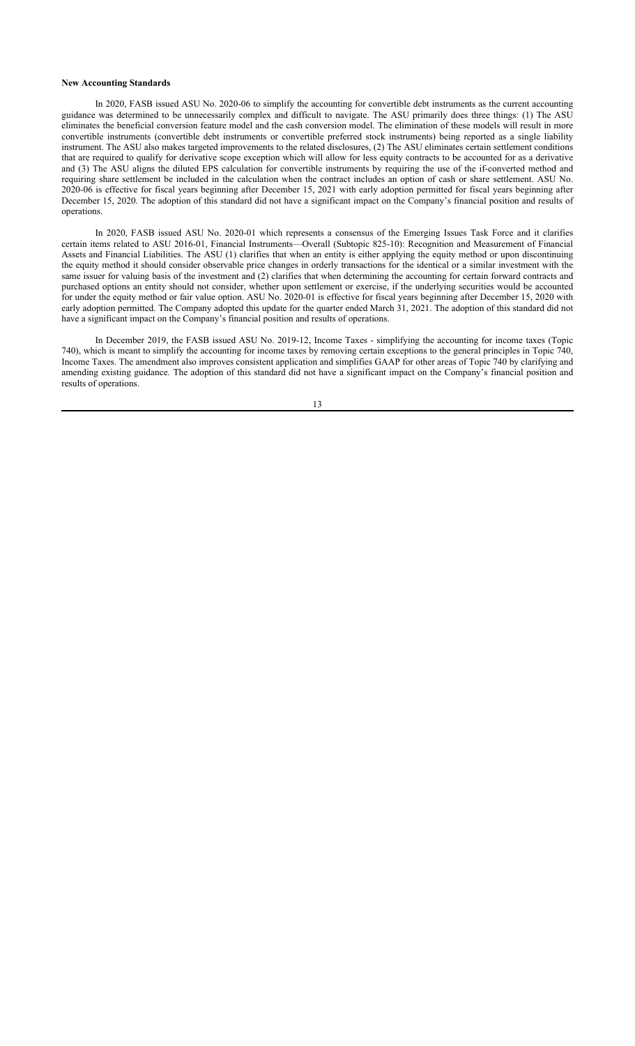**New Accounting Standards**

In 2020, FASB issued ASU No. 2020-06 to simplify the accounting for convertible debt instruments as the current accounting guidance was determined to be unnecessarily complex and difficult to navigate. The ASU primarily does three things: (1) The ASU eliminates the beneficial conversion feature model and the cash conversion model. The elimination of these models will result in more convertible instruments (convertible debt instruments or convertible preferred stock instruments) being reported as a single liability instrument. The ASU also makes targeted improvements to the related disclosures, (2) The ASU eliminates certain settlement conditions that are required to qualify for derivative scope exception which will allow for less equity contracts to be accounted for as a derivative and (3) The ASU aligns the diluted EPS calculation for convertible instruments by requiring the use of the if-converted method and requiring share settlement be included in the calculation when the contract includes an option of cash or share settlement. ASU No. 2020-06 is effective for fiscal years beginning after December 15, 2021 with early adoption permitted for fiscal years beginning after December 15, 2020. The adoption of this standard did not have a significant impact on the Company's financial position and results of operations.

In 2020, FASB issued ASU No. 2020-01 which represents a consensus of the Emerging Issues Task Force and it clarifies certain items related to ASU 2016-01, Financial Instruments—Overall (Subtopic 825-10): Recognition and Measurement of Financial Assets and Financial Liabilities. The ASU (1) clarifies that when an entity is either applying the equity method or upon discontinuing the equity method it should consider observable price changes in orderly transactions for the identical or a similar investment with the same issuer for valuing basis of the investment and (2) clarifies that when determining the accounting for certain forward contracts and purchased options an entity should not consider, whether upon settlement or exercise, if the underlying securities would be accounted for under the equity method or fair value option. ASU No. 2020-01 is effective for fiscal years beginning after December 15, 2020 with early adoption permitted. The Company adopted this update for the quarter ended March 31, 2021. The adoption of this standard did not have a significant impact on the Company's financial position and results of operations.

In December 2019, the FASB issued ASU No. 2019-12, Income Taxes - simplifying the accounting for income taxes (Topic 740), which is meant to simplify the accounting for income taxes by removing certain exceptions to the general principles in Topic 740, Income Taxes. The amendment also improves consistent application and simplifies GAAP for other areas of Topic 740 by clarifying and amending existing guidance. The adoption of this standard did not have a significant impact on the Company's financial position and results of operations.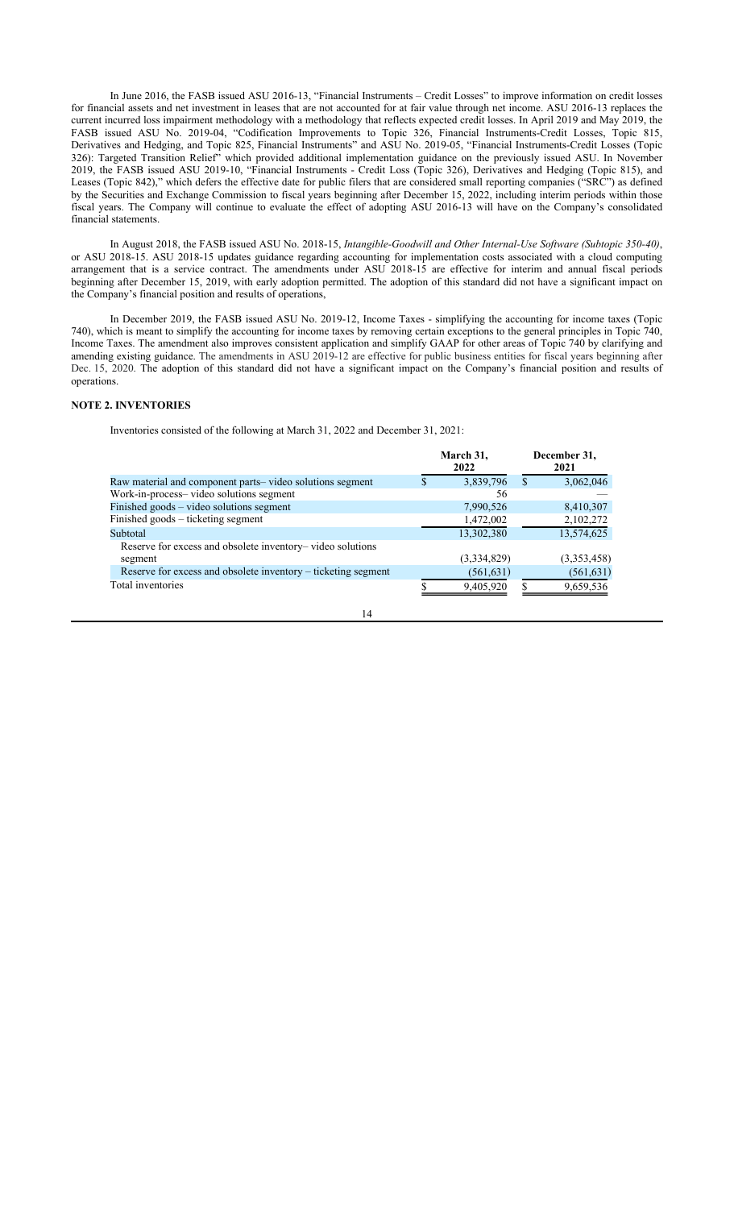In June 2016, the FASB issued ASU 2016-13, "Financial Instruments – Credit Losses" to improve information on credit losses for financial assets and net investment in leases that are not accounted for at fair value through net income. ASU 2016-13 replaces the current incurred loss impairment methodology with a methodology that reflects expected credit losses. In April 2019 and May 2019, the FASB issued ASU No. 2019-04, "Codification Improvements to Topic 326, Financial Instruments-Credit Losses, Topic 815, Derivatives and Hedging, and Topic 825, Financial Instruments" and ASU No. 2019-05, "Financial Instruments-Credit Losses (Topic 326): Targeted Transition Relief" which provided additional implementation guidance on the previously issued ASU. In November 2019, the FASB issued ASU 2019-10, "Financial Instruments - Credit Loss (Topic 326), Derivatives and Hedging (Topic 815), and Leases (Topic 842)," which defers the effective date for public filers that are considered small reporting companies ("SRC") as defined by the Securities and Exchange Commission to fiscal years beginning after December 15, 2022, including interim periods within those fiscal years. The Company will continue to evaluate the effect of adopting ASU 2016-13 will have on the Company's consolidated financial statements.

In August 2018, the FASB issued ASU No. 2018-15, *Intangible-Goodwill and Other Internal-Use Software (Subtopic 350-40)*, or ASU 2018-15. ASU 2018-15 updates guidance regarding accounting for implementation costs associated with a cloud computing arrangement that is a service contract. The amendments under ASU 2018-15 are effective for interim and annual fiscal periods beginning after December 15, 2019, with early adoption permitted. The adoption of this standard did not have a significant impact on the Company's financial position and results of operations,

In December 2019, the FASB issued ASU No. 2019-12, Income Taxes - simplifying the accounting for income taxes (Topic 740), which is meant to simplify the accounting for income taxes by removing certain exceptions to the general principles in Topic 740, Income Taxes. The amendment also improves consistent application and simplify GAAP for other areas of Topic 740 by clarifying and amending existing guidance. The amendments in ASU 2019-12 are effective for public business entities for fiscal years beginning after Dec. 15, 2020. The adoption of this standard did not have a significant impact on the Company's financial position and results of operations.

## NOTE 2. INVENTORIES

Inventories consisted of the following at March 31, 2022 and December 31, 2021:

| | March 31, 2022 | December 31, 2021 |
|---|---|---|
| Raw material and component parts– video solutions segment | $ 3,839,796 | $ 3,062,046 |
| Work-in-process– video solutions segment | 56 | — |
| Finished goods – video solutions segment | 7,990,526 | 8,410,307 |
| Finished goods – ticketing segment | 1,472,002 | 2,102,272 |
| Subtotal | 13,302,380 | 13,574,625 |
| Reserve for excess and obsolete inventory– video solutions segment | (3,334,829) | (3,353,458) |
| Reserve for excess and obsolete inventory – ticketing segment | (561,631) | (561,631) |
| Total inventories | $ 9,405,920 | $ 9,659,536 |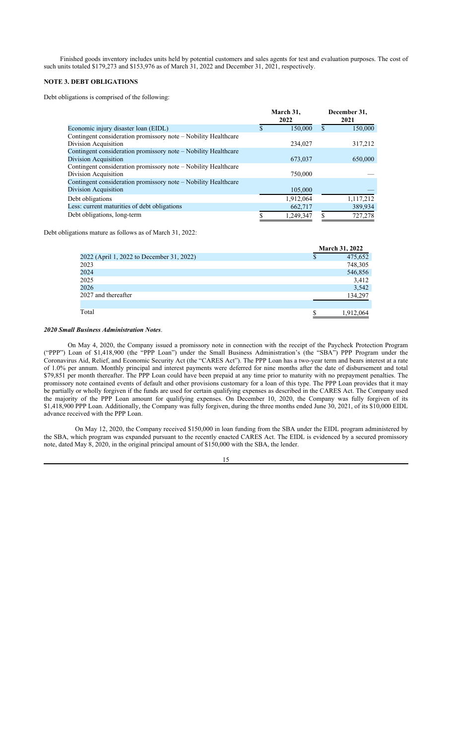Finished goods inventory includes units held by potential customers and sales agents for test and evaluation purposes. The cost of such units totaled $179,273 and $153,976 as of March 31, 2022 and December 31, 2021, respectively.

### NOTE 3. DEBT OBLIGATIONS

Debt obligations is comprised of the following:

| | March 31, 2022 | December 31, 2021 |
|---|---|---|
| Economic injury disaster loan (EIDL) | $ 150,000 | $ 150,000 |
| Contingent consideration promissory note – Nobility Healthcare Division Acquisition | 234,027 | 317,212 |
| Contingent consideration promissory note – Nobility Healthcare Division Acquisition | 673,037 | 650,000 |
| Contingent consideration promissory note – Nobility Healthcare Division Acquisition | 750,000 | — |
| Contingent consideration promissory note – Nobility Healthcare Division Acquisition | 105,000 | — |
| Debt obligations | 1,912,064 | 1,117,212 |
| Less: current maturities of debt obligations | 662,717 | 389,934 |
| Debt obligations, long-term | $ 1,249,347 | $ 727,278 |

Debt obligations mature as follows as of March 31, 2022:

| | March 31, 2022 |
|---|---|
| 2022 (April 1, 2022 to December 31, 2022) | $ 475,652 |
| 2023 | 748,305 |
| 2024 | 546,856 |
| 2025 | 3,412 |
| 2026 | 3,542 |
| 2027 and thereafter | 134,297 |
| | |
| Total | $ 1,912,064 |

***2020 Small Business Administration Notes*.**

On May 4, 2020, the Company issued a promissory note in connection with the receipt of the Paycheck Protection Program ("PPP") Loan of $1,418,900 (the "PPP Loan") under the Small Business Administration's (the "SBA") PPP Program under the Coronavirus Aid, Relief, and Economic Security Act (the "CARES Act"). The PPP Loan has a two-year term and bears interest at a rate of 1.0% per annum. Monthly principal and interest payments were deferred for nine months after the date of disbursement and total $79,851 per month thereafter. The PPP Loan could have been prepaid at any time prior to maturity with no prepayment penalties. The promissory note contained events of default and other provisions customary for a loan of this type. The PPP Loan provides that it may be partially or wholly forgiven if the funds are used for certain qualifying expenses as described in the CARES Act. The Company used the majority of the PPP Loan amount for qualifying expenses. On December 10, 2020, the Company was fully forgiven of its $1,418,900 PPP Loan. Additionally, the Company was fully forgiven, during the three months ended June 30, 2021, of its $10,000 EIDL advance received with the PPP Loan.

On May 12, 2020, the Company received $150,000 in loan funding from the SBA under the EIDL program administered by the SBA, which program was expanded pursuant to the recently enacted CARES Act. The EIDL is evidenced by a secured promissory note, dated May 8, 2020, in the original principal amount of $150,000 with the SBA, the lender.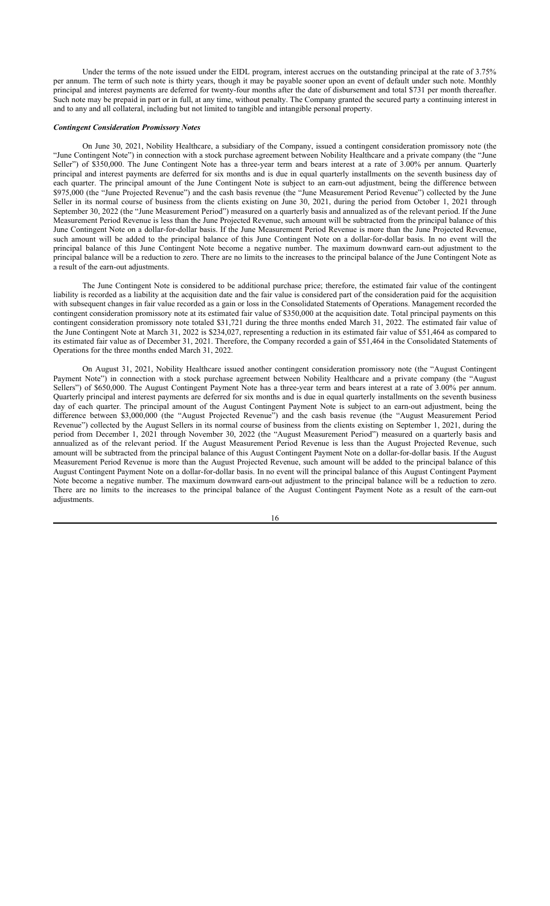Under the terms of the note issued under the EIDL program, interest accrues on the outstanding principal at the rate of 3.75% per annum. The term of such note is thirty years, though it may be payable sooner upon an event of default under such note. Monthly principal and interest payments are deferred for twenty-four months after the date of disbursement and total $731 per month thereafter. Such note may be prepaid in part or in full, at any time, without penalty. The Company granted the secured party a continuing interest in and to any and all collateral, including but not limited to tangible and intangible personal property.

***Contingent Consideration Promissory Notes***

On June 30, 2021, Nobility Healthcare, a subsidiary of the Company, issued a contingent consideration promissory note (the "June Contingent Note") in connection with a stock purchase agreement between Nobility Healthcare and a private company (the "June Seller") of $350,000. The June Contingent Note has a three-year term and bears interest at a rate of 3.00% per annum. Quarterly principal and interest payments are deferred for six months and is due in equal quarterly installments on the seventh business day of each quarter. The principal amount of the June Contingent Note is subject to an earn-out adjustment, being the difference between $975,000 (the "June Projected Revenue") and the cash basis revenue (the "June Measurement Period Revenue") collected by the June Seller in its normal course of business from the clients existing on June 30, 2021, during the period from October 1, 2021 through September 30, 2022 (the "June Measurement Period") measured on a quarterly basis and annualized as of the relevant period. If the June Measurement Period Revenue is less than the June Projected Revenue, such amount will be subtracted from the principal balance of this June Contingent Note on a dollar-for-dollar basis. If the June Measurement Period Revenue is more than the June Projected Revenue, such amount will be added to the principal balance of this June Contingent Note on a dollar-for-dollar basis. In no event will the principal balance of this June Contingent Note become a negative number. The maximum downward earn-out adjustment to the principal balance will be a reduction to zero. There are no limits to the increases to the principal balance of the June Contingent Note as a result of the earn-out adjustments.

The June Contingent Note is considered to be additional purchase price; therefore, the estimated fair value of the contingent liability is recorded as a liability at the acquisition date and the fair value is considered part of the consideration paid for the acquisition with subsequent changes in fair value recorded as a gain or loss in the Consolidated Statements of Operations. Management recorded the contingent consideration promissory note at its estimated fair value of $350,000 at the acquisition date. Total principal payments on this contingent consideration promissory note totaled $31,721 during the three months ended March 31, 2022. The estimated fair value of the June Contingent Note at March 31, 2022 is $234,027, representing a reduction in its estimated fair value of $51,464 as compared to its estimated fair value as of December 31, 2021. Therefore, the Company recorded a gain of $51,464 in the Consolidated Statements of Operations for the three months ended March 31, 2022.

On August 31, 2021, Nobility Healthcare issued another contingent consideration promissory note (the "August Contingent Payment Note") in connection with a stock purchase agreement between Nobility Healthcare and a private company (the "August Sellers") of $650,000. The August Contingent Payment Note has a three-year term and bears interest at a rate of 3.00% per annum. Quarterly principal and interest payments are deferred for six months and is due in equal quarterly installments on the seventh business day of each quarter. The principal amount of the August Contingent Payment Note is subject to an earn-out adjustment, being the difference between $3,000,000 (the "August Projected Revenue") and the cash basis revenue (the "August Measurement Period Revenue") collected by the August Sellers in its normal course of business from the clients existing on September 1, 2021, during the period from December 1, 2021 through November 30, 2022 (the "August Measurement Period") measured on a quarterly basis and annualized as of the relevant period. If the August Measurement Period Revenue is less than the August Projected Revenue, such amount will be subtracted from the principal balance of this August Contingent Payment Note on a dollar-for-dollar basis. If the August Measurement Period Revenue is more than the August Projected Revenue, such amount will be added to the principal balance of this August Contingent Payment Note on a dollar-for-dollar basis. In no event will the principal balance of this August Contingent Payment Note become a negative number. The maximum downward earn-out adjustment to the principal balance will be a reduction to zero. There are no limits to the increases to the principal balance of the August Contingent Payment Note as a result of the earn-out adjustments.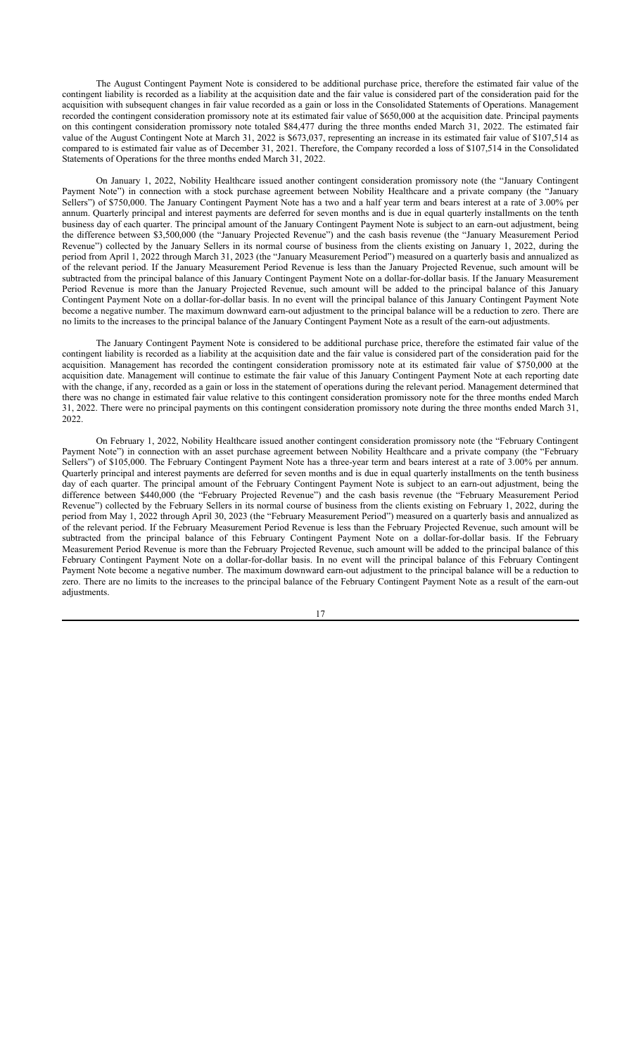The August Contingent Payment Note is considered to be additional purchase price, therefore the estimated fair value of the contingent liability is recorded as a liability at the acquisition date and the fair value is considered part of the consideration paid for the acquisition with subsequent changes in fair value recorded as a gain or loss in the Consolidated Statements of Operations. Management recorded the contingent consideration promissory note at its estimated fair value of $650,000 at the acquisition date. Principal payments on this contingent consideration promissory note totaled $84,477 during the three months ended March 31, 2022. The estimated fair value of the August Contingent Note at March 31, 2022 is $673,037, representing an increase in its estimated fair value of $107,514 as compared to is estimated fair value as of December 31, 2021. Therefore, the Company recorded a loss of $107,514 in the Consolidated Statements of Operations for the three months ended March 31, 2022.

On January 1, 2022, Nobility Healthcare issued another contingent consideration promissory note (the "January Contingent Payment Note") in connection with a stock purchase agreement between Nobility Healthcare and a private company (the "January Sellers") of $750,000. The January Contingent Payment Note has a two and a half year term and bears interest at a rate of 3.00% per annum. Quarterly principal and interest payments are deferred for seven months and is due in equal quarterly installments on the tenth business day of each quarter. The principal amount of the January Contingent Payment Note is subject to an earn-out adjustment, being the difference between $3,500,000 (the "January Projected Revenue") and the cash basis revenue (the "January Measurement Period Revenue") collected by the January Sellers in its normal course of business from the clients existing on January 1, 2022, during the period from April 1, 2022 through March 31, 2023 (the "January Measurement Period") measured on a quarterly basis and annualized as of the relevant period. If the January Measurement Period Revenue is less than the January Projected Revenue, such amount will be subtracted from the principal balance of this January Contingent Payment Note on a dollar-for-dollar basis. If the January Measurement Period Revenue is more than the January Projected Revenue, such amount will be added to the principal balance of this January Contingent Payment Note on a dollar-for-dollar basis. In no event will the principal balance of this January Contingent Payment Note become a negative number. The maximum downward earn-out adjustment to the principal balance will be a reduction to zero. There are no limits to the increases to the principal balance of the January Contingent Payment Note as a result of the earn-out adjustments.

The January Contingent Payment Note is considered to be additional purchase price, therefore the estimated fair value of the contingent liability is recorded as a liability at the acquisition date and the fair value is considered part of the consideration paid for the acquisition. Management has recorded the contingent consideration promissory note at its estimated fair value of $750,000 at the acquisition date. Management will continue to estimate the fair value of this January Contingent Payment Note at each reporting date with the change, if any, recorded as a gain or loss in the statement of operations during the relevant period. Management determined that there was no change in estimated fair value relative to this contingent consideration promissory note for the three months ended March 31, 2022. There were no principal payments on this contingent consideration promissory note during the three months ended March 31, 2022.

On February 1, 2022, Nobility Healthcare issued another contingent consideration promissory note (the "February Contingent Payment Note") in connection with an asset purchase agreement between Nobility Healthcare and a private company (the "February Sellers") of $105,000. The February Contingent Payment Note has a three-year term and bears interest at a rate of 3.00% per annum. Quarterly principal and interest payments are deferred for seven months and is due in equal quarterly installments on the tenth business day of each quarter. The principal amount of the February Contingent Payment Note is subject to an earn-out adjustment, being the difference between $440,000 (the "February Projected Revenue") and the cash basis revenue (the "February Measurement Period Revenue") collected by the February Sellers in its normal course of business from the clients existing on February 1, 2022, during the period from May 1, 2022 through April 30, 2023 (the "February Measurement Period") measured on a quarterly basis and annualized as of the relevant period. If the February Measurement Period Revenue is less than the February Projected Revenue, such amount will be subtracted from the principal balance of this February Contingent Payment Note on a dollar-for-dollar basis. If the February Measurement Period Revenue is more than the February Projected Revenue, such amount will be added to the principal balance of this February Contingent Payment Note on a dollar-for-dollar basis. In no event will the principal balance of this February Contingent Payment Note become a negative number. The maximum downward earn-out adjustment to the principal balance will be a reduction to zero. There are no limits to the increases to the principal balance of the February Contingent Payment Note as a result of the earn-out adjustments.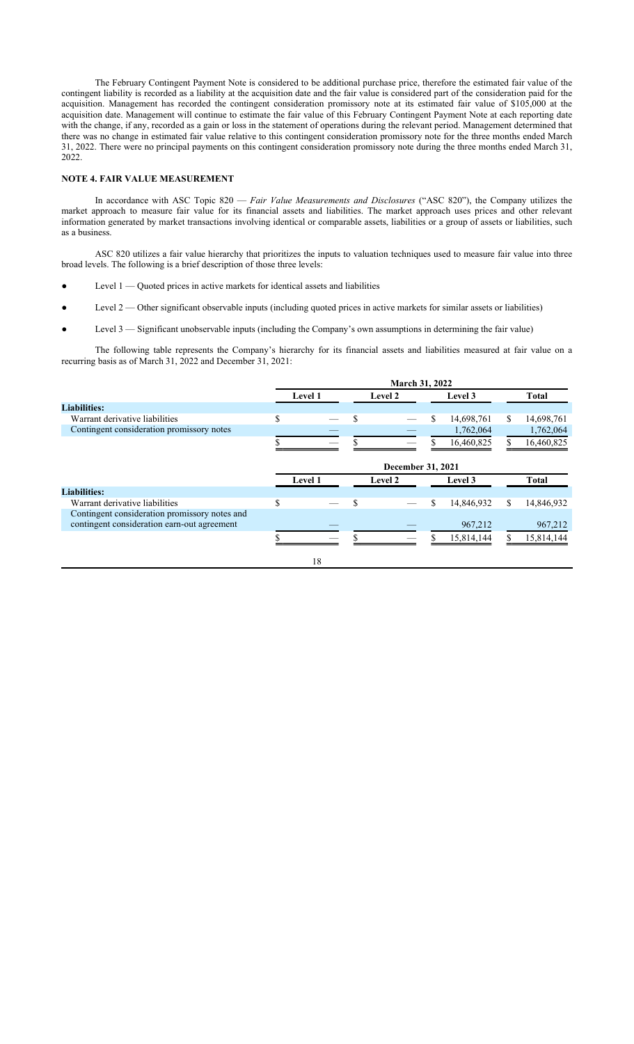The February Contingent Payment Note is considered to be additional purchase price, therefore the estimated fair value of the contingent liability is recorded as a liability at the acquisition date and the fair value is considered part of the consideration paid for the acquisition. Management has recorded the contingent consideration promissory note at its estimated fair value of $105,000 at the acquisition date. Management will continue to estimate the fair value of this February Contingent Payment Note at each reporting date with the change, if any, recorded as a gain or loss in the statement of operations during the relevant period. Management determined that there was no change in estimated fair value relative to this contingent consideration promissory note for the three months ended March 31, 2022. There were no principal payments on this contingent consideration promissory note during the three months ended March 31, 2022.

## NOTE 4. FAIR VALUE MEASUREMENT

In accordance with ASC Topic 820 — *Fair Value Measurements and Disclosures* ("ASC 820"), the Company utilizes the market approach to measure fair value for its financial assets and liabilities. The market approach uses prices and other relevant information generated by market transactions involving identical or comparable assets, liabilities or a group of assets or liabilities, such as a business.

ASC 820 utilizes a fair value hierarchy that prioritizes the inputs to valuation techniques used to measure fair value into three broad levels. The following is a brief description of those three levels:

- Level 1 — Quoted prices in active markets for identical assets and liabilities
- Level 2 — Other significant observable inputs (including quoted prices in active markets for similar assets or liabilities)
- Level 3 — Significant unobservable inputs (including the Company's own assumptions in determining the fair value)

The following table represents the Company's hierarchy for its financial assets and liabilities measured at fair value on a recurring basis as of March 31, 2022 and December 31, 2021:

| | March 31, 2022 | | | |
|---|---|---|---|---|
| | Level 1 | Level 2 | Level 3 | Total |
| **Liabilities:** | | | | |
| Warrant derivative liabilities | $ — | $ — | $ 14,698,761 | $ 14,698,761 |
| Contingent consideration promissory notes | — | — | 1,762,064 | 1,762,064 |
| | $ — | $ — | $ 16,460,825 | $ 16,460,825 |

| | December 31, 2021 | | | |
|---|---|---|---|---|
| | Level 1 | Level 2 | Level 3 | Total |
| **Liabilities:** | | | | |
| Warrant derivative liabilities | $ — | $ — | $ 14,846,932 | $ 14,846,932 |
| Contingent consideration promissory notes and contingent consideration earn-out agreement | — | — | 967,212 | 967,212 |
| | $ — | $ — | $ 15,814,144 | $ 15,814,144 |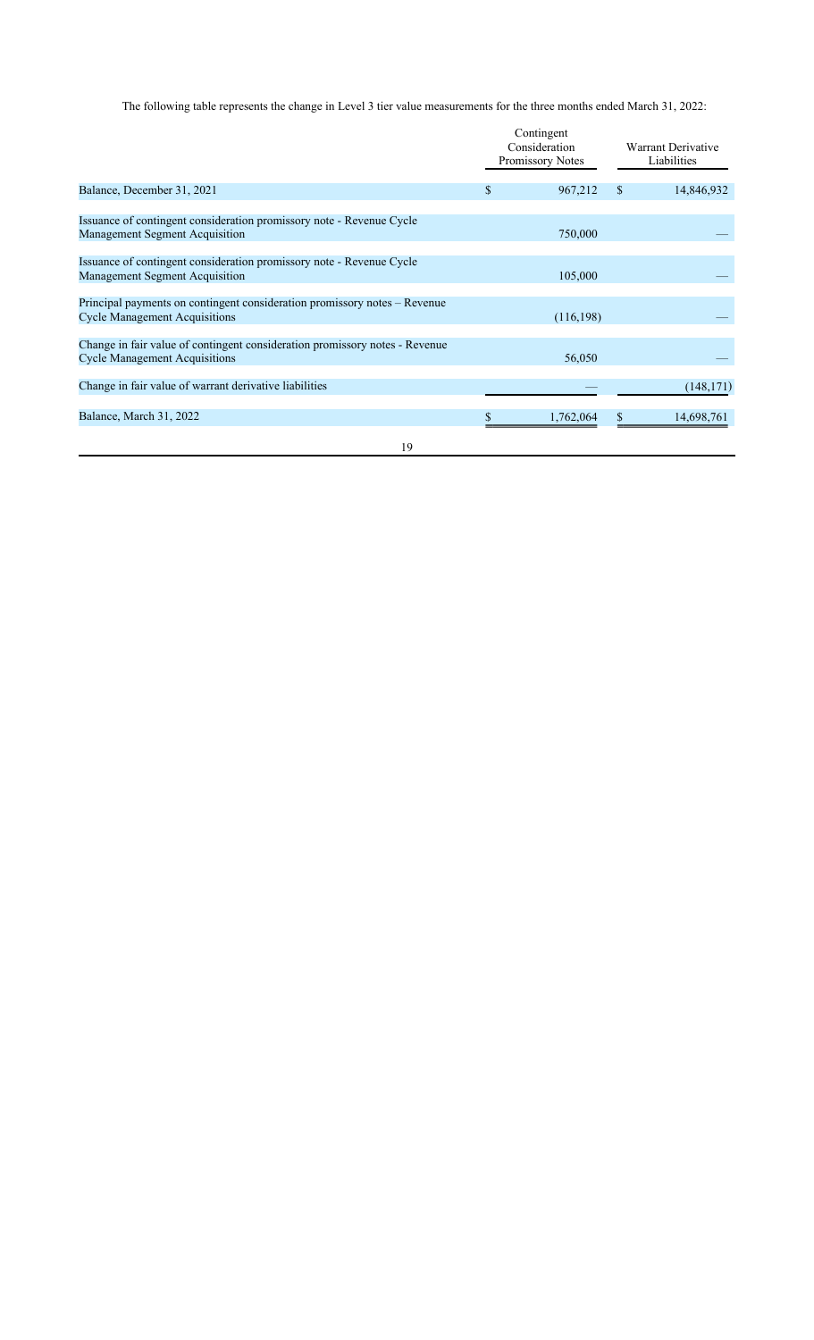The following table represents the change in Level 3 tier value measurements for the three months ended March 31, 2022:

| | Contingent Consideration Promissory Notes | Warrant Derivative Liabilities |
|---|---|---|
| Balance, December 31, 2021 | $ 967,212 | $ 14,846,932 |
| Issuance of contingent consideration promissory note - Revenue Cycle Management Segment Acquisition | 750,000 | — |
| Issuance of contingent consideration promissory note - Revenue Cycle Management Segment Acquisition | 105,000 | — |
| Principal payments on contingent consideration promissory notes – Revenue Cycle Management Acquisitions | (116,198) | — |
| Change in fair value of contingent consideration promissory notes - Revenue Cycle Management Acquisitions | 56,050 | — |
| Change in fair value of warrant derivative liabilities | — | (148,171) |
| Balance, March 31, 2022 | $ 1,762,064 | $ 14,698,761 |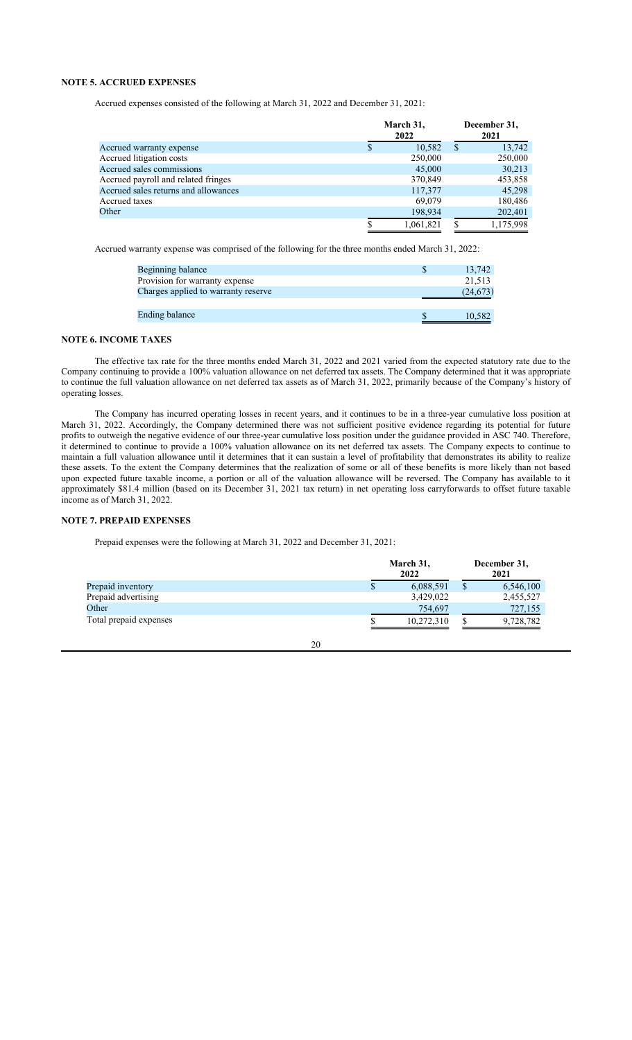## NOTE 5. ACCRUED EXPENSES

Accrued expenses consisted of the following at March 31, 2022 and December 31, 2021:

| | March 31, 2022 | December 31, 2021 |
|---|---|---|
| Accrued warranty expense | $ 10,582 | $ 13,742 |
| Accrued litigation costs | 250,000 | 250,000 |
| Accrued sales commissions | 45,000 | 30,213 |
| Accrued payroll and related fringes | 370,849 | 453,858 |
| Accrued sales returns and allowances | 117,377 | 45,298 |
| Accrued taxes | 69,079 | 180,486 |
| Other | 198,934 | 202,401 |
| | $ 1,061,821 | $ 1,175,998 |

Accrued warranty expense was comprised of the following for the three months ended March 31, 2022:

| | |
|---|---|
| Beginning balance | $ 13,742 |
| Provision for warranty expense | 21,513 |
| Charges applied to warranty reserve | (24,673) |
| Ending balance | $ 10,582 |

## NOTE 6. INCOME TAXES

The effective tax rate for the three months ended March 31, 2022 and 2021 varied from the expected statutory rate due to the Company continuing to provide a 100% valuation allowance on net deferred tax assets. The Company determined that it was appropriate to continue the full valuation allowance on net deferred tax assets as of March 31, 2022, primarily because of the Company's history of operating losses.

The Company has incurred operating losses in recent years, and it continues to be in a three-year cumulative loss position at March 31, 2022. Accordingly, the Company determined there was not sufficient positive evidence regarding its potential for future profits to outweigh the negative evidence of our three-year cumulative loss position under the guidance provided in ASC 740. Therefore, it determined to continue to provide a 100% valuation allowance on its net deferred tax assets. The Company expects to continue to maintain a full valuation allowance until it determines that it can sustain a level of profitability that demonstrates its ability to realize these assets. To the extent the Company determines that the realization of some or all of these benefits is more likely than not based upon expected future taxable income, a portion or all of the valuation allowance will be reversed. The Company has available to it approximately $81.4 million (based on its December 31, 2021 tax return) in net operating loss carryforwards to offset future taxable income as of March 31, 2022.

## NOTE 7. PREPAID EXPENSES

Prepaid expenses were the following at March 31, 2022 and December 31, 2021:

| | March 31, 2022 | December 31, 2021 |
|---|---|---|
| Prepaid inventory | $ 6,088,591 | $ 6,546,100 |
| Prepaid advertising | 3,429,022 | 2,455,527 |
| Other | 754,697 | 727,155 |
| Total prepaid expenses | $ 10,272,310 | $ 9,728,782 |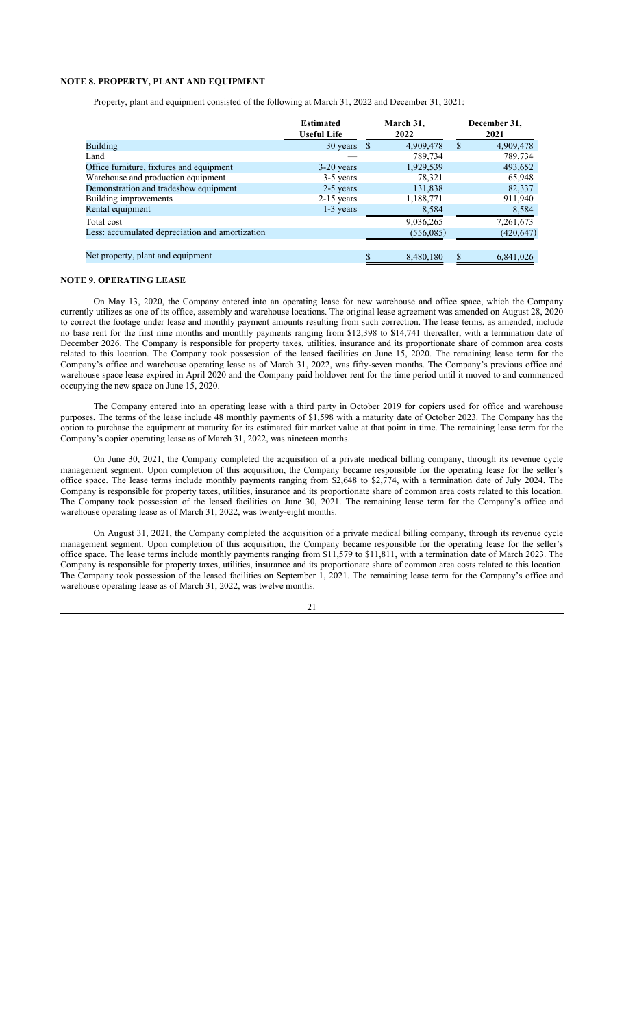## NOTE 8. PROPERTY, PLANT AND EQUIPMENT

Property, plant and equipment consisted of the following at March 31, 2022 and December 31, 2021:

| | Estimated Useful Life | March 31, 2022 | December 31, 2021 |
|---|---|---|---|
| Building | 30 years | $ 4,909,478 | $ 4,909,478 |
| Land | — | 789,734 | 789,734 |
| Office furniture, fixtures and equipment | 3-20 years | 1,929,539 | 493,652 |
| Warehouse and production equipment | 3-5 years | 78,321 | 65,948 |
| Demonstration and tradeshow equipment | 2-5 years | 131,838 | 82,337 |
| Building improvements | 2-15 years | 1,188,771 | 911,940 |
| Rental equipment | 1-3 years | 8,584 | 8,584 |
| Total cost | | 9,036,265 | 7,261,673 |
| Less: accumulated depreciation and amortization | | (556,085) | (420,647) |
| Net property, plant and equipment | | $ 8,480,180 | $ 6,841,026 |

## NOTE 9. OPERATING LEASE

On May 13, 2020, the Company entered into an operating lease for new warehouse and office space, which the Company currently utilizes as one of its office, assembly and warehouse locations. The original lease agreement was amended on August 28, 2020 to correct the footage under lease and monthly payment amounts resulting from such correction. The lease terms, as amended, include no base rent for the first nine months and monthly payments ranging from $12,398 to $14,741 thereafter, with a termination date of December 2026. The Company is responsible for property taxes, utilities, insurance and its proportionate share of common area costs related to this location. The Company took possession of the leased facilities on June 15, 2020. The remaining lease term for the Company's office and warehouse operating lease as of March 31, 2022, was fifty-seven months. The Company's previous office and warehouse space lease expired in April 2020 and the Company paid holdover rent for the time period until it moved to and commenced occupying the new space on June 15, 2020.

The Company entered into an operating lease with a third party in October 2019 for copiers used for office and warehouse purposes. The terms of the lease include 48 monthly payments of $1,598 with a maturity date of October 2023. The Company has the option to purchase the equipment at maturity for its estimated fair market value at that point in time. The remaining lease term for the Company's copier operating lease as of March 31, 2022, was nineteen months.

On June 30, 2021, the Company completed the acquisition of a private medical billing company, through its revenue cycle management segment. Upon completion of this acquisition, the Company became responsible for the operating lease for the seller's office space. The lease terms include monthly payments ranging from $2,648 to $2,774, with a termination date of July 2024. The Company is responsible for property taxes, utilities, insurance and its proportionate share of common area costs related to this location. The Company took possession of the leased facilities on June 30, 2021. The remaining lease term for the Company's office and warehouse operating lease as of March 31, 2022, was twenty-eight months.

On August 31, 2021, the Company completed the acquisition of a private medical billing company, through its revenue cycle management segment. Upon completion of this acquisition, the Company became responsible for the operating lease for the seller's office space. The lease terms include monthly payments ranging from $11,579 to $11,811, with a termination date of March 2023. The Company is responsible for property taxes, utilities, insurance and its proportionate share of common area costs related to this location. The Company took possession of the leased facilities on September 1, 2021. The remaining lease term for the Company's office and warehouse operating lease as of March 31, 2022, was twelve months.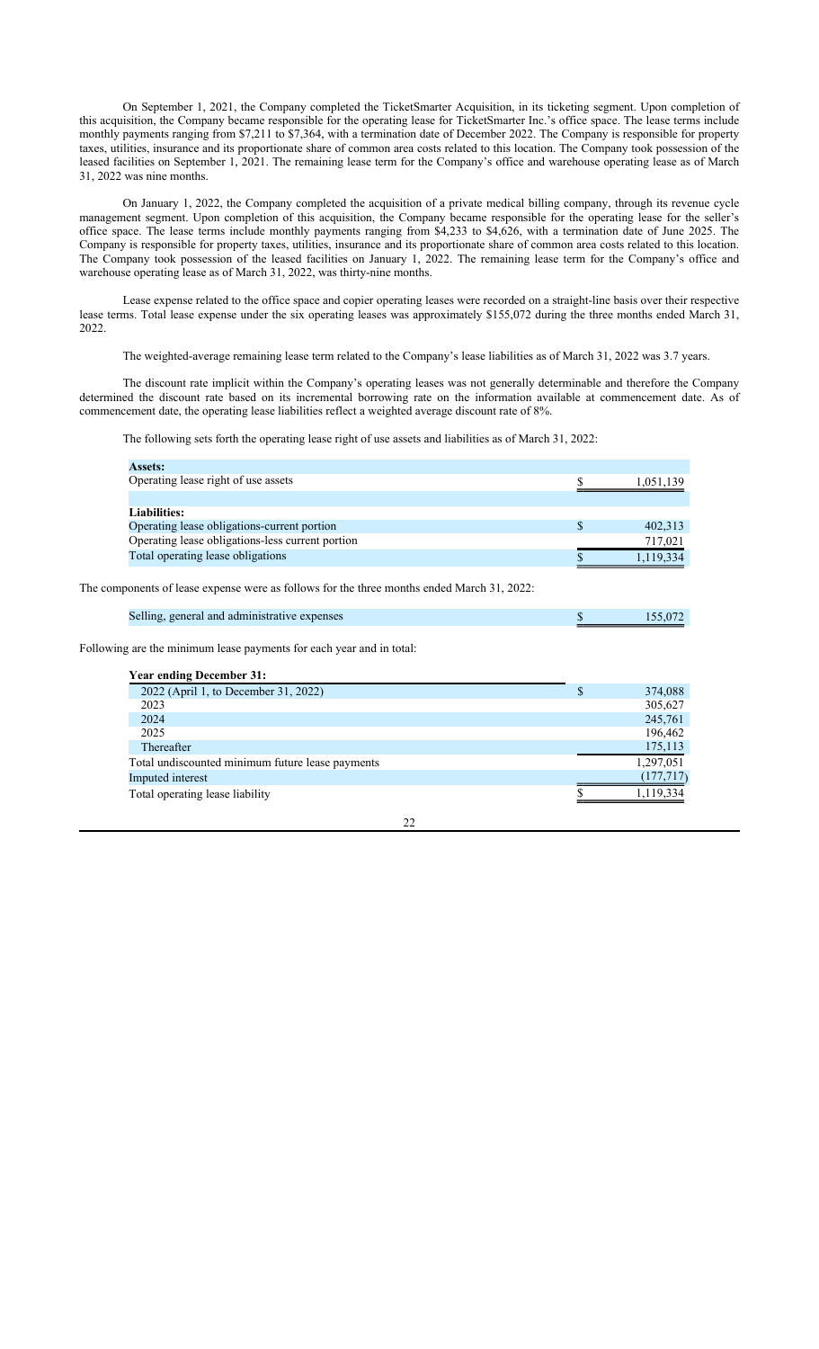On September 1, 2021, the Company completed the TicketSmarter Acquisition, in its ticketing segment. Upon completion of this acquisition, the Company became responsible for the operating lease for TicketSmarter Inc.'s office space. The lease terms include monthly payments ranging from $7,211 to $7,364, with a termination date of December 2022. The Company is responsible for property taxes, utilities, insurance and its proportionate share of common area costs related to this location. The Company took possession of the leased facilities on September 1, 2021. The remaining lease term for the Company's office and warehouse operating lease as of March 31, 2022 was nine months.

On January 1, 2022, the Company completed the acquisition of a private medical billing company, through its revenue cycle management segment. Upon completion of this acquisition, the Company became responsible for the operating lease for the seller's office space. The lease terms include monthly payments ranging from $4,233 to $4,626, with a termination date of June 2025. The Company is responsible for property taxes, utilities, insurance and its proportionate share of common area costs related to this location. The Company took possession of the leased facilities on January 1, 2022. The remaining lease term for the Company's office and warehouse operating lease as of March 31, 2022, was thirty-nine months.

Lease expense related to the office space and copier operating leases were recorded on a straight-line basis over their respective lease terms. Total lease expense under the six operating leases was approximately $155,072 during the three months ended March 31, 2022.

The weighted-average remaining lease term related to the Company's lease liabilities as of March 31, 2022 was 3.7 years.

The discount rate implicit within the Company's operating leases was not generally determinable and therefore the Company determined the discount rate based on its incremental borrowing rate on the information available at commencement date. As of commencement date, the operating lease liabilities reflect a weighted average discount rate of 8%.

The following sets forth the operating lease right of use assets and liabilities as of March 31, 2022:

| | |
|---|---|
| **Assets:** | |
| Operating lease right of use assets | $ 1,051,139 |
| | |
| **Liabilities:** | |
| Operating lease obligations-current portion | $ 402,313 |
| Operating lease obligations-less current portion | 717,021 |
| Total operating lease obligations | $ 1,119,334 |

The components of lease expense were as follows for the three months ended March 31, 2022:

| | |
|---|---|
| Selling, general and administrative expenses | $ 155,072 |

Following are the minimum lease payments for each year and in total:

| **Year ending December 31:** | |
|---|---|
| 2022 (April 1, to December 31, 2022) | $ 374,088 |
| 2023 | 305,627 |
| 2024 | 245,761 |
| 2025 | 196,462 |
| Thereafter | 175,113 |
| Total undiscounted minimum future lease payments | 1,297,051 |
| Imputed interest | (177,717) |
| Total operating lease liability | $ 1,119,334 |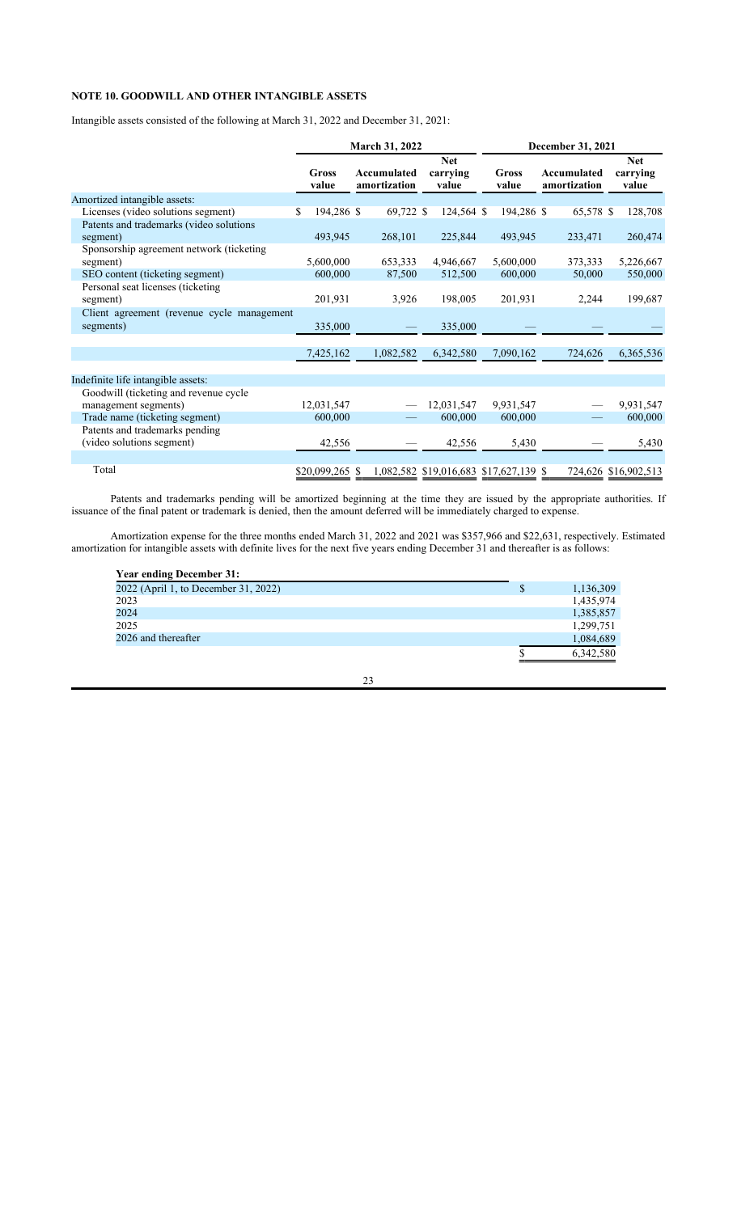## NOTE 10. GOODWILL AND OTHER INTANGIBLE ASSETS

Intangible assets consisted of the following at March 31, 2022 and December 31, 2021:

| | March 31, 2022 | | | December 31, 2021 | | |
|---|---|---|---|---|---|---|
| | Gross value | Accumulated amortization | Net carrying value | Gross value | Accumulated amortization | Net carrying value |
| Amortized intangible assets: | | | | | | |
| Licenses (video solutions segment) | $ 194,286 | $ 69,722 | $ 124,564 | $ 194,286 | $ 65,578 | $ 128,708 |
| Patents and trademarks (video solutions segment) | 493,945 | 268,101 | 225,844 | 493,945 | 233,471 | 260,474 |
| Sponsorship agreement network (ticketing segment) | 5,600,000 | 653,333 | 4,946,667 | 5,600,000 | 373,333 | 5,226,667 |
| SEO content (ticketing segment) | 600,000 | 87,500 | 512,500 | 600,000 | 50,000 | 550,000 |
| Personal seat licenses (ticketing segment) | 201,931 | 3,926 | 198,005 | 201,931 | 2,244 | 199,687 |
| Client agreement (revenue cycle management segments) | 335,000 | — | 335,000 | — | — | — |
| | 7,425,162 | 1,082,582 | 6,342,580 | 7,090,162 | 724,626 | 6,365,536 |
| Indefinite life intangible assets: | | | | | | |
| Goodwill (ticketing and revenue cycle management segments) | 12,031,547 | — | 12,031,547 | 9,931,547 | — | 9,931,547 |
| Trade name (ticketing segment) | 600,000 | — | 600,000 | 600,000 | — | 600,000 |
| Patents and trademarks pending (video solutions segment) | 42,556 | — | 42,556 | 5,430 | — | 5,430 |
| Total | $20,099,265 | $ 1,082,582 | $19,016,683 | $17,627,139 | $ 724,626 | $16,902,513 |

Patents and trademarks pending will be amortized beginning at the time they are issued by the appropriate authorities. If issuance of the final patent or trademark is denied, then the amount deferred will be immediately charged to expense.

Amortization expense for the three months ended March 31, 2022 and 2021 was $357,966 and $22,631, respectively. Estimated amortization for intangible assets with definite lives for the next five years ending December 31 and thereafter is as follows:

| Year ending December 31: | |
|---|---|
| 2022 (April 1, to December 31, 2022) | $ 1,136,309 |
| 2023 | 1,435,974 |
| 2024 | 1,385,857 |
| 2025 | 1,299,751 |
| 2026 and thereafter | 1,084,689 |
| | $ 6,342,580 |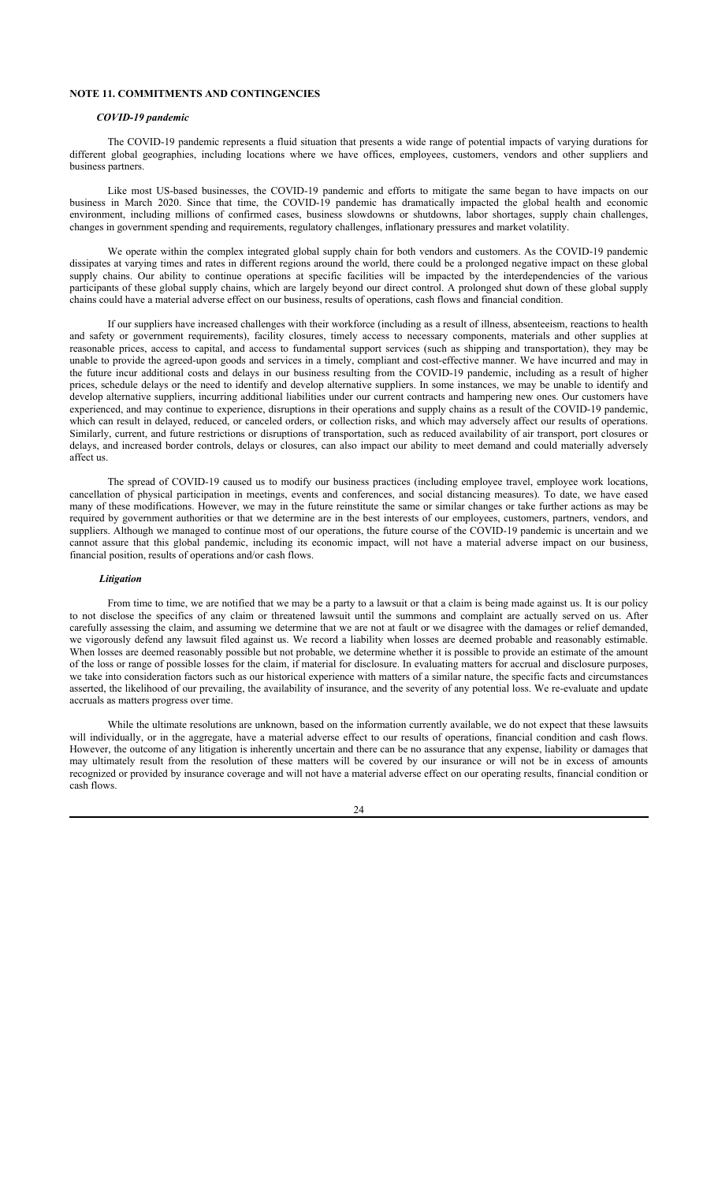## NOTE 11. COMMITMENTS AND CONTINGENCIES

### *COVID-19 pandemic*

The COVID-19 pandemic represents a fluid situation that presents a wide range of potential impacts of varying durations for different global geographies, including locations where we have offices, employees, customers, vendors and other suppliers and business partners.

Like most US-based businesses, the COVID-19 pandemic and efforts to mitigate the same began to have impacts on our business in March 2020. Since that time, the COVID-19 pandemic has dramatically impacted the global health and economic environment, including millions of confirmed cases, business slowdowns or shutdowns, labor shortages, supply chain challenges, changes in government spending and requirements, regulatory challenges, inflationary pressures and market volatility.

We operate within the complex integrated global supply chain for both vendors and customers. As the COVID-19 pandemic dissipates at varying times and rates in different regions around the world, there could be a prolonged negative impact on these global supply chains. Our ability to continue operations at specific facilities will be impacted by the interdependencies of the various participants of these global supply chains, which are largely beyond our direct control. A prolonged shut down of these global supply chains could have a material adverse effect on our business, results of operations, cash flows and financial condition.

If our suppliers have increased challenges with their workforce (including as a result of illness, absenteeism, reactions to health and safety or government requirements), facility closures, timely access to necessary components, materials and other supplies at reasonable prices, access to capital, and access to fundamental support services (such as shipping and transportation), they may be unable to provide the agreed-upon goods and services in a timely, compliant and cost-effective manner. We have incurred and may in the future incur additional costs and delays in our business resulting from the COVID-19 pandemic, including as a result of higher prices, schedule delays or the need to identify and develop alternative suppliers. In some instances, we may be unable to identify and develop alternative suppliers, incurring additional liabilities under our current contracts and hampering new ones. Our customers have experienced, and may continue to experience, disruptions in their operations and supply chains as a result of the COVID-19 pandemic, which can result in delayed, reduced, or canceled orders, or collection risks, and which may adversely affect our results of operations. Similarly, current, and future restrictions or disruptions of transportation, such as reduced availability of air transport, port closures or delays, and increased border controls, delays or closures, can also impact our ability to meet demand and could materially adversely affect us.

The spread of COVID-19 caused us to modify our business practices (including employee travel, employee work locations, cancellation of physical participation in meetings, events and conferences, and social distancing measures). To date, we have eased many of these modifications. However, we may in the future reinstitute the same or similar changes or take further actions as may be required by government authorities or that we determine are in the best interests of our employees, customers, partners, vendors, and suppliers. Although we managed to continue most of our operations, the future course of the COVID-19 pandemic is uncertain and we cannot assure that this global pandemic, including its economic impact, will not have a material adverse impact on our business, financial position, results of operations and/or cash flows.

### *Litigation*

From time to time, we are notified that we may be a party to a lawsuit or that a claim is being made against us. It is our policy to not disclose the specifics of any claim or threatened lawsuit until the summons and complaint are actually served on us. After carefully assessing the claim, and assuming we determine that we are not at fault or we disagree with the damages or relief demanded, we vigorously defend any lawsuit filed against us. We record a liability when losses are deemed probable and reasonably estimable. When losses are deemed reasonably possible but not probable, we determine whether it is possible to provide an estimate of the amount of the loss or range of possible losses for the claim, if material for disclosure. In evaluating matters for accrual and disclosure purposes, we take into consideration factors such as our historical experience with matters of a similar nature, the specific facts and circumstances asserted, the likelihood of our prevailing, the availability of insurance, and the severity of any potential loss. We re-evaluate and update accruals as matters progress over time.

While the ultimate resolutions are unknown, based on the information currently available, we do not expect that these lawsuits will individually, or in the aggregate, have a material adverse effect to our results of operations, financial condition and cash flows. However, the outcome of any litigation is inherently uncertain and there can be no assurance that any expense, liability or damages that may ultimately result from the resolution of these matters will be covered by our insurance or will not be in excess of amounts recognized or provided by insurance coverage and will not have a material adverse effect on our operating results, financial condition or cash flows.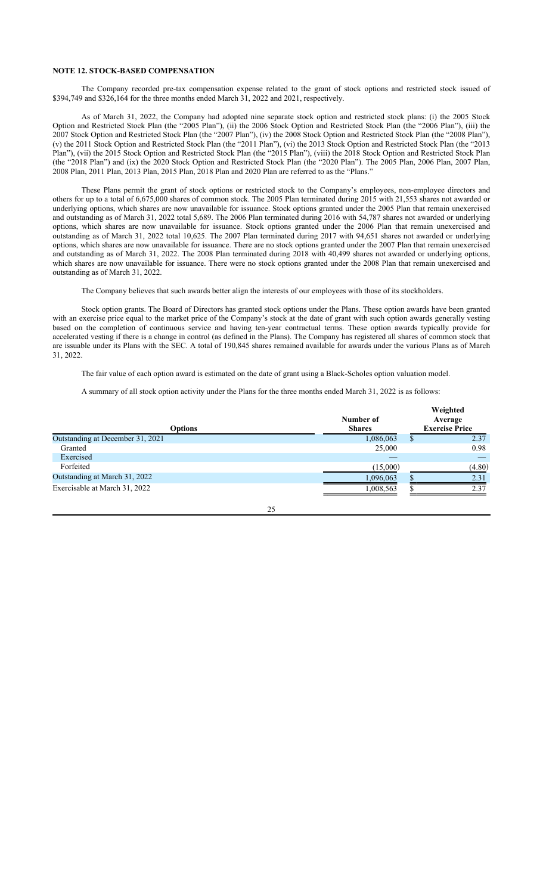## NOTE 12. STOCK-BASED COMPENSATION

The Company recorded pre-tax compensation expense related to the grant of stock options and restricted stock issued of $394,749 and $326,164 for the three months ended March 31, 2022 and 2021, respectively.

As of March 31, 2022, the Company had adopted nine separate stock option and restricted stock plans: (i) the 2005 Stock Option and Restricted Stock Plan (the "2005 Plan"), (ii) the 2006 Stock Option and Restricted Stock Plan (the "2006 Plan"), (iii) the 2007 Stock Option and Restricted Stock Plan (the "2007 Plan"), (iv) the 2008 Stock Option and Restricted Stock Plan (the "2008 Plan"), (v) the 2011 Stock Option and Restricted Stock Plan (the "2011 Plan"), (vi) the 2013 Stock Option and Restricted Stock Plan (the "2013 Plan"), (vii) the 2015 Stock Option and Restricted Stock Plan (the "2015 Plan"), (viii) the 2018 Stock Option and Restricted Stock Plan (the "2018 Plan") and (ix) the 2020 Stock Option and Restricted Stock Plan (the "2020 Plan"). The 2005 Plan, 2006 Plan, 2007 Plan, 2008 Plan, 2011 Plan, 2013 Plan, 2015 Plan, 2018 Plan and 2020 Plan are referred to as the "Plans."

These Plans permit the grant of stock options or restricted stock to the Company's employees, non-employee directors and others for up to a total of 6,675,000 shares of common stock. The 2005 Plan terminated during 2015 with 21,553 shares not awarded or underlying options, which shares are now unavailable for issuance. Stock options granted under the 2005 Plan that remain unexercised and outstanding as of March 31, 2022 total 5,689. The 2006 Plan terminated during 2016 with 54,787 shares not awarded or underlying options, which shares are now unavailable for issuance. Stock options granted under the 2006 Plan that remain unexercised and outstanding as of March 31, 2022 total 10,625. The 2007 Plan terminated during 2017 with 94,651 shares not awarded or underlying options, which shares are now unavailable for issuance. There are no stock options granted under the 2007 Plan that remain unexercised and outstanding as of March 31, 2022. The 2008 Plan terminated during 2018 with 40,499 shares not awarded or underlying options, which shares are now unavailable for issuance. There were no stock options granted under the 2008 Plan that remain unexercised and outstanding as of March 31, 2022.

The Company believes that such awards better align the interests of our employees with those of its stockholders.

Stock option grants. The Board of Directors has granted stock options under the Plans. These option awards have been granted with an exercise price equal to the market price of the Company's stock at the date of grant with such option awards generally vesting based on the completion of continuous service and having ten-year contractual terms. These option awards typically provide for accelerated vesting if there is a change in control (as defined in the Plans). The Company has registered all shares of common stock that are issuable under its Plans with the SEC. A total of 190,845 shares remained available for awards under the various Plans as of March 31, 2022.

The fair value of each option award is estimated on the date of grant using a Black-Scholes option valuation model.

A summary of all stock option activity under the Plans for the three months ended March 31, 2022 is as follows:

| Options | Number of Shares | Weighted Average Exercise Price |
|---|---|---|
| Outstanding at December 31, 2021 | 1,086,063 | $ 2.37 |
| Granted | 25,000 | 0.98 |
| Exercised | — | — |
| Forfeited | (15,000) | (4.80) |
| Outstanding at March 31, 2022 | 1,096,063 | $ 2.31 |
| Exercisable at March 31, 2022 | 1,008,563 | $ 2.37 |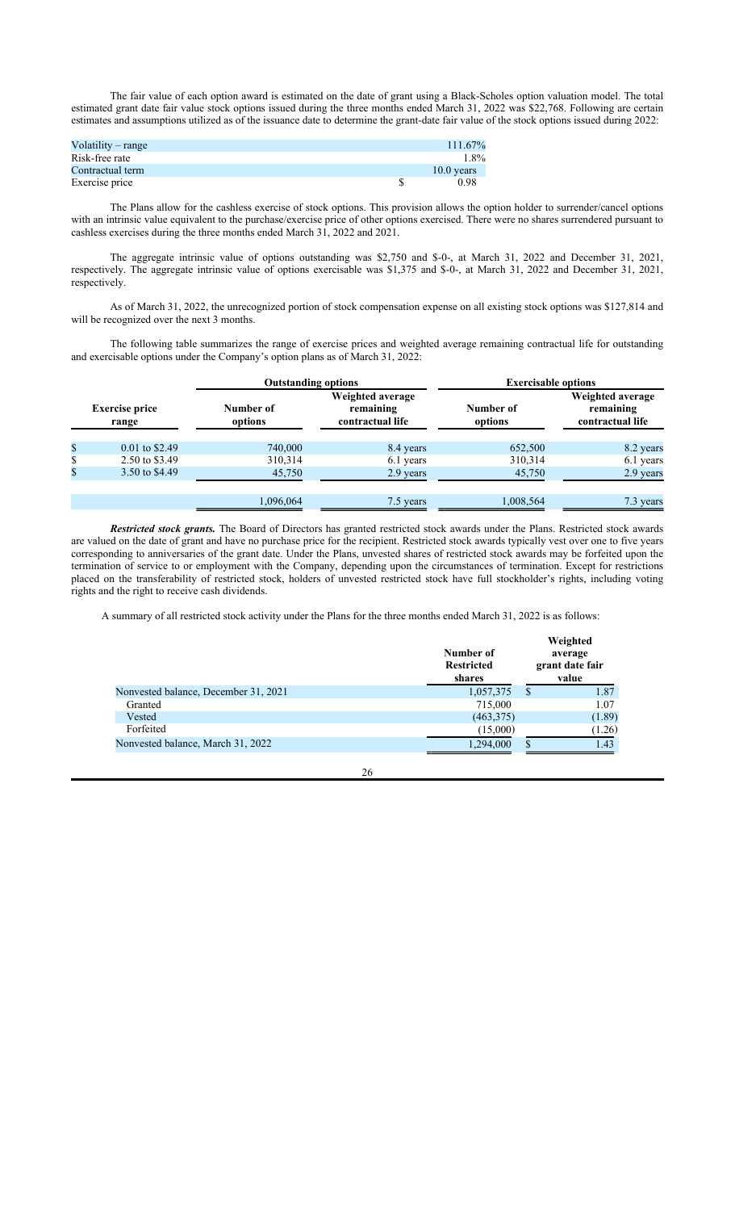The fair value of each option award is estimated on the date of grant using a Black-Scholes option valuation model. The total estimated grant date fair value stock options issued during the three months ended March 31, 2022 was $22,768. Following are certain estimates and assumptions utilized as of the issuance date to determine the grant-date fair value of the stock options issued during 2022:

| | |
|---|---|
| Volatility – range | 111.67% |
| Risk-free rate | 1.8% |
| Contractual term | 10.0 years |
| Exercise price | $ 0.98 |

The Plans allow for the cashless exercise of stock options. This provision allows the option holder to surrender/cancel options with an intrinsic value equivalent to the purchase/exercise price of other options exercised. There were no shares surrendered pursuant to cashless exercises during the three months ended March 31, 2022 and 2021.

The aggregate intrinsic value of options outstanding was $2,750 and $-0-, at March 31, 2022 and December 31, 2021, respectively. The aggregate intrinsic value of options exercisable was $1,375 and $-0-, at March 31, 2022 and December 31, 2021, respectively.

As of March 31, 2022, the unrecognized portion of stock compensation expense on all existing stock options was $127,814 and will be recognized over the next 3 months.

The following table summarizes the range of exercise prices and weighted average remaining contractual life for outstanding and exercisable options under the Company's option plans as of March 31, 2022:

| | Outstanding options | | Exercisable options | |
|---|---|---|---|---|
| Exercise price range | Number of options | Weighted average remaining contractual life | Number of options | Weighted average remaining contractual life |
| $ 0.01 to $2.49 | 740,000 | 8.4 years | 652,500 | 8.2 years |
| $ 2.50 to $3.49 | 310,314 | 6.1 years | 310,314 | 6.1 years |
| $ 3.50 to $4.49 | 45,750 | 2.9 years | 45,750 | 2.9 years |
| | 1,096,064 | 7.5 years | 1,008,564 | 7.3 years |

***Restricted stock grants.*** The Board of Directors has granted restricted stock awards under the Plans. Restricted stock awards are valued on the date of grant and have no purchase price for the recipient. Restricted stock awards typically vest over one to five years corresponding to anniversaries of the grant date. Under the Plans, unvested shares of restricted stock awards may be forfeited upon the termination of service to or employment with the Company, depending upon the circumstances of termination. Except for restrictions placed on the transferability of restricted stock, holders of unvested restricted stock have full stockholder's rights, including voting rights and the right to receive cash dividends.

A summary of all restricted stock activity under the Plans for the three months ended March 31, 2022 is as follows:

| | Number of Restricted shares | Weighted average grant date fair value |
|---|---|---|
| Nonvested balance, December 31, 2021 | 1,057,375 | $ 1.87 |
| Granted | 715,000 | 1.07 |
| Vested | (463,375) | (1.89) |
| Forfeited | (15,000) | (1.26) |
| Nonvested balance, March 31, 2022 | 1,294,000 | $ 1.43 |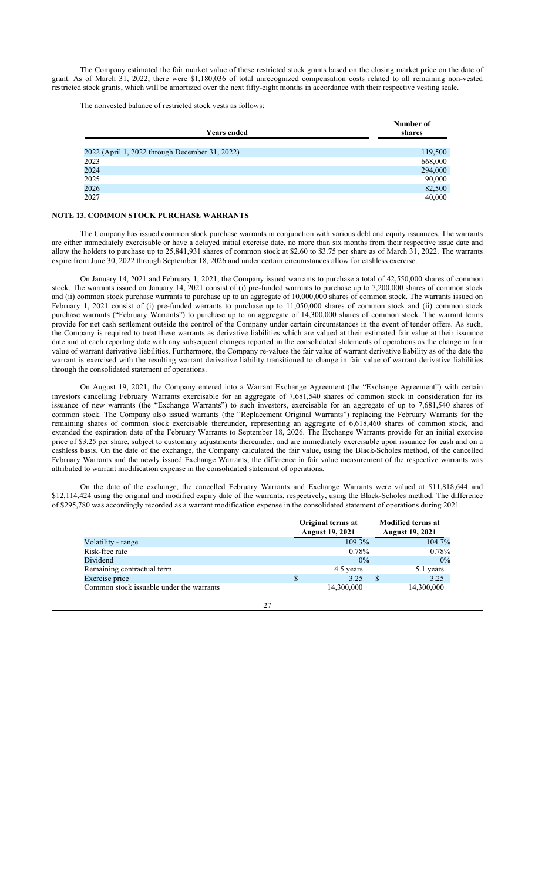The Company estimated the fair market value of these restricted stock grants based on the closing market price on the date of grant. As of March 31, 2022, there were $1,180,036 of total unrecognized compensation costs related to all remaining non-vested restricted stock grants, which will be amortized over the next fifty-eight months in accordance with their respective vesting scale.

The nonvested balance of restricted stock vests as follows:

| Years ended | Number of shares |
|---|---|
| 2022 (April 1, 2022 through December 31, 2022) | 119,500 |
| 2023 | 668,000 |
| 2024 | 294,000 |
| 2025 | 90,000 |
| 2026 | 82,500 |
| 2027 | 40,000 |

## NOTE 13. COMMON STOCK PURCHASE WARRANTS

The Company has issued common stock purchase warrants in conjunction with various debt and equity issuances. The warrants are either immediately exercisable or have a delayed initial exercise date, no more than six months from their respective issue date and allow the holders to purchase up to 25,841,931 shares of common stock at $2.60 to $3.75 per share as of March 31, 2022. The warrants expire from June 30, 2022 through September 18, 2026 and under certain circumstances allow for cashless exercise.

On January 14, 2021 and February 1, 2021, the Company issued warrants to purchase a total of 42,550,000 shares of common stock. The warrants issued on January 14, 2021 consist of (i) pre-funded warrants to purchase up to 7,200,000 shares of common stock and (ii) common stock purchase warrants to purchase up to an aggregate of 10,000,000 shares of common stock. The warrants issued on February 1, 2021 consist of (i) pre-funded warrants to purchase up to 11,050,000 shares of common stock and (ii) common stock purchase warrants ("February Warrants") to purchase up to an aggregate of 14,300,000 shares of common stock. The warrant terms provide for net cash settlement outside the control of the Company under certain circumstances in the event of tender offers. As such, the Company is required to treat these warrants as derivative liabilities which are valued at their estimated fair value at their issuance date and at each reporting date with any subsequent changes reported in the consolidated statements of operations as the change in fair value of warrant derivative liabilities. Furthermore, the Company re-values the fair value of warrant derivative liability as of the date the warrant is exercised with the resulting warrant derivative liability transitioned to change in fair value of warrant derivative liabilities through the consolidated statement of operations.

On August 19, 2021, the Company entered into a Warrant Exchange Agreement (the "Exchange Agreement") with certain investors cancelling February Warrants exercisable for an aggregate of 7,681,540 shares of common stock in consideration for its issuance of new warrants (the "Exchange Warrants") to such investors, exercisable for an aggregate of up to 7,681,540 shares of common stock. The Company also issued warrants (the "Replacement Original Warrants") replacing the February Warrants for the remaining shares of common stock exercisable thereunder, representing an aggregate of 6,618,460 shares of common stock, and extended the expiration date of the February Warrants to September 18, 2026. The Exchange Warrants provide for an initial exercise price of $3.25 per share, subject to customary adjustments thereunder, and are immediately exercisable upon issuance for cash and on a cashless basis. On the date of the exchange, the Company calculated the fair value, using the Black-Scholes method, of the cancelled February Warrants and the newly issued Exchange Warrants, the difference in fair value measurement of the respective warrants was attributed to warrant modification expense in the consolidated statement of operations.

On the date of the exchange, the cancelled February Warrants and Exchange Warrants were valued at $11,818,644 and $12,114,424 using the original and modified expiry date of the warrants, respectively, using the Black-Scholes method. The difference of $295,780 was accordingly recorded as a warrant modification expense in the consolidated statement of operations during 2021.

| | Original terms at August 19, 2021 | Modified terms at August 19, 2021 |
|---|---|---|
| Volatility - range | 109.3% | 104.7% |
| Risk-free rate | 0.78% | 0.78% |
| Dividend | 0% | 0% |
| Remaining contractual term | 4.5 years | 5.1 years |
| Exercise price | $ 3.25 | $ 3.25 |
| Common stock issuable under the warrants | 14,300,000 | 14,300,000 |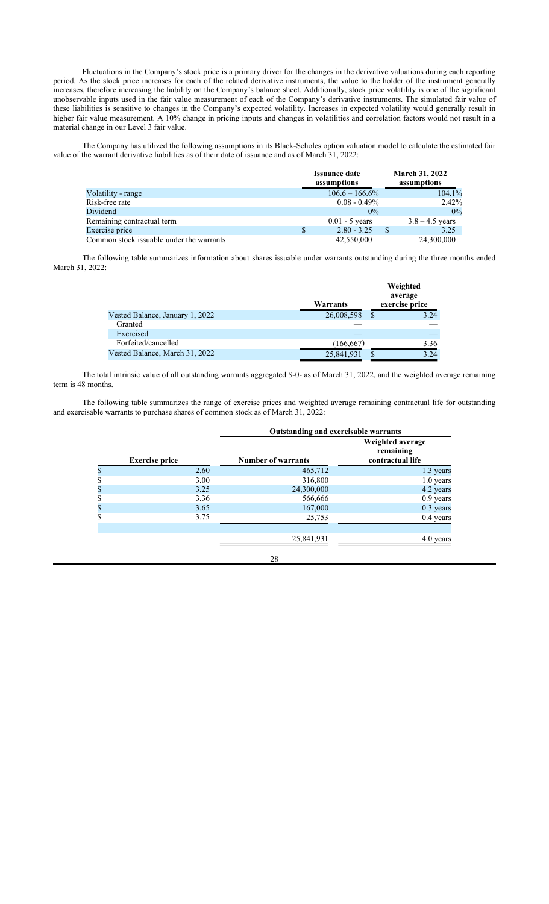Fluctuations in the Company's stock price is a primary driver for the changes in the derivative valuations during each reporting period. As the stock price increases for each of the related derivative instruments, the value to the holder of the instrument generally increases, therefore increasing the liability on the Company's balance sheet. Additionally, stock price volatility is one of the significant unobservable inputs used in the fair value measurement of each of the Company's derivative instruments. The simulated fair value of these liabilities is sensitive to changes in the Company's expected volatility. Increases in expected volatility would generally result in higher fair value measurement. A 10% change in pricing inputs and changes in volatilities and correlation factors would not result in a material change in our Level 3 fair value.

The Company has utilized the following assumptions in its Black-Scholes option valuation model to calculate the estimated fair value of the warrant derivative liabilities as of their date of issuance and as of March 31, 2022:

| | Issuance date assumptions | March 31, 2022 assumptions |
|---|---|---|
| Volatility - range | 106.6 – 166.6% | 104.1% |
| Risk-free rate | 0.08 - 0.49% | 2.42% |
| Dividend | 0% | 0% |
| Remaining contractual term | 0.01 - 5 years | 3.8 – 4.5 years |
| Exercise price | $ 2.80 - 3.25 | $ 3.25 |
| Common stock issuable under the warrants | 42,550,000 | 24,300,000 |

The following table summarizes information about shares issuable under warrants outstanding during the three months ended March 31, 2022:

| | Warrants | Weighted average exercise price |
|---|---|---|
| Vested Balance, January 1, 2022 | 26,008,598 | $ 3.24 |
| Granted | — | — |
| Exercised | — | — |
| Forfeited/cancelled | (166,667) | 3.36 |
| Vested Balance, March 31, 2022 | 25,841,931 | $ 3.24 |

The total intrinsic value of all outstanding warrants aggregated $-0- as of March 31, 2022, and the weighted average remaining term is 48 months.

The following table summarizes the range of exercise prices and weighted average remaining contractual life for outstanding and exercisable warrants to purchase shares of common stock as of March 31, 2022:

| | Outstanding and exercisable warrants | |
|---|---|---|
| Exercise price | Number of warrants | Weighted average remaining contractual life |
| $ 2.60 | 465,712 | 1.3 years |
| $ 3.00 | 316,800 | 1.0 years |
| $ 3.25 | 24,300,000 | 4.2 years |
| $ 3.36 | 566,666 | 0.9 years |
| $ 3.65 | 167,000 | 0.3 years |
| $ 3.75 | 25,753 | 0.4 years |
| | 25,841,931 | 4.0 years |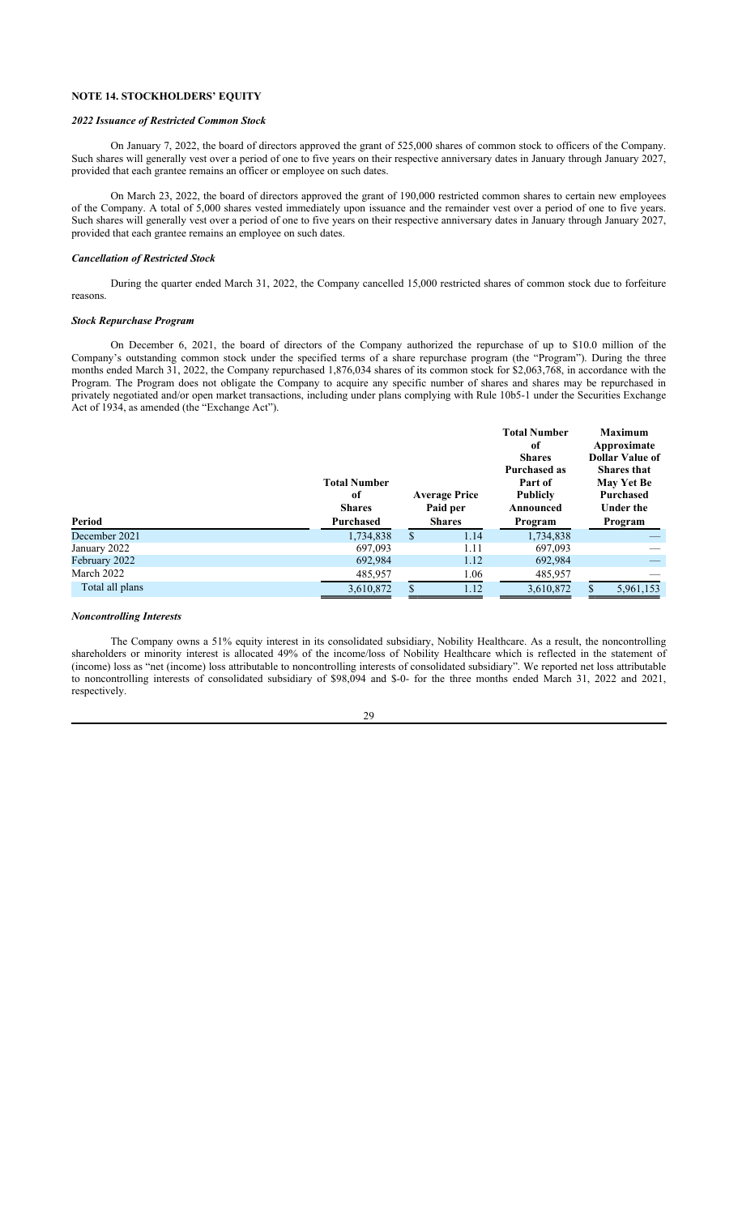## NOTE 14. STOCKHOLDERS' EQUITY

### *2022 Issuance of Restricted Common Stock*

On January 7, 2022, the board of directors approved the grant of 525,000 shares of common stock to officers of the Company. Such shares will generally vest over a period of one to five years on their respective anniversary dates in January through January 2027, provided that each grantee remains an officer or employee on such dates.

On March 23, 2022, the board of directors approved the grant of 190,000 restricted common shares to certain new employees of the Company. A total of 5,000 shares vested immediately upon issuance and the remainder vest over a period of one to five years. Such shares will generally vest over a period of one to five years on their respective anniversary dates in January through January 2027, provided that each grantee remains an employee on such dates.

### *Cancellation of Restricted Stock*

During the quarter ended March 31, 2022, the Company cancelled 15,000 restricted shares of common stock due to forfeiture reasons.

### *Stock Repurchase Program*

On December 6, 2021, the board of directors of the Company authorized the repurchase of up to $10.0 million of the Company's outstanding common stock under the specified terms of a share repurchase program (the "Program"). During the three months ended March 31, 2022, the Company repurchased 1,876,034 shares of its common stock for $2,063,768, in accordance with the Program. The Program does not obligate the Company to acquire any specific number of shares and shares may be repurchased in privately negotiated and/or open market transactions, including under plans complying with Rule 10b5-1 under the Securities Exchange Act of 1934, as amended (the "Exchange Act").

| Period | Total Number of Shares Purchased | Average Price Paid per Shares | Total Number of Shares Purchased as Part of Publicly Announced Program | Maximum Approximate Dollar Value of Shares that May Yet Be Purchased Under the Program |
|---|---|---|---|---|
| December 2021 | 1,734,838 | $ 1.14 | 1,734,838 | — |
| January 2022 | 697,093 | 1.11 | 697,093 | — |
| February 2022 | 692,984 | 1.12 | 692,984 | — |
| March 2022 | 485,957 | 1.06 | 485,957 | — |
| Total all plans | 3,610,872 | $ 1.12 | 3,610,872 | $ 5,961,153 |

### *Noncontrolling Interests*

The Company owns a 51% equity interest in its consolidated subsidiary, Nobility Healthcare. As a result, the noncontrolling shareholders or minority interest is allocated 49% of the income/loss of Nobility Healthcare which is reflected in the statement of (income) loss as "net (income) loss attributable to noncontrolling interests of consolidated subsidiary". We reported net loss attributable to noncontrolling interests of consolidated subsidiary of $98,094 and $-0- for the three months ended March 31, 2022 and 2021, respectively.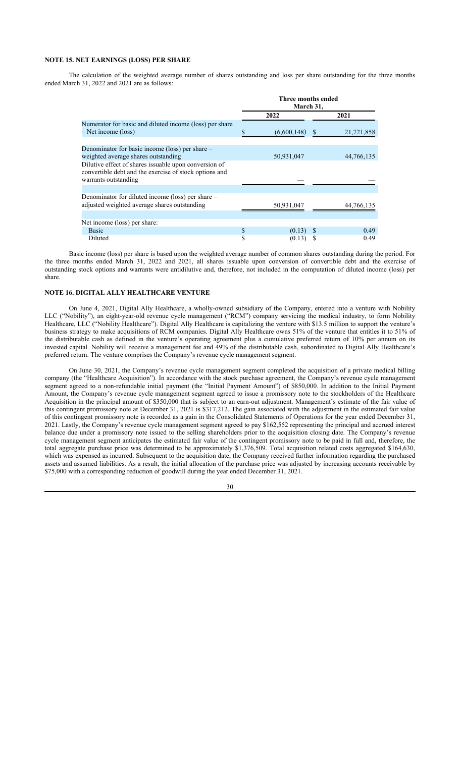### NOTE 15. NET EARNINGS (LOSS) PER SHARE

The calculation of the weighted average number of shares outstanding and loss per share outstanding for the three months ended March 31, 2022 and 2021 are as follows:

| | Three months ended March 31, | |
|---|---|---|
| | 2022 | 2021 |
| Numerator for basic and diluted income (loss) per share – Net income (loss) | $ (6,600,148) | $ 21,721,858 |
| Denominator for basic income (loss) per share – weighted average shares outstanding | 50,931,047 | 44,766,135 |
| Dilutive effect of shares issuable upon conversion of convertible debt and the exercise of stock options and warrants outstanding | — | — |
| Denominator for diluted income (loss) per share – adjusted weighted average shares outstanding | 50,931,047 | 44,766,135 |
| Net income (loss) per share: | | |
| Basic | $ (0.13) | $ 0.49 |
| Diluted | $ (0.13) | $ 0.49 |

Basic income (loss) per share is based upon the weighted average number of common shares outstanding during the period. For the three months ended March 31, 2022 and 2021, all shares issuable upon conversion of convertible debt and the exercise of outstanding stock options and warrants were antidilutive and, therefore, not included in the computation of diluted income (loss) per share.

### NOTE 16. DIGITAL ALLY HEALTHCARE VENTURE

On June 4, 2021, Digital Ally Healthcare, a wholly-owned subsidiary of the Company, entered into a venture with Nobility LLC ("Nobility"), an eight-year-old revenue cycle management ("RCM") company servicing the medical industry, to form Nobility Healthcare, LLC ("Nobility Healthcare"). Digital Ally Healthcare is capitalizing the venture with $13.5 million to support the venture's business strategy to make acquisitions of RCM companies. Digital Ally Healthcare owns 51% of the venture that entitles it to 51% of the distributable cash as defined in the venture's operating agreement plus a cumulative preferred return of 10% per annum on its invested capital. Nobility will receive a management fee and 49% of the distributable cash, subordinated to Digital Ally Healthcare's preferred return. The venture comprises the Company's revenue cycle management segment.

On June 30, 2021, the Company's revenue cycle management segment completed the acquisition of a private medical billing company (the "Healthcare Acquisition"). In accordance with the stock purchase agreement, the Company's revenue cycle management segment agreed to a non-refundable initial payment (the "Initial Payment Amount") of $850,000. In addition to the Initial Payment Amount, the Company's revenue cycle management segment agreed to issue a promissory note to the stockholders of the Healthcare Acquisition in the principal amount of $350,000 that is subject to an earn-out adjustment. Management's estimate of the fair value of this contingent promissory note at December 31, 2021 is $317,212. The gain associated with the adjustment in the estimated fair value of this contingent promissory note is recorded as a gain in the Consolidated Statements of Operations for the year ended December 31, 2021. Lastly, the Company's revenue cycle management segment agreed to pay $162,552 representing the principal and accrued interest balance due under a promissory note issued to the selling shareholders prior to the acquisition closing date. The Company's revenue cycle management segment anticipates the estimated fair value of the contingent promissory note to be paid in full and, therefore, the total aggregate purchase price was determined to be approximately $1,376,509. Total acquisition related costs aggregated $164,630, which was expensed as incurred. Subsequent to the acquisition date, the Company received further information regarding the purchased assets and assumed liabilities. As a result, the initial allocation of the purchase price was adjusted by increasing accounts receivable by $75,000 with a corresponding reduction of goodwill during the year ended December 31, 2021.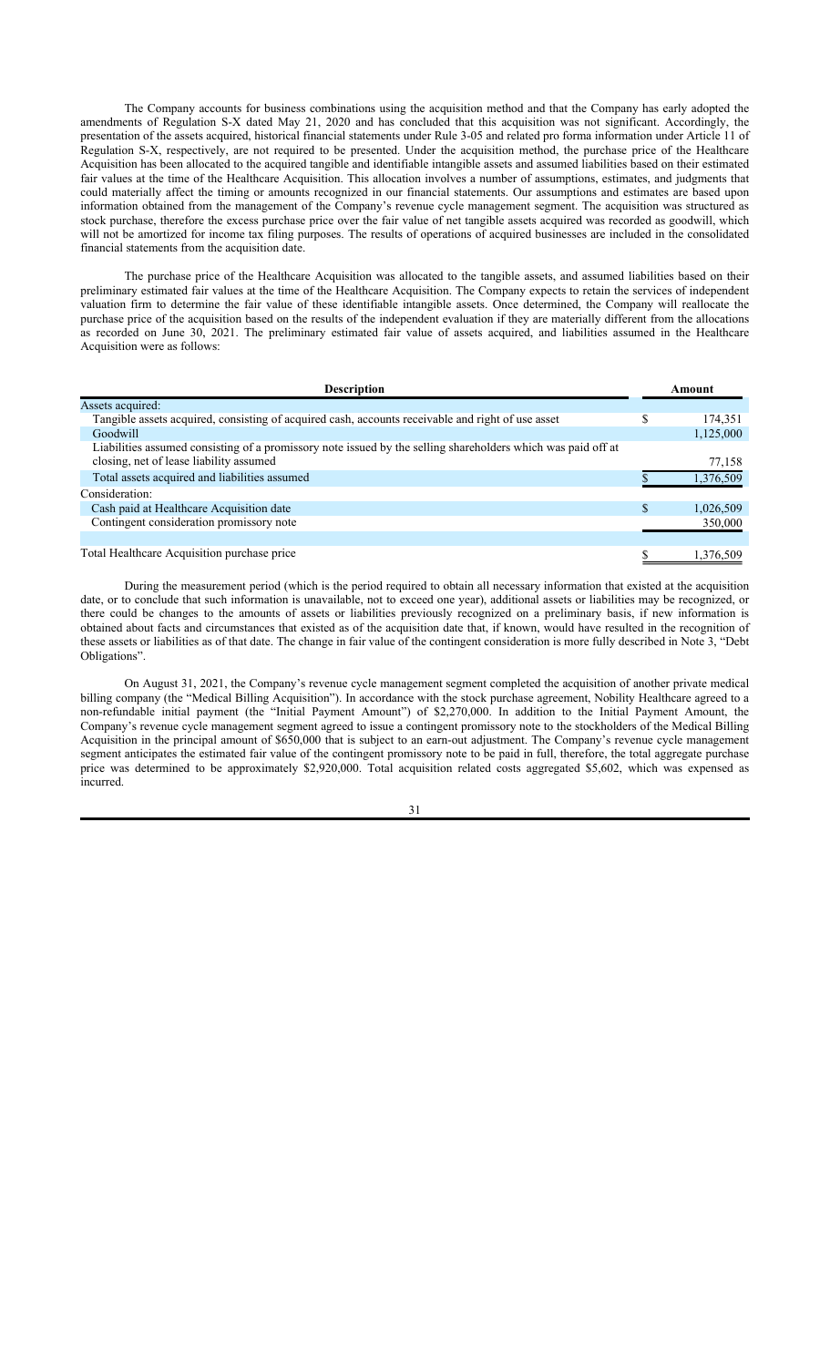The Company accounts for business combinations using the acquisition method and that the Company has early adopted the amendments of Regulation S-X dated May 21, 2020 and has concluded that this acquisition was not significant. Accordingly, the presentation of the assets acquired, historical financial statements under Rule 3-05 and related pro forma information under Article 11 of Regulation S-X, respectively, are not required to be presented. Under the acquisition method, the purchase price of the Healthcare Acquisition has been allocated to the acquired tangible and identifiable intangible assets and assumed liabilities based on their estimated fair values at the time of the Healthcare Acquisition. This allocation involves a number of assumptions, estimates, and judgments that could materially affect the timing or amounts recognized in our financial statements. Our assumptions and estimates are based upon information obtained from the management of the Company's revenue cycle management segment. The acquisition was structured as stock purchase, therefore the excess purchase price over the fair value of net tangible assets acquired was recorded as goodwill, which will not be amortized for income tax filing purposes. The results of operations of acquired businesses are included in the consolidated financial statements from the acquisition date.

The purchase price of the Healthcare Acquisition was allocated to the tangible assets, and assumed liabilities based on their preliminary estimated fair values at the time of the Healthcare Acquisition. The Company expects to retain the services of independent valuation firm to determine the fair value of these identifiable intangible assets. Once determined, the Company will reallocate the purchase price of the acquisition based on the results of the independent evaluation if they are materially different from the allocations as recorded on June 30, 2021. The preliminary estimated fair value of assets acquired, and liabilities assumed in the Healthcare Acquisition were as follows:

| Description | | Amount |
|---|---|---|
| Assets acquired: | | |
| Tangible assets acquired, consisting of acquired cash, accounts receivable and right of use asset | $ | 174,351 |
| Goodwill | | 1,125,000 |
| Liabilities assumed consisting of a promissory note issued by the selling shareholders which was paid off at closing, net of lease liability assumed | | 77,158 |
| Total assets acquired and liabilities assumed | $ | 1,376,509 |
| Consideration: | | |
| Cash paid at Healthcare Acquisition date | $ | 1,026,509 |
| Contingent consideration promissory note | | 350,000 |
| | | |
| Total Healthcare Acquisition purchase price | $ | 1,376,509 |

During the measurement period (which is the period required to obtain all necessary information that existed at the acquisition date, or to conclude that such information is unavailable, not to exceed one year), additional assets or liabilities may be recognized, or there could be changes to the amounts of assets or liabilities previously recognized on a preliminary basis, if new information is obtained about facts and circumstances that existed as of the acquisition date that, if known, would have resulted in the recognition of these assets or liabilities as of that date. The change in fair value of the contingent consideration is more fully described in Note 3, "Debt Obligations".

On August 31, 2021, the Company's revenue cycle management segment completed the acquisition of another private medical billing company (the "Medical Billing Acquisition"). In accordance with the stock purchase agreement, Nobility Healthcare agreed to a non-refundable initial payment (the "Initial Payment Amount") of $2,270,000. In addition to the Initial Payment Amount, the Company's revenue cycle management segment agreed to issue a contingent promissory note to the stockholders of the Medical Billing Acquisition in the principal amount of $650,000 that is subject to an earn-out adjustment. The Company's revenue cycle management segment anticipates the estimated fair value of the contingent promissory note to be paid in full, therefore, the total aggregate purchase price was determined to be approximately $2,920,000. Total acquisition related costs aggregated $5,602, which was expensed as incurred.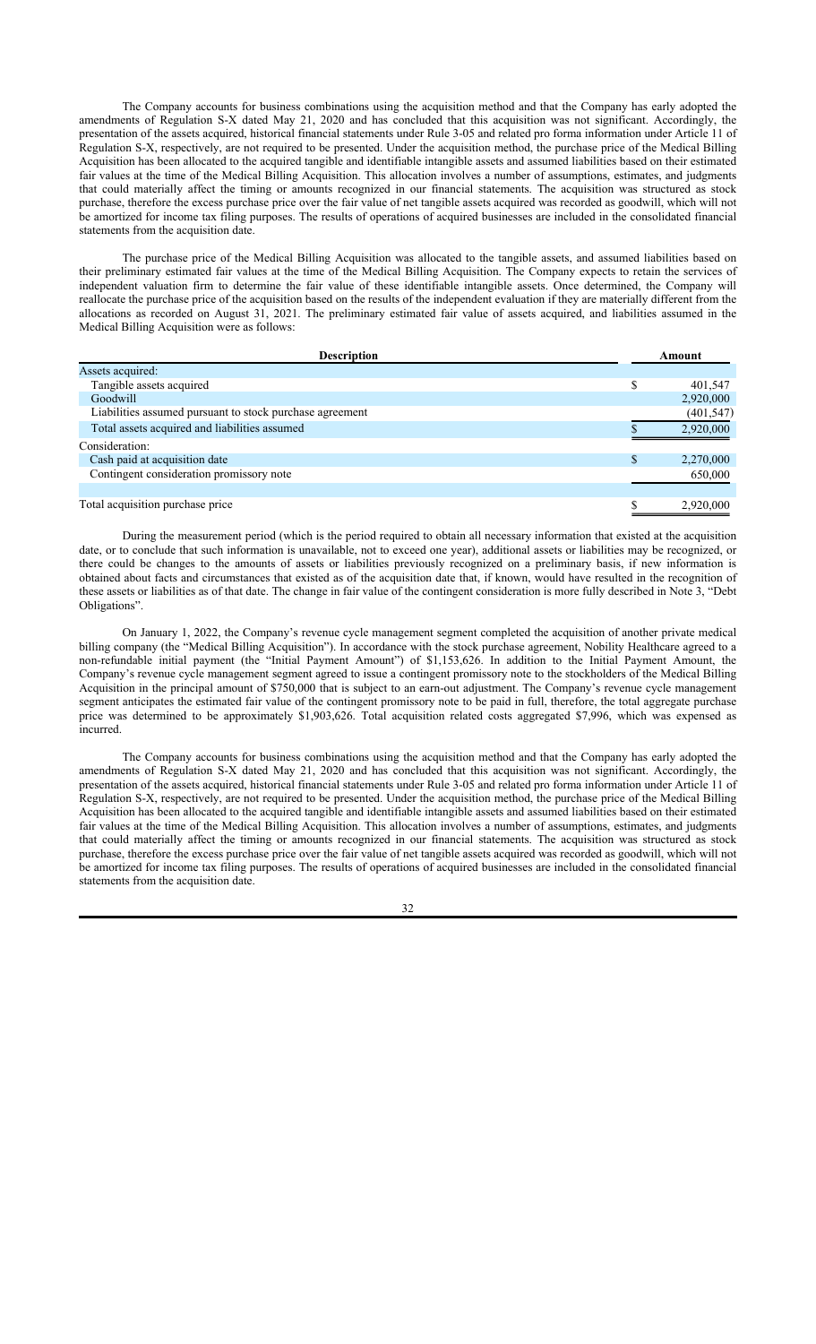The Company accounts for business combinations using the acquisition method and that the Company has early adopted the amendments of Regulation S-X dated May 21, 2020 and has concluded that this acquisition was not significant. Accordingly, the presentation of the assets acquired, historical financial statements under Rule 3-05 and related pro forma information under Article 11 of Regulation S-X, respectively, are not required to be presented. Under the acquisition method, the purchase price of the Medical Billing Acquisition has been allocated to the acquired tangible and identifiable intangible assets and assumed liabilities based on their estimated fair values at the time of the Medical Billing Acquisition. This allocation involves a number of assumptions, estimates, and judgments that could materially affect the timing or amounts recognized in our financial statements. The acquisition was structured as stock purchase, therefore the excess purchase price over the fair value of net tangible assets acquired was recorded as goodwill, which will not be amortized for income tax filing purposes. The results of operations of acquired businesses are included in the consolidated financial statements from the acquisition date.

The purchase price of the Medical Billing Acquisition was allocated to the tangible assets, and assumed liabilities based on their preliminary estimated fair values at the time of the Medical Billing Acquisition. The Company expects to retain the services of independent valuation firm to determine the fair value of these identifiable intangible assets. Once determined, the Company will reallocate the purchase price of the acquisition based on the results of the independent evaluation if they are materially different from the allocations as recorded on August 31, 2021. The preliminary estimated fair value of assets acquired, and liabilities assumed in the Medical Billing Acquisition were as follows:

| Description | Amount |
|---|---|
| Assets acquired: | |
| Tangible assets acquired | $ 401,547 |
| Goodwill | 2,920,000 |
| Liabilities assumed pursuant to stock purchase agreement | (401,547) |
| Total assets acquired and liabilities assumed | $ 2,920,000 |
| Consideration: | |
| Cash paid at acquisition date | $ 2,270,000 |
| Contingent consideration promissory note | 650,000 |
| | |
| Total acquisition purchase price | $ 2,920,000 |

During the measurement period (which is the period required to obtain all necessary information that existed at the acquisition date, or to conclude that such information is unavailable, not to exceed one year), additional assets or liabilities may be recognized, or there could be changes to the amounts of assets or liabilities previously recognized on a preliminary basis, if new information is obtained about facts and circumstances that existed as of the acquisition date that, if known, would have resulted in the recognition of these assets or liabilities as of that date. The change in fair value of the contingent consideration is more fully described in Note 3, "Debt Obligations".

On January 1, 2022, the Company's revenue cycle management segment completed the acquisition of another private medical billing company (the "Medical Billing Acquisition"). In accordance with the stock purchase agreement, Nobility Healthcare agreed to a non-refundable initial payment (the "Initial Payment Amount") of $1,153,626. In addition to the Initial Payment Amount, the Company's revenue cycle management segment agreed to issue a contingent promissory note to the stockholders of the Medical Billing Acquisition in the principal amount of $750,000 that is subject to an earn-out adjustment. The Company's revenue cycle management segment anticipates the estimated fair value of the contingent promissory note to be paid in full, therefore, the total aggregate purchase price was determined to be approximately $1,903,626. Total acquisition related costs aggregated $7,996, which was expensed as incurred.

The Company accounts for business combinations using the acquisition method and that the Company has early adopted the amendments of Regulation S-X dated May 21, 2020 and has concluded that this acquisition was not significant. Accordingly, the presentation of the assets acquired, historical financial statements under Rule 3-05 and related pro forma information under Article 11 of Regulation S-X, respectively, are not required to be presented. Under the acquisition method, the purchase price of the Medical Billing Acquisition has been allocated to the acquired tangible and identifiable intangible assets and assumed liabilities based on their estimated fair values at the time of the Medical Billing Acquisition. This allocation involves a number of assumptions, estimates, and judgments that could materially affect the timing or amounts recognized in our financial statements. The acquisition was structured as stock purchase, therefore the excess purchase price over the fair value of net tangible assets acquired was recorded as goodwill, which will not be amortized for income tax filing purposes. The results of operations of acquired businesses are included in the consolidated financial statements from the acquisition date.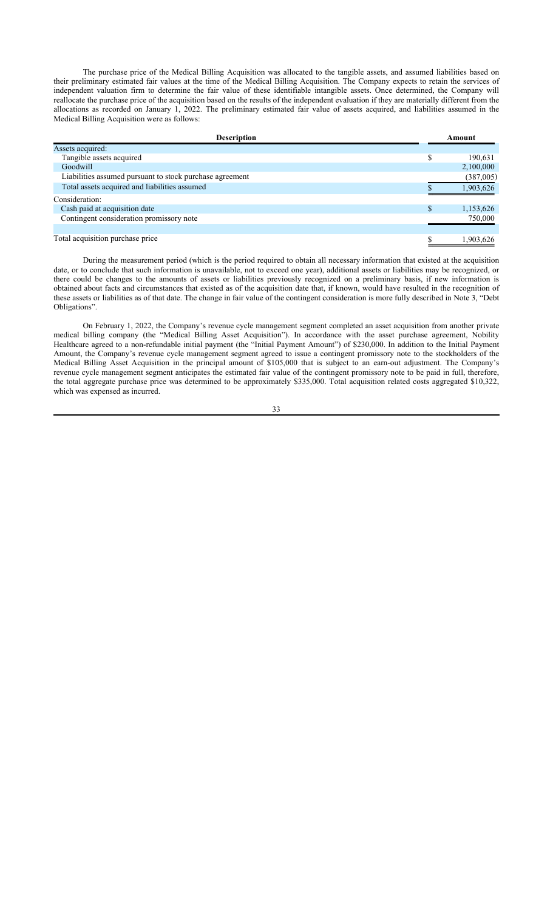The purchase price of the Medical Billing Acquisition was allocated to the tangible assets, and assumed liabilities based on their preliminary estimated fair values at the time of the Medical Billing Acquisition. The Company expects to retain the services of independent valuation firm to determine the fair value of these identifiable intangible assets. Once determined, the Company will reallocate the purchase price of the acquisition based on the results of the independent evaluation if they are materially different from the allocations as recorded on January 1, 2022. The preliminary estimated fair value of assets acquired, and liabilities assumed in the Medical Billing Acquisition were as follows:

| Description | | Amount |
|---|---|---|
| Assets acquired: | | |
| Tangible assets acquired | $ | 190,631 |
| Goodwill | | 2,100,000 |
| Liabilities assumed pursuant to stock purchase agreement | | (387,005) |
| Total assets acquired and liabilities assumed | $ | 1,903,626 |
| Consideration: | | |
| Cash paid at acquisition date | $ | 1,153,626 |
| Contingent consideration promissory note | | 750,000 |
| | | |
| Total acquisition purchase price | $ | 1,903,626 |

During the measurement period (which is the period required to obtain all necessary information that existed at the acquisition date, or to conclude that such information is unavailable, not to exceed one year), additional assets or liabilities may be recognized, or there could be changes to the amounts of assets or liabilities previously recognized on a preliminary basis, if new information is obtained about facts and circumstances that existed as of the acquisition date that, if known, would have resulted in the recognition of these assets or liabilities as of that date. The change in fair value of the contingent consideration is more fully described in Note 3, "Debt Obligations".

On February 1, 2022, the Company's revenue cycle management segment completed an asset acquisition from another private medical billing company (the "Medical Billing Asset Acquisition"). In accordance with the asset purchase agreement, Nobility Healthcare agreed to a non-refundable initial payment (the "Initial Payment Amount") of $230,000. In addition to the Initial Payment Amount, the Company's revenue cycle management segment agreed to issue a contingent promissory note to the stockholders of the Medical Billing Asset Acquisition in the principal amount of $105,000 that is subject to an earn-out adjustment. The Company's revenue cycle management segment anticipates the estimated fair value of the contingent promissory note to be paid in full, therefore, the total aggregate purchase price was determined to be approximately $335,000. Total acquisition related costs aggregated $10,322, which was expensed as incurred.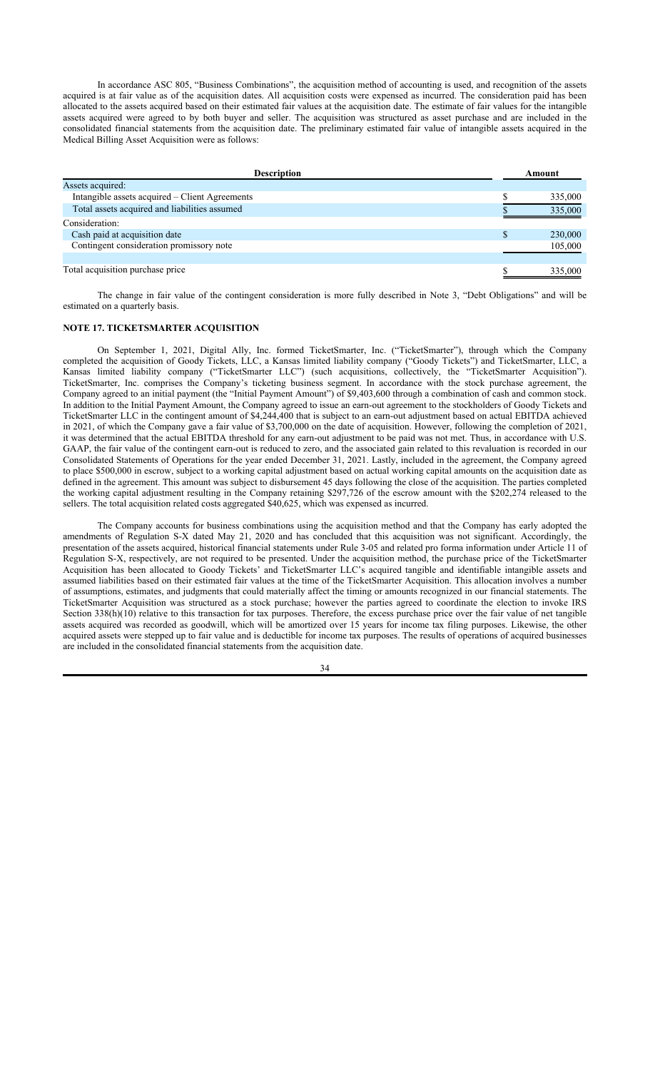In accordance ASC 805, "Business Combinations", the acquisition method of accounting is used, and recognition of the assets acquired is at fair value as of the acquisition dates. All acquisition costs were expensed as incurred. The consideration paid has been allocated to the assets acquired based on their estimated fair values at the acquisition date. The estimate of fair values for the intangible assets acquired were agreed to by both buyer and seller. The acquisition was structured as asset purchase and are included in the consolidated financial statements from the acquisition date. The preliminary estimated fair value of intangible assets acquired in the Medical Billing Asset Acquisition were as follows:

| Description | Amount |
| --- | --- |
| Assets acquired: | |
| Intangible assets acquired – Client Agreements | $ 335,000 |
| Total assets acquired and liabilities assumed | $ 335,000 |
| Consideration: | |
| Cash paid at acquisition date | $ 230,000 |
| Contingent consideration promissory note | 105,000 |
| | |
| Total acquisition purchase price | $ 335,000 |

The change in fair value of the contingent consideration is more fully described in Note 3, "Debt Obligations" and will be estimated on a quarterly basis.

## NOTE 17. TICKETSMARTER ACQUISITION

On September 1, 2021, Digital Ally, Inc. formed TicketSmarter, Inc. ("TicketSmarter"), through which the Company completed the acquisition of Goody Tickets, LLC, a Kansas limited liability company ("Goody Tickets") and TicketSmarter, LLC, a Kansas limited liability company ("TicketSmarter LLC") (such acquisitions, collectively, the "TicketSmarter Acquisition"). TicketSmarter, Inc. comprises the Company's ticketing business segment. In accordance with the stock purchase agreement, the Company agreed to an initial payment (the "Initial Payment Amount") of $9,403,600 through a combination of cash and common stock. In addition to the Initial Payment Amount, the Company agreed to issue an earn-out agreement to the stockholders of Goody Tickets and TicketSmarter LLC in the contingent amount of $4,244,400 that is subject to an earn-out adjustment based on actual EBITDA achieved in 2021, of which the Company gave a fair value of $3,700,000 on the date of acquisition. However, following the completion of 2021, it was determined that the actual EBITDA threshold for any earn-out adjustment to be paid was not met. Thus, in accordance with U.S. GAAP, the fair value of the contingent earn-out is reduced to zero, and the associated gain related to this revaluation is recorded in our Consolidated Statements of Operations for the year ended December 31, 2021. Lastly, included in the agreement, the Company agreed to place $500,000 in escrow, subject to a working capital adjustment based on actual working capital amounts on the acquisition date as defined in the agreement. This amount was subject to disbursement 45 days following the close of the acquisition. The parties completed the working capital adjustment resulting in the Company retaining $297,726 of the escrow amount with the $202,274 released to the sellers. The total acquisition related costs aggregated $40,625, which was expensed as incurred.

The Company accounts for business combinations using the acquisition method and that the Company has early adopted the amendments of Regulation S-X dated May 21, 2020 and has concluded that this acquisition was not significant. Accordingly, the presentation of the assets acquired, historical financial statements under Rule 3-05 and related pro forma information under Article 11 of Regulation S-X, respectively, are not required to be presented. Under the acquisition method, the purchase price of the TicketSmarter Acquisition has been allocated to Goody Tickets' and TicketSmarter LLC's acquired tangible and identifiable intangible assets and assumed liabilities based on their estimated fair values at the time of the TicketSmarter Acquisition. This allocation involves a number of assumptions, estimates, and judgments that could materially affect the timing or amounts recognized in our financial statements. The TicketSmarter Acquisition was structured as a stock purchase; however the parties agreed to coordinate the election to invoke IRS Section 338(h)(10) relative to this transaction for tax purposes. Therefore, the excess purchase price over the fair value of net tangible assets acquired was recorded as goodwill, which will be amortized over 15 years for income tax filing purposes. Likewise, the other acquired assets were stepped up to fair value and is deductible for income tax purposes. The results of operations of acquired businesses are included in the consolidated financial statements from the acquisition date.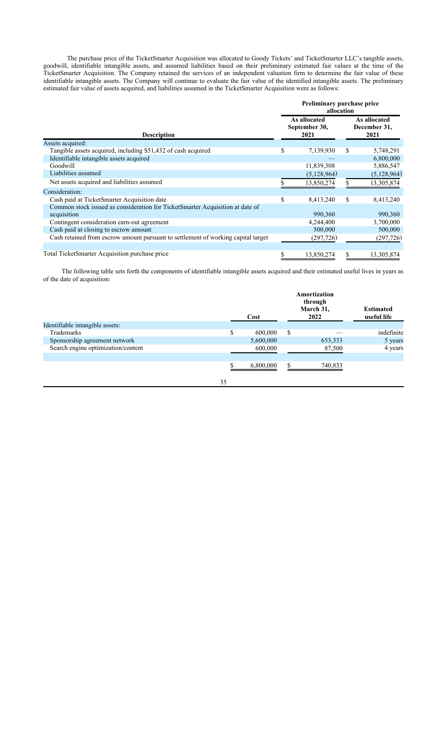The purchase price of the TicketSmarter Acquisition was allocated to Goody Tickets' and TicketSmarter LLC's tangible assets, goodwill, identifiable intangible assets, and assumed liabilities based on their preliminary estimated fair values at the time of the TicketSmarter Acquisition. The Company retained the services of an independent valuation firm to determine the fair value of these identifiable intangible assets. The Company will continue to evaluate the fair value of the identified intangible assets. The preliminary estimated fair value of assets acquired, and liabilities assumed in the TicketSmarter Acquisition were as follows:

| | Preliminary purchase price allocation | |
|---|---|---|
| **Description** | **As allocated September 30, 2021** | **As allocated December 31, 2021** |
| Assets acquired: | | |
| Tangible assets acquired, including $51,432 of cash acquired | $ 7,139,930 | $ 5,748,291 |
| Identifiable intangible assets acquired | — | 6,800,000 |
| Goodwill | 11,839,308 | 5,886,547 |
| Liabilities assumed | (5,128,964) | (5,128,964) |
| Net assets acquired and liabilities assumed | $ 13,850,274 | $ 13,305,874 |
| Consideration: | | |
| Cash paid at TicketSmarter Acquisition date | $ 8,413,240 | $ 8,413,240 |
| Common stock issued as consideration for TicketSmarter Acquisition at date of acquisition | 990,360 | 990,360 |
| Contingent consideration earn-out agreement | 4,244,400 | 3,700,000 |
| Cash paid at closing to escrow amount | 500,000 | 500,000 |
| Cash retained from escrow amount pursuant to settlement of working capital target | (297,726) | (297,726) |
| Total TicketSmarter Acquisition purchase price | $ 13,850,274 | $ 13,305,874 |

The following table sets forth the components of identifiable intangible assets acquired and their estimated useful lives in years as of the date of acquisition:

| | Cost | Amortization through March 31, 2022 | Estimated useful life |
|---|---|---|---|
| Identifiable intangible assets: | | | |
| Trademarks | $ 600,000 | $ — | indefinite |
| Sponsorship agreement network | 5,600,000 | 653,333 | 5 years |
| Search engine optimization/content | 600,000 | 87,500 | 4 years |
| | $ 6,800,000 | $ 740,833 | |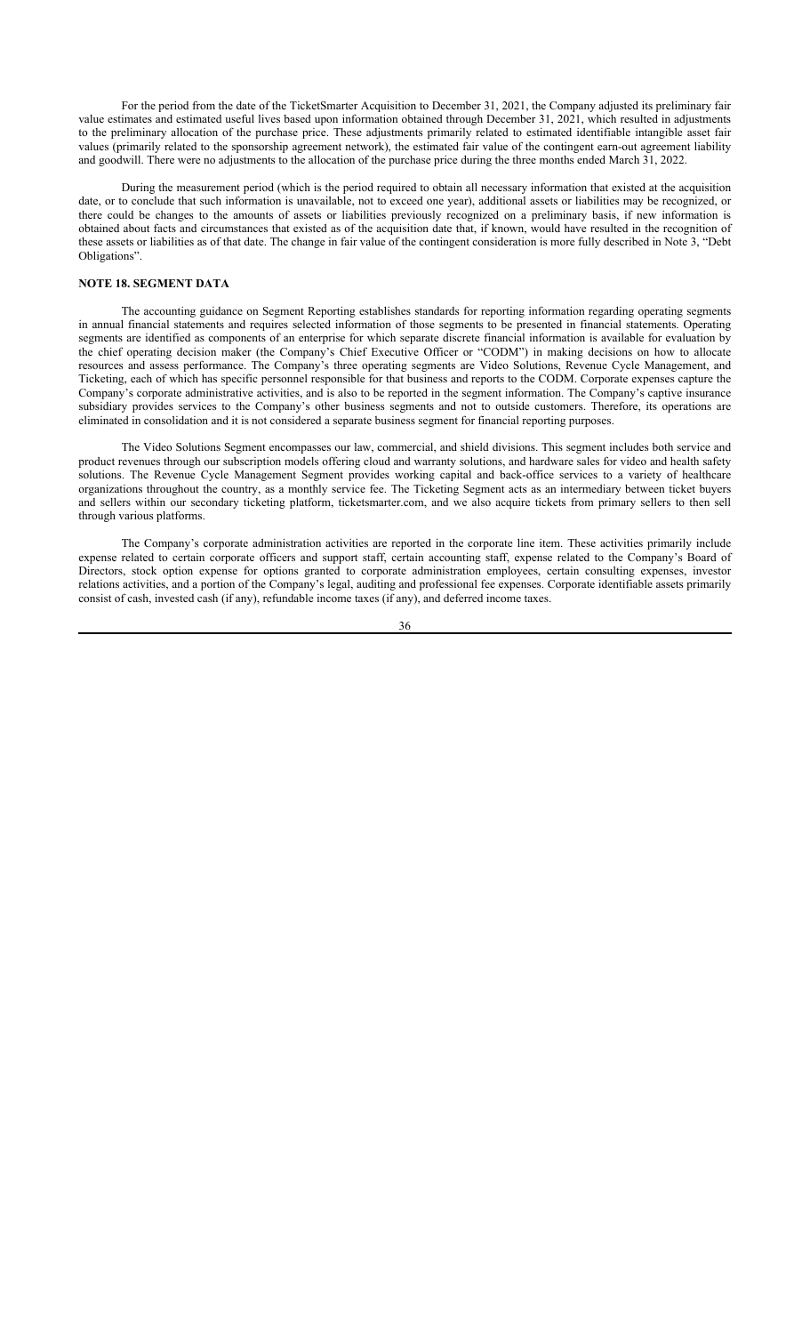For the period from the date of the TicketSmarter Acquisition to December 31, 2021, the Company adjusted its preliminary fair value estimates and estimated useful lives based upon information obtained through December 31, 2021, which resulted in adjustments to the preliminary allocation of the purchase price. These adjustments primarily related to estimated identifiable intangible asset fair values (primarily related to the sponsorship agreement network), the estimated fair value of the contingent earn-out agreement liability and goodwill. There were no adjustments to the allocation of the purchase price during the three months ended March 31, 2022.

During the measurement period (which is the period required to obtain all necessary information that existed at the acquisition date, or to conclude that such information is unavailable, not to exceed one year), additional assets or liabilities may be recognized, or there could be changes to the amounts of assets or liabilities previously recognized on a preliminary basis, if new information is obtained about facts and circumstances that existed as of the acquisition date that, if known, would have resulted in the recognition of these assets or liabilities as of that date. The change in fair value of the contingent consideration is more fully described in Note 3, "Debt Obligations".

**NOTE 18. SEGMENT DATA**

The accounting guidance on Segment Reporting establishes standards for reporting information regarding operating segments in annual financial statements and requires selected information of those segments to be presented in financial statements. Operating segments are identified as components of an enterprise for which separate discrete financial information is available for evaluation by the chief operating decision maker (the Company's Chief Executive Officer or "CODM") in making decisions on how to allocate resources and assess performance. The Company's three operating segments are Video Solutions, Revenue Cycle Management, and Ticketing, each of which has specific personnel responsible for that business and reports to the CODM. Corporate expenses capture the Company's corporate administrative activities, and is also to be reported in the segment information. The Company's captive insurance subsidiary provides services to the Company's other business segments and not to outside customers. Therefore, its operations are eliminated in consolidation and it is not considered a separate business segment for financial reporting purposes.

The Video Solutions Segment encompasses our law, commercial, and shield divisions. This segment includes both service and product revenues through our subscription models offering cloud and warranty solutions, and hardware sales for video and health safety solutions. The Revenue Cycle Management Segment provides working capital and back-office services to a variety of healthcare organizations throughout the country, as a monthly service fee. The Ticketing Segment acts as an intermediary between ticket buyers and sellers within our secondary ticketing platform, ticketsmarter.com, and we also acquire tickets from primary sellers to then sell through various platforms.

The Company's corporate administration activities are reported in the corporate line item. These activities primarily include expense related to certain corporate officers and support staff, certain accounting staff, expense related to the Company's Board of Directors, stock option expense for options granted to corporate administration employees, certain consulting expenses, investor relations activities, and a portion of the Company's legal, auditing and professional fee expenses. Corporate identifiable assets primarily consist of cash, invested cash (if any), refundable income taxes (if any), and deferred income taxes.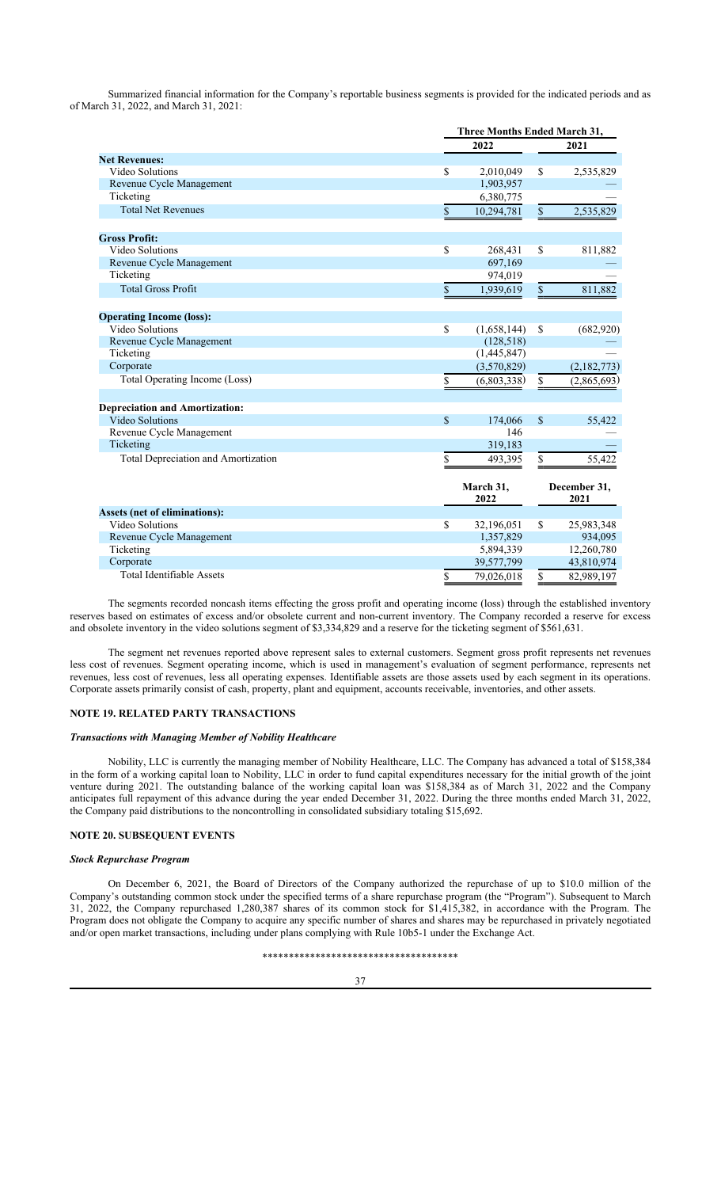Summarized financial information for the Company's reportable business segments is provided for the indicated periods and as of March 31, 2022, and March 31, 2021:

| | Three Months Ended March 31, | |
|---|---|---|
| | 2022 | 2021 |
| **Net Revenues:** | | |
| Video Solutions | $ 2,010,049 | $ 2,535,829 |
| Revenue Cycle Management | 1,903,957 | — |
| Ticketing | 6,380,775 | — |
| Total Net Revenues | $ 10,294,781 | $ 2,535,829 |
| **Gross Profit:** | | |
| Video Solutions | $ 268,431 | $ 811,882 |
| Revenue Cycle Management | 697,169 | — |
| Ticketing | 974,019 | — |
| Total Gross Profit | $ 1,939,619 | $ 811,882 |
| **Operating Income (loss):** | | |
| Video Solutions | $ (1,658,144) | $ (682,920) |
| Revenue Cycle Management | (128,518) | — |
| Ticketing | (1,445,847) | — |
| Corporate | (3,570,829) | (2,182,773) |
| Total Operating Income (Loss) | $ (6,803,338) | $ (2,865,693) |
| **Depreciation and Amortization:** | | |
| Video Solutions | $ 174,066 | $ 55,422 |
| Revenue Cycle Management | 146 | — |
| Ticketing | 319,183 | — |
| Total Depreciation and Amortization | $ 493,395 | $ 55,422 |
| | **March 31, 2022** | **December 31, 2021** |
| **Assets (net of eliminations):** | | |
| Video Solutions | $ 32,196,051 | $ 25,983,348 |
| Revenue Cycle Management | 1,357,829 | 934,095 |
| Ticketing | 5,894,339 | 12,260,780 |
| Corporate | 39,577,799 | 43,810,974 |
| Total Identifiable Assets | $ 79,026,018 | $ 82,989,197 |

The segments recorded noncash items effecting the gross profit and operating income (loss) through the established inventory reserves based on estimates of excess and/or obsolete current and non-current inventory. The Company recorded a reserve for excess and obsolete inventory in the video solutions segment of $3,334,829 and a reserve for the ticketing segment of $561,631.

The segment net revenues reported above represent sales to external customers. Segment gross profit represents net revenues less cost of revenues. Segment operating income, which is used in management's evaluation of segment performance, represents net revenues, less cost of revenues, less all operating expenses. Identifiable assets are those assets used by each segment in its operations. Corporate assets primarily consist of cash, property, plant and equipment, accounts receivable, inventories, and other assets.

## NOTE 19. RELATED PARTY TRANSACTIONS

### *Transactions with Managing Member of Nobility Healthcare*

Nobility, LLC is currently the managing member of Nobility Healthcare, LLC. The Company has advanced a total of $158,384 in the form of a working capital loan to Nobility, LLC in order to fund capital expenditures necessary for the initial growth of the joint venture during 2021. The outstanding balance of the working capital loan was $158,384 as of March 31, 2022 and the Company anticipates full repayment of this advance during the year ended December 31, 2022. During the three months ended March 31, 2022, the Company paid distributions to the noncontrolling in consolidated subsidiary totaling $15,692.

## NOTE 20. SUBSEQUENT EVENTS

### *Stock Repurchase Program*

On December 6, 2021, the Board of Directors of the Company authorized the repurchase of up to $10.0 million of the Company's outstanding common stock under the specified terms of a share repurchase program (the "Program"). Subsequent to March 31, 2022, the Company repurchased 1,280,387 shares of its common stock for $1,415,382, in accordance with the Program. The Program does not obligate the Company to acquire any specific number of shares and shares may be repurchased in privately negotiated and/or open market transactions, including under plans complying with Rule 10b5-1 under the Exchange Act.

\*\*\*\*\*\*\*\*\*\*\*\*\*\*\*\*\*\*\*\*\*\*\*\*\*\*\*\*\*\*\*\*\*\*\*\*\*\*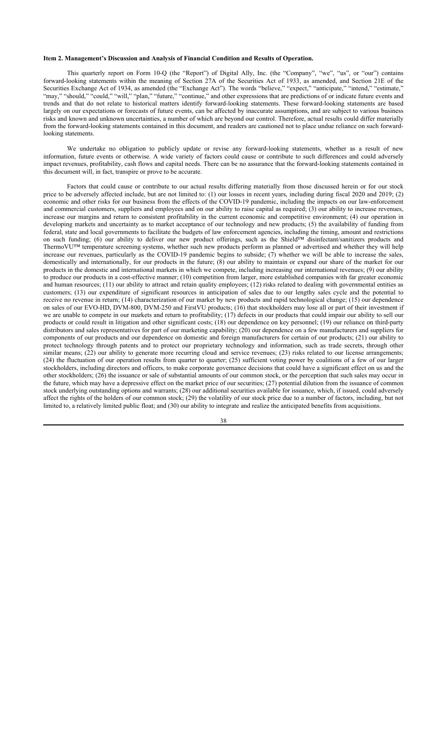**Item 2. Management's Discussion and Analysis of Financial Condition and Results of Operation.**

This quarterly report on Form 10-Q (the "Report") of Digital Ally, Inc. (the "Company", "we", "us", or "our") contains forward-looking statements within the meaning of Section 27A of the Securities Act of 1933, as amended, and Section 21E of the Securities Exchange Act of 1934, as amended (the "Exchange Act"). The words "believe," "expect," "anticipate," "intend," "estimate," "may," "should," "could," "will," "plan," "future," "continue," and other expressions that are predictions of or indicate future events and trends and that do not relate to historical matters identify forward-looking statements. These forward-looking statements are based largely on our expectations or forecasts of future events, can be affected by inaccurate assumptions, and are subject to various business risks and known and unknown uncertainties, a number of which are beyond our control. Therefore, actual results could differ materially from the forward-looking statements contained in this document, and readers are cautioned not to place undue reliance on such forward-looking statements.

We undertake no obligation to publicly update or revise any forward-looking statements, whether as a result of new information, future events or otherwise. A wide variety of factors could cause or contribute to such differences and could adversely impact revenues, profitability, cash flows and capital needs. There can be no assurance that the forward-looking statements contained in this document will, in fact, transpire or prove to be accurate.

Factors that could cause or contribute to our actual results differing materially from those discussed herein or for our stock price to be adversely affected include, but are not limited to: (1) our losses in recent years, including during fiscal 2020 and 2019; (2) economic and other risks for our business from the effects of the COVID-19 pandemic, including the impacts on our law-enforcement and commercial customers, suppliers and employees and on our ability to raise capital as required; (3) our ability to increase revenues, increase our margins and return to consistent profitability in the current economic and competitive environment; (4) our operation in developing markets and uncertainty as to market acceptance of our technology and new products; (5) the availability of funding from federal, state and local governments to facilitate the budgets of law enforcement agencies, including the timing, amount and restrictions on such funding; (6) our ability to deliver our new product offerings, such as the Shield™ disinfectant/sanitizers products and ThermoVU™ temperature screening systems, whether such new products perform as planned or advertised and whether they will help increase our revenues, particularly as the COVID-19 pandemic begins to subside; (7) whether we will be able to increase the sales, domestically and internationally, for our products in the future; (8) our ability to maintain or expand our share of the market for our products in the domestic and international markets in which we compete, including increasing our international revenues; (9) our ability to produce our products in a cost-effective manner; (10) competition from larger, more established companies with far greater economic and human resources; (11) our ability to attract and retain quality employees; (12) risks related to dealing with governmental entities as customers; (13) our expenditure of significant resources in anticipation of sales due to our lengthy sales cycle and the potential to receive no revenue in return; (14) characterization of our market by new products and rapid technological change; (15) our dependence on sales of our EVO-HD, DVM-800, DVM-250 and FirstVU products; (16) that stockholders may lose all or part of their investment if we are unable to compete in our markets and return to profitability; (17) defects in our products that could impair our ability to sell our products or could result in litigation and other significant costs; (18) our dependence on key personnel; (19) our reliance on third-party distributors and sales representatives for part of our marketing capability; (20) our dependence on a few manufacturers and suppliers for components of our products and our dependence on domestic and foreign manufacturers for certain of our products; (21) our ability to protect technology through patents and to protect our proprietary technology and information, such as trade secrets, through other similar means; (22) our ability to generate more recurring cloud and service revenues; (23) risks related to our license arrangements; (24) the fluctuation of our operation results from quarter to quarter; (25) sufficient voting power by coalitions of a few of our larger stockholders, including directors and officers, to make corporate governance decisions that could have a significant effect on us and the other stockholders; (26) the issuance or sale of substantial amounts of our common stock, or the perception that such sales may occur in the future, which may have a depressive effect on the market price of our securities; (27) potential dilution from the issuance of common stock underlying outstanding options and warrants; (28) our additional securities available for issuance, which, if issued, could adversely affect the rights of the holders of our common stock; (29) the volatility of our stock price due to a number of factors, including, but not limited to, a relatively limited public float; and (30) our ability to integrate and realize the anticipated benefits from acquisitions.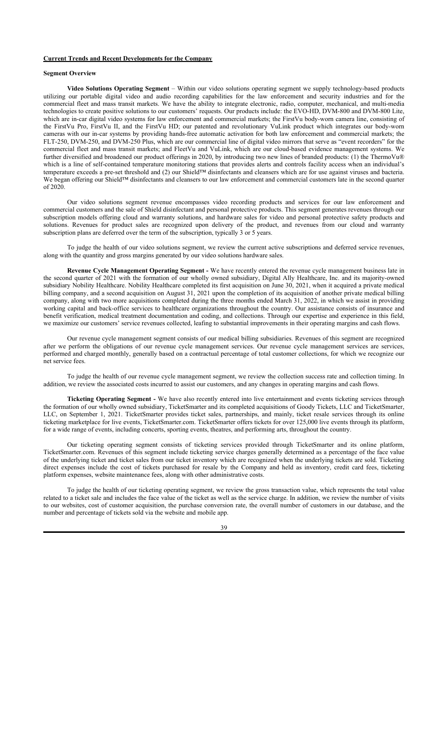**Current Trends and Recent Developments for the Company**

**Segment Overview**

**Video Solutions Operating Segment** – Within our video solutions operating segment we supply technology-based products utilizing our portable digital video and audio recording capabilities for the law enforcement and security industries and for the commercial fleet and mass transit markets. We have the ability to integrate electronic, radio, computer, mechanical, and multi-media technologies to create positive solutions to our customers' requests. Our products include: the EVO-HD, DVM-800 and DVM-800 Lite, which are in-car digital video systems for law enforcement and commercial markets; the FirstVu body-worn camera line, consisting of the FirstVu Pro, FirstVu II, and the FirstVu HD; our patented and revolutionary VuLink product which integrates our body-worn cameras with our in-car systems by providing hands-free automatic activation for both law enforcement and commercial markets; the FLT-250, DVM-250, and DVM-250 Plus, which are our commercial line of digital video mirrors that serve as "event recorders" for the commercial fleet and mass transit markets; and FleetVu and VuLink, which are our cloud-based evidence management systems. We further diversified and broadened our product offerings in 2020, by introducing two new lines of branded products: (1) the ThermoVu® which is a line of self-contained temperature monitoring stations that provides alerts and controls facility access when an individual's temperature exceeds a pre-set threshold and (2) our Shield™ disinfectants and cleansers which are for use against viruses and bacteria. We began offering our Shield™ disinfectants and cleansers to our law enforcement and commercial customers late in the second quarter of 2020.

Our video solutions segment revenue encompasses video recording products and services for our law enforcement and commercial customers and the sale of Shield disinfectant and personal protective products. This segment generates revenues through our subscription models offering cloud and warranty solutions, and hardware sales for video and personal protective safety products and solutions. Revenues for product sales are recognized upon delivery of the product, and revenues from our cloud and warranty subscription plans are deferred over the term of the subscription, typically 3 or 5 years.

To judge the health of our video solutions segment, we review the current active subscriptions and deferred service revenues, along with the quantity and gross margins generated by our video solutions hardware sales.

**Revenue Cycle Management Operating Segment -** We have recently entered the revenue cycle management business late in the second quarter of 2021 with the formation of our wholly owned subsidiary, Digital Ally Healthcare, Inc. and its majority-owned subsidiary Nobility Healthcare. Nobility Healthcare completed its first acquisition on June 30, 2021, when it acquired a private medical billing company, and a second acquisition on August 31, 2021 upon the completion of its acquisition of another private medical billing company, along with two more acquisitions completed during the three months ended March 31, 2022, in which we assist in providing working capital and back-office services to healthcare organizations throughout the country. Our assistance consists of insurance and benefit verification, medical treatment documentation and coding, and collections. Through our expertise and experience in this field, we maximize our customers' service revenues collected, leafing to substantial improvements in their operating margins and cash flows.

Our revenue cycle management segment consists of our medical billing subsidiaries. Revenues of this segment are recognized after we perform the obligations of our revenue cycle management services. Our revenue cycle management services are services, performed and charged monthly, generally based on a contractual percentage of total customer collections, for which we recognize our net service fees.

To judge the health of our revenue cycle management segment, we review the collection success rate and collection timing. In addition, we review the associated costs incurred to assist our customers, and any changes in operating margins and cash flows.

**Ticketing Operating Segment -** We have also recently entered into live entertainment and events ticketing services through the formation of our wholly owned subsidiary, TicketSmarter and its completed acquisitions of Goody Tickets, LLC and TicketSmarter, LLC, on September 1, 2021. TicketSmarter provides ticket sales, partnerships, and mainly, ticket resale services through its online ticketing marketplace for live events, TicketSmarter.com. TicketSmarter offers tickets for over 125,000 live events through its platform, for a wide range of events, including concerts, sporting events, theatres, and performing arts, throughout the country.

Our ticketing operating segment consists of ticketing services provided through TicketSmarter and its online platform, TicketSmarter.com. Revenues of this segment include ticketing service charges generally determined as a percentage of the face value of the underlying ticket and ticket sales from our ticket inventory which are recognized when the underlying tickets are sold. Ticketing direct expenses include the cost of tickets purchased for resale by the Company and held as inventory, credit card fees, ticketing platform expenses, website maintenance fees, along with other administrative costs.

To judge the health of our ticketing operating segment, we review the gross transaction value, which represents the total value related to a ticket sale and includes the face value of the ticket as well as the service charge. In addition, we review the number of visits to our websites, cost of customer acquisition, the purchase conversion rate, the overall number of customers in our database, and the number and percentage of tickets sold via the website and mobile app.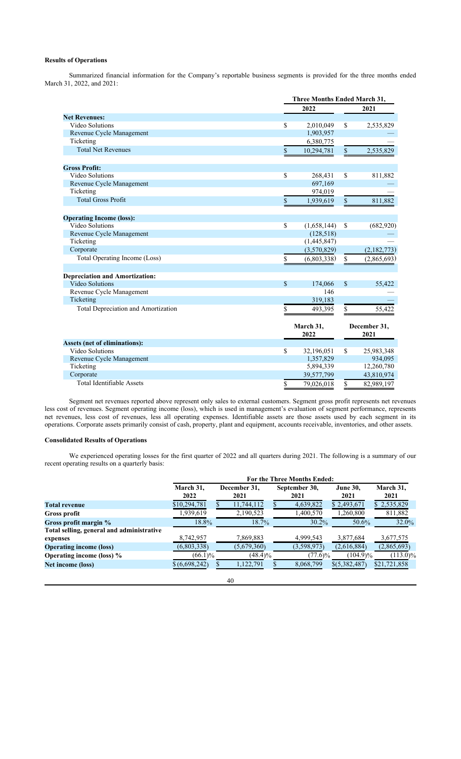### Results of Operations

Summarized financial information for the Company's reportable business segments is provided for the three months ended March 31, 2022, and 2021:

| | Three Months Ended March 31, | |
|---|---|---|
| | 2022 | 2021 |
| **Net Revenues:** | | |
| Video Solutions | $ 2,010,049 | $ 2,535,829 |
| Revenue Cycle Management | 1,903,957 | — |
| Ticketing | 6,380,775 | — |
| Total Net Revenues | $ 10,294,781 | $ 2,535,829 |
| **Gross Profit:** | | |
| Video Solutions | $ 268,431 | $ 811,882 |
| Revenue Cycle Management | 697,169 | — |
| Ticketing | 974,019 | — |
| Total Gross Profit | $ 1,939,619 | $ 811,882 |
| **Operating Income (loss):** | | |
| Video Solutions | $ (1,658,144) | $ (682,920) |
| Revenue Cycle Management | (128,518) | — |
| Ticketing | (1,445,847) | — |
| Corporate | (3,570,829) | (2,182,773) |
| Total Operating Income (Loss) | $ (6,803,338) | $ (2,865,693) |
| **Depreciation and Amortization:** | | |
| Video Solutions | $ 174,066 | $ 55,422 |
| Revenue Cycle Management | 146 | — |
| Ticketing | 319,183 | — |
| Total Depreciation and Amortization | $ 493,395 | $ 55,422 |
| | March 31, 2022 | December 31, 2021 |
| **Assets (net of eliminations):** | | |
| Video Solutions | $ 32,196,051 | $ 25,983,348 |
| Revenue Cycle Management | 1,357,829 | 934,095 |
| Ticketing | 5,894,339 | 12,260,780 |
| Corporate | 39,577,799 | 43,810,974 |
| Total Identifiable Assets | $ 79,026,018 | $ 82,989,197 |

Segment net revenues reported above represent only sales to external customers. Segment gross profit represents net revenues less cost of revenues. Segment operating income (loss), which is used in management's evaluation of segment performance, represents net revenues, less cost of revenues, less all operating expenses. Identifiable assets are those assets used by each segment in its operations. Corporate assets primarily consist of cash, property, plant and equipment, accounts receivable, inventories, and other assets.

### Consolidated Results of Operations

We experienced operating losses for the first quarter of 2022 and all quarters during 2021. The following is a summary of our recent operating results on a quarterly basis:

| | For the Three Months Ended: | | | | |
|---|---|---|---|---|---|
| | March 31, 2022 | December 31, 2021 | September 30, 2021 | June 30, 2021 | March 31, 2021 |
| **Total revenue** | $10,294,781 | $ 11,744,112 | $ 4,639,822 | $ 2,493,671 | $ 2,535,829 |
| **Gross profit** | 1,939,619 | 2,190,523 | 1,400,570 | 1,260,800 | 811,882 |
| **Gross profit margin %** | 18.8% | 18.7% | 30.2% | 50.6% | 32.0% |
| **Total selling, general and administrative expenses** | 8,742,957 | 7,869,883 | 4,999,543 | 3,877,684 | 3,677,575 |
| **Operating income (loss)** | (6,803,338) | (5,679,360) | (3,598,973) | (2,616,884) | (2,865,693) |
| **Operating income (loss) %** | (66.1)% | (48.4)% | (77.6)% | (104.9)% | (113.0)% |
| **Net income (loss)** | $ (6,698,242) | $ 1,122,791 | $ 8,068,799 | $(5,382,487) | $21,721,858 |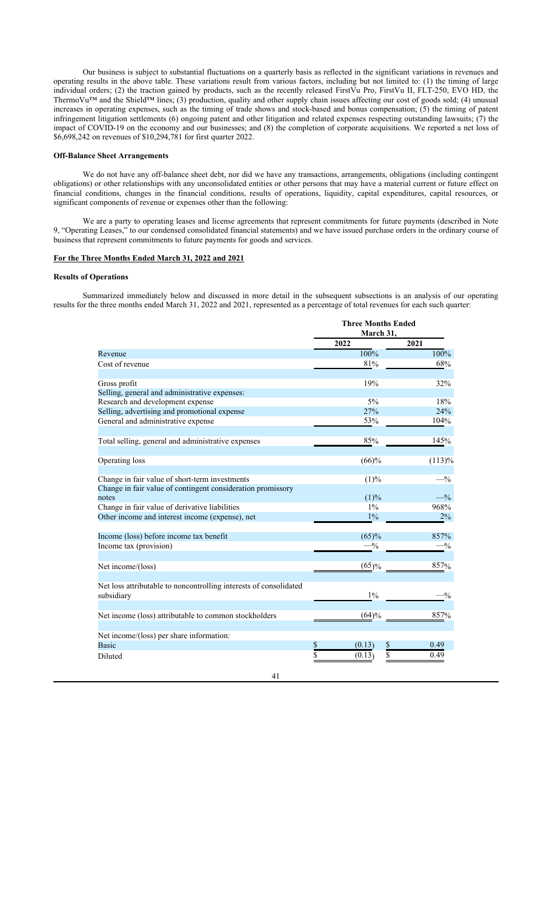Our business is subject to substantial fluctuations on a quarterly basis as reflected in the significant variations in revenues and operating results in the above table. These variations result from various factors, including but not limited to: (1) the timing of large individual orders; (2) the traction gained by products, such as the recently released FirstVu Pro, FirstVu II, FLT-250, EVO HD, the ThermoVu™ and the Shield™ lines; (3) production, quality and other supply chain issues affecting our cost of goods sold; (4) unusual increases in operating expenses, such as the timing of trade shows and stock-based and bonus compensation; (5) the timing of patent infringement litigation settlements (6) ongoing patent and other litigation and related expenses respecting outstanding lawsuits; (7) the impact of COVID-19 on the economy and our businesses; and (8) the completion of corporate acquisitions. We reported a net loss of $6,698,242 on revenues of $10,294,781 for first quarter 2022.

### Off-Balance Sheet Arrangements

We do not have any off-balance sheet debt, nor did we have any transactions, arrangements, obligations (including contingent obligations) or other relationships with any unconsolidated entities or other persons that may have a material current or future effect on financial conditions, changes in the financial conditions, results of operations, liquidity, capital expenditures, capital resources, or significant components of revenue or expenses other than the following:

We are a party to operating leases and license agreements that represent commitments for future payments (described in Note 9, "Operating Leases," to our condensed consolidated financial statements) and we have issued purchase orders in the ordinary course of business that represent commitments to future payments for goods and services.

### For the Three Months Ended March 31, 2022 and 2021

### Results of Operations

Summarized immediately below and discussed in more detail in the subsequent subsections is an analysis of our operating results for the three months ended March 31, 2022 and 2021, represented as a percentage of total revenues for each such quarter:

| | Three Months Ended March 31, | |
|---|---|---|
| | 2022 | 2021 |
| Revenue | 100% | 100% |
| Cost of revenue | 81% | 68% |
| Gross profit | 19% | 32% |
| Selling, general and administrative expenses: | | |
| Research and development expense | 5% | 18% |
| Selling, advertising and promotional expense | 27% | 24% |
| General and administrative expense | 53% | 104% |
| Total selling, general and administrative expenses | 85% | 145% |
| Operating loss | (66)% | (113)% |
| Change in fair value of short-term investments | (1)% | —% |
| Change in fair value of contingent consideration promissory notes | (1)% | —% |
| Change in fair value of derivative liabilities | 1% | 968% |
| Other income and interest income (expense), net | 1% | 2% |
| Income (loss) before income tax benefit | (65)% | 857% |
| Income tax (provision) | —% | —% |
| Net income/(loss) | (65)% | 857% |
| Net loss attributable to noncontrolling interests of consolidated subsidiary | 1% | —% |
| Net income (loss) attributable to common stockholders | (64)% | 857% |
| Net income/(loss) per share information: | | |
| Basic | $ (0.13) | $ 0.49 |
| Diluted | $ (0.13) | $ 0.49 |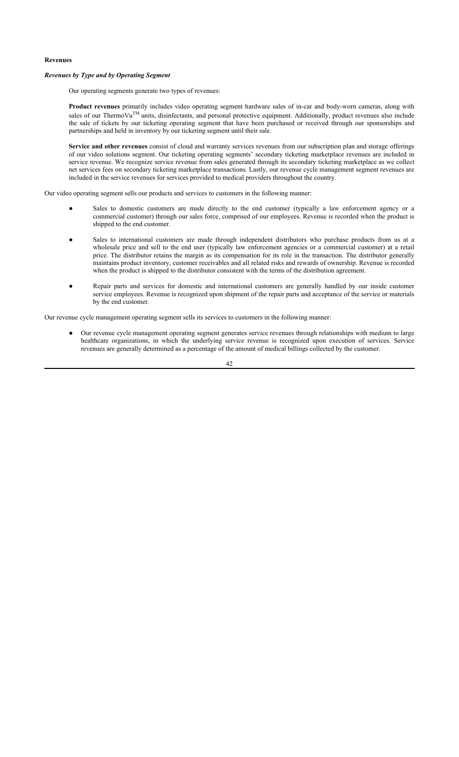**Revenues**

***Revenues by Type and by Operating Segment***

Our operating segments generate two types of revenues:

**Product revenues** primarily includes video operating segment hardware sales of in-car and body-worn cameras, along with sales of our ThermoVu$^{TM}$ units, disinfectants, and personal protective equipment. Additionally, product revenues also include the sale of tickets by our ticketing operating segment that have been purchased or received through our sponsorships and partnerships and held in inventory by our ticketing segment until their sale.

**Service and other revenues** consist of cloud and warranty services revenues from our subscription plan and storage offerings of our video solutions segment. Our ticketing operating segments' secondary ticketing marketplace revenues are included in service revenue. We recognize service revenue from sales generated through its secondary ticketing marketplace as we collect net services fees on secondary ticketing marketplace transactions. Lastly, our revenue cycle management segment revenues are included in the service revenues for services provided to medical providers throughout the country.

Our video operating segment sells our products and services to customers in the following manner:

- Sales to domestic customers are made directly to the end customer (typically a law enforcement agency or a commercial customer) through our sales force, comprised of our employees. Revenue is recorded when the product is shipped to the end customer.
- Sales to international customers are made through independent distributors who purchase products from us at a wholesale price and sell to the end user (typically law enforcement agencies or a commercial customer) at a retail price. The distributor retains the margin as its compensation for its role in the transaction. The distributor generally maintains product inventory, customer receivables and all related risks and rewards of ownership. Revenue is recorded when the product is shipped to the distributor consistent with the terms of the distribution agreement.
- Repair parts and services for domestic and international customers are generally handled by our inside customer service employees. Revenue is recognized upon shipment of the repair parts and acceptance of the service or materials by the end customer.

Our revenue cycle management operating segment sells its services to customers in the following manner:

- Our revenue cycle management operating segment generates service revenues through relationships with medium to large healthcare organizations, in which the underlying service revenue is recognized upon execution of services. Service revenues are generally determined as a percentage of the amount of medical billings collected by the customer.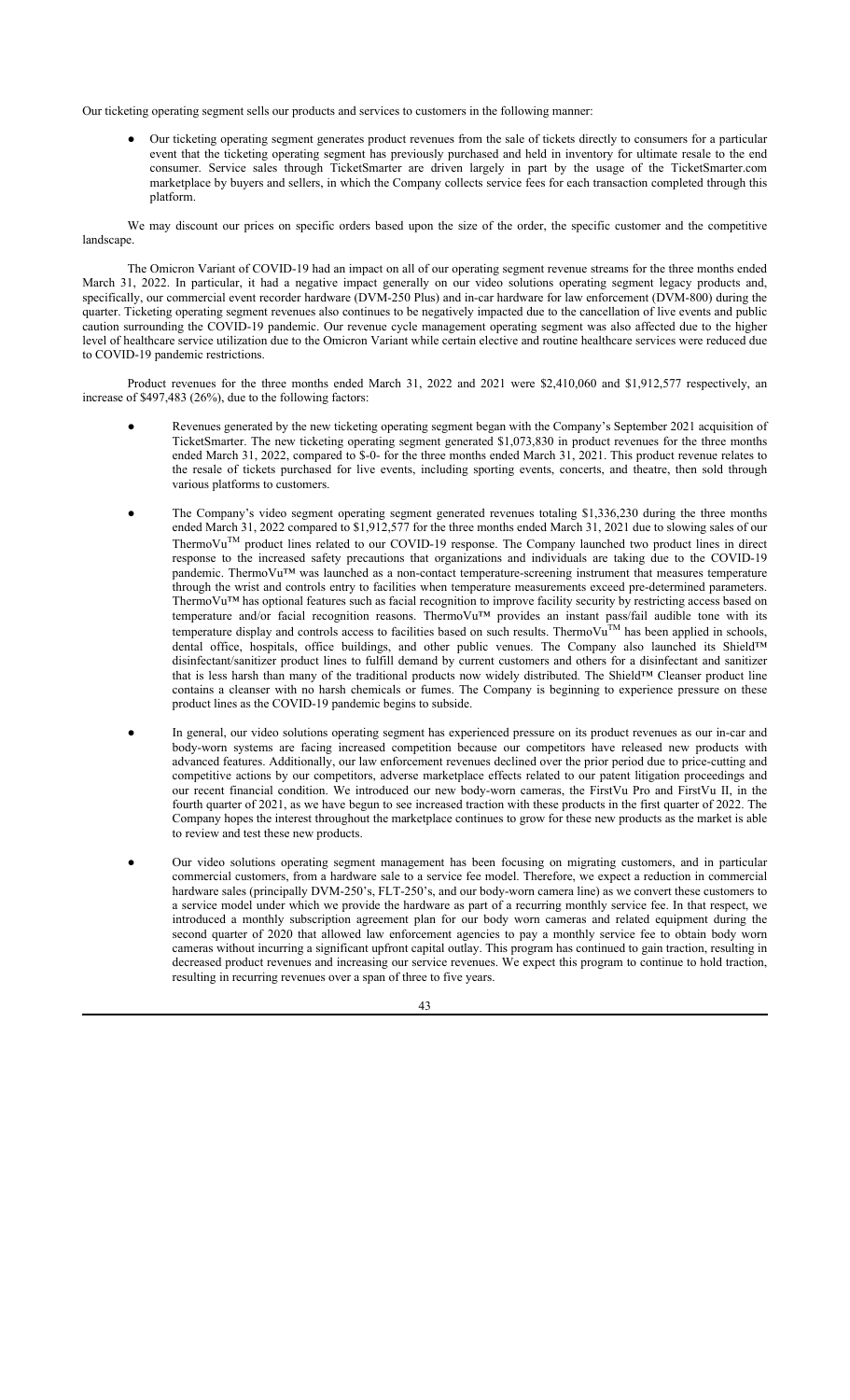Our ticketing operating segment sells our products and services to customers in the following manner:

- Our ticketing operating segment generates product revenues from the sale of tickets directly to consumers for a particular event that the ticketing operating segment has previously purchased and held in inventory for ultimate resale to the end consumer. Service sales through TicketSmarter are driven largely in part by the usage of the TicketSmarter.com marketplace by buyers and sellers, in which the Company collects service fees for each transaction completed through this platform.

We may discount our prices on specific orders based upon the size of the order, the specific customer and the competitive landscape.

The Omicron Variant of COVID-19 had an impact on all of our operating segment revenue streams for the three months ended March 31, 2022. In particular, it had a negative impact generally on our video solutions operating segment legacy products and, specifically, our commercial event recorder hardware (DVM-250 Plus) and in-car hardware for law enforcement (DVM-800) during the quarter. Ticketing operating segment revenues also continues to be negatively impacted due to the cancellation of live events and public caution surrounding the COVID-19 pandemic. Our revenue cycle management operating segment was also affected due to the higher level of healthcare service utilization due to the Omicron Variant while certain elective and routine healthcare services were reduced due to COVID-19 pandemic restrictions.

Product revenues for the three months ended March 31, 2022 and 2021 were $2,410,060 and $1,912,577 respectively, an increase of $497,483 (26%), due to the following factors:

- Revenues generated by the new ticketing operating segment began with the Company's September 2021 acquisition of TicketSmarter. The new ticketing operating segment generated $1,073,830 in product revenues for the three months ended March 31, 2022, compared to $-0- for the three months ended March 31, 2021. This product revenue relates to the resale of tickets purchased for live events, including sporting events, concerts, and theatre, then sold through various platforms to customers.

- The Company's video segment operating segment generated revenues totaling $1,336,230 during the three months ended March 31, 2022 compared to $1,912,577 for the three months ended March 31, 2021 due to slowing sales of our ThermoVu™ product lines related to our COVID-19 response. The Company launched two product lines in direct response to the increased safety precautions that organizations and individuals are taking due to the COVID-19 pandemic. ThermoVu™ was launched as a non-contact temperature-screening instrument that measures temperature through the wrist and controls entry to facilities when temperature measurements exceed pre-determined parameters. ThermoVu™ has optional features such as facial recognition to improve facility security by restricting access based on temperature and/or facial recognition reasons. ThermoVu™ provides an instant pass/fail audible tone with its temperature display and controls access to facilities based on such results. ThermoVu™ has been applied in schools, dental office, hospitals, office buildings, and other public venues. The Company also launched its Shield™ disinfectant/sanitizer product lines to fulfill demand by current customers and others for a disinfectant and sanitizer that is less harsh than many of the traditional products now widely distributed. The Shield™ Cleanser product line contains a cleanser with no harsh chemicals or fumes. The Company is beginning to experience pressure on these product lines as the COVID-19 pandemic begins to subside.

- In general, our video solutions operating segment has experienced pressure on its product revenues as our in-car and body-worn systems are facing increased competition because our competitors have released new products with advanced features. Additionally, our law enforcement revenues declined over the prior period due to price-cutting and competitive actions by our competitors, adverse marketplace effects related to our patent litigation proceedings and our recent financial condition. We introduced our new body-worn cameras, the FirstVu Pro and FirstVu II, in the fourth quarter of 2021, as we have begun to see increased traction with these products in the first quarter of 2022. The Company hopes the interest throughout the marketplace continues to grow for these new products as the market is able to review and test these new products.

- Our video solutions operating segment management has been focusing on migrating customers, and in particular commercial customers, from a hardware sale to a service fee model. Therefore, we expect a reduction in commercial hardware sales (principally DVM-250's, FLT-250's, and our body-worn camera line) as we convert these customers to a service model under which we provide the hardware as part of a recurring monthly service fee. In that respect, we introduced a monthly subscription agreement plan for our body worn cameras and related equipment during the second quarter of 2020 that allowed law enforcement agencies to pay a monthly service fee to obtain body worn cameras without incurring a significant upfront capital outlay. This program has continued to gain traction, resulting in decreased product revenues and increasing our service revenues. We expect this program to continue to hold traction, resulting in recurring revenues over a span of three to five years.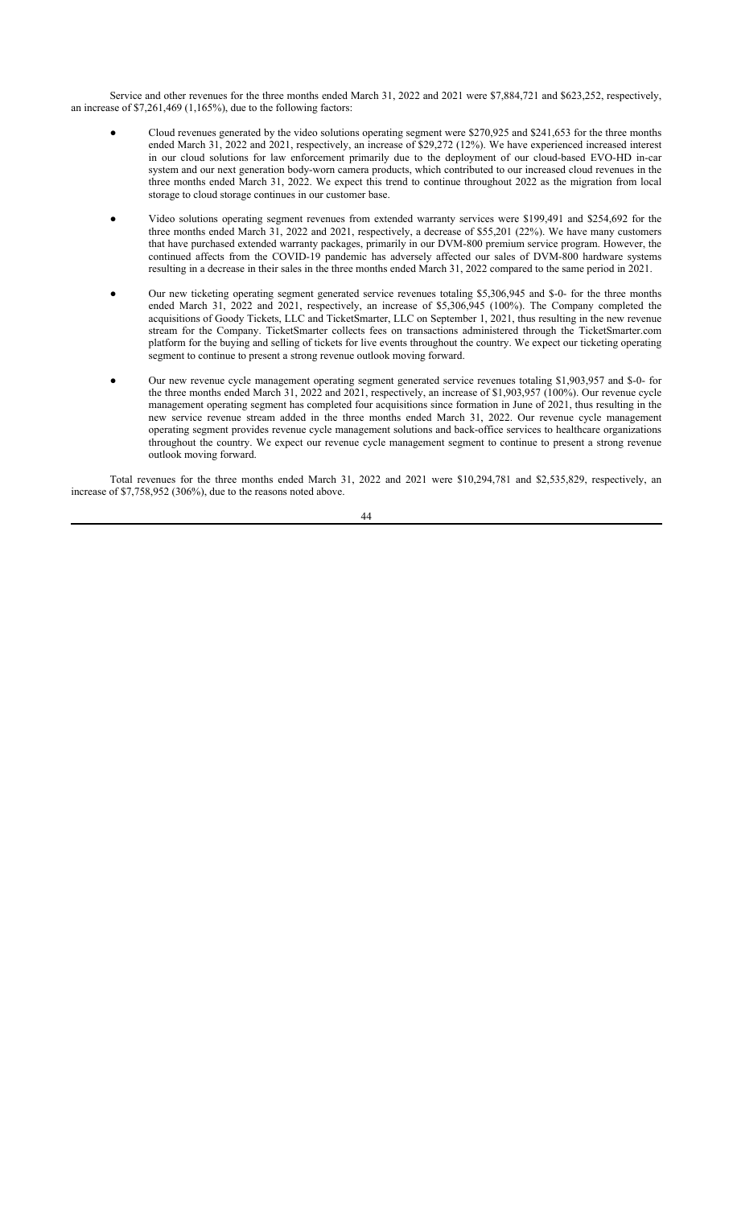Service and other revenues for the three months ended March 31, 2022 and 2021 were $7,884,721 and $623,252, respectively, an increase of $7,261,469 (1,165%), due to the following factors:

- Cloud revenues generated by the video solutions operating segment were $270,925 and $241,653 for the three months ended March 31, 2022 and 2021, respectively, an increase of $29,272 (12%). We have experienced increased interest in our cloud solutions for law enforcement primarily due to the deployment of our cloud-based EVO-HD in-car system and our next generation body-worn camera products, which contributed to our increased cloud revenues in the three months ended March 31, 2022. We expect this trend to continue throughout 2022 as the migration from local storage to cloud storage continues in our customer base.

- Video solutions operating segment revenues from extended warranty services were $199,491 and $254,692 for the three months ended March 31, 2022 and 2021, respectively, a decrease of $55,201 (22%). We have many customers that have purchased extended warranty packages, primarily in our DVM-800 premium service program. However, the continued affects from the COVID-19 pandemic has adversely affected our sales of DVM-800 hardware systems resulting in a decrease in their sales in the three months ended March 31, 2022 compared to the same period in 2021.

- Our new ticketing operating segment generated service revenues totaling $5,306,945 and $-0- for the three months ended March 31, 2022 and 2021, respectively, an increase of $5,306,945 (100%). The Company completed the acquisitions of Goody Tickets, LLC and TicketSmarter, LLC on September 1, 2021, thus resulting in the new revenue stream for the Company. TicketSmarter collects fees on transactions administered through the TicketSmarter.com platform for the buying and selling of tickets for live events throughout the country. We expect our ticketing operating segment to continue to present a strong revenue outlook moving forward.

- Our new revenue cycle management operating segment generated service revenues totaling $1,903,957 and $-0- for the three months ended March 31, 2022 and 2021, respectively, an increase of $1,903,957 (100%). Our revenue cycle management operating segment has completed four acquisitions since formation in June of 2021, thus resulting in the new service revenue stream added in the three months ended March 31, 2022. Our revenue cycle management operating segment provides revenue cycle management solutions and back-office services to healthcare organizations throughout the country. We expect our revenue cycle management segment to continue to present a strong revenue outlook moving forward.

Total revenues for the three months ended March 31, 2022 and 2021 were $10,294,781 and $2,535,829, respectively, an increase of $7,758,952 (306%), due to the reasons noted above.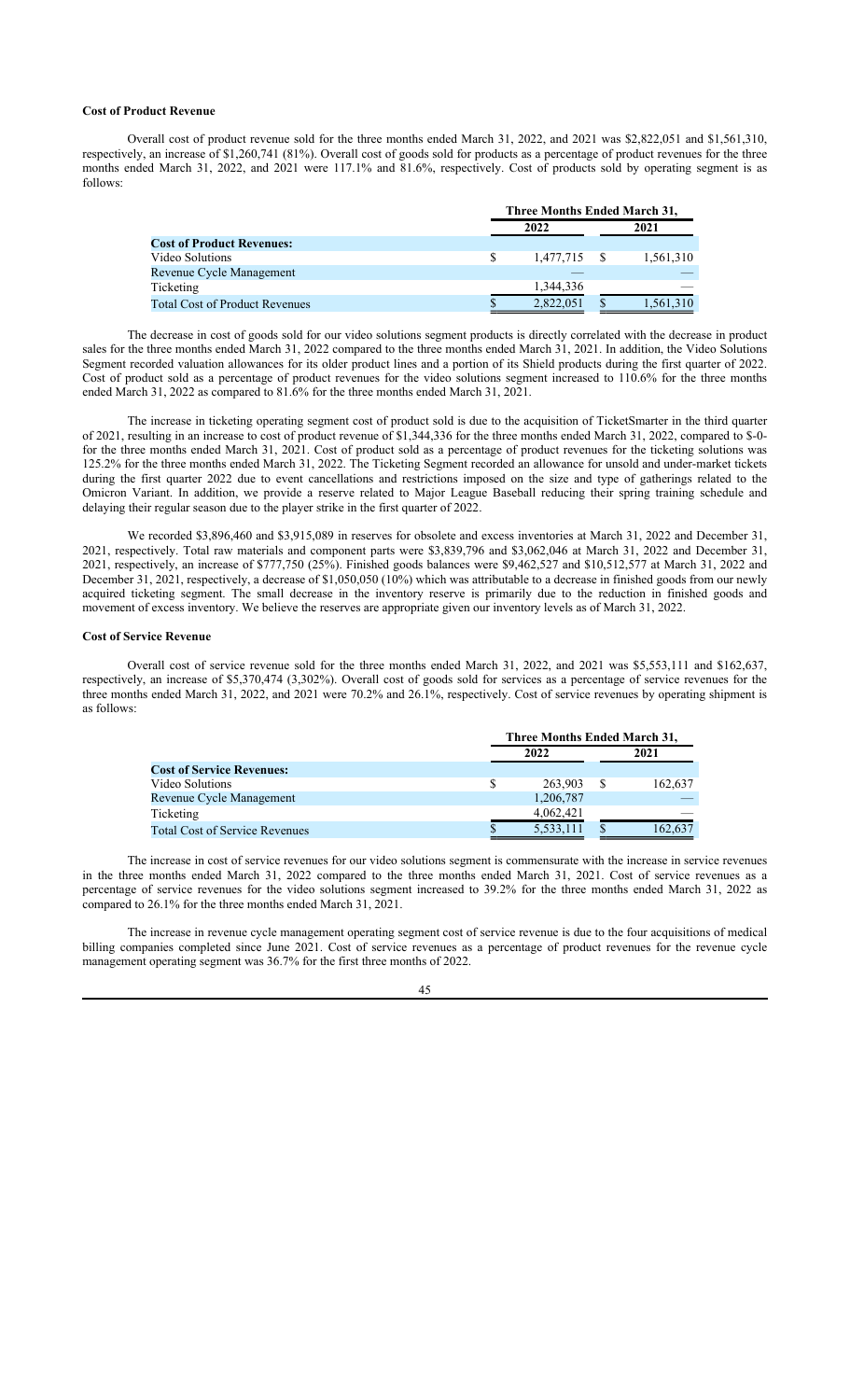**Cost of Product Revenue**

Overall cost of product revenue sold for the three months ended March 31, 2022, and 2021 was $2,822,051 and $1,561,310, respectively, an increase of $1,260,741 (81%). Overall cost of goods sold for products as a percentage of product revenues for the three months ended March 31, 2022, and 2021 were 117.1% and 81.6%, respectively. Cost of products sold by operating segment is as follows:

| | Three Months Ended March 31, | |
|---|---|---|
| | 2022 | 2021 |
| **Cost of Product Revenues:** | | |
| Video Solutions | $ 1,477,715 | $ 1,561,310 |
| Revenue Cycle Management | — | — |
| Ticketing | 1,344,336 | — |
| Total Cost of Product Revenues | $ 2,822,051 | $ 1,561,310 |

The decrease in cost of goods sold for our video solutions segment products is directly correlated with the decrease in product sales for the three months ended March 31, 2022 compared to the three months ended March 31, 2021. In addition, the Video Solutions Segment recorded valuation allowances for its older product lines and a portion of its Shield products during the first quarter of 2022. Cost of product sold as a percentage of product revenues for the video solutions segment increased to 110.6% for the three months ended March 31, 2022 as compared to 81.6% for the three months ended March 31, 2021.

The increase in ticketing operating segment cost of product sold is due to the acquisition of TicketSmarter in the third quarter of 2021, resulting in an increase to cost of product revenue of $1,344,336 for the three months ended March 31, 2022, compared to $-0- for the three months ended March 31, 2021. Cost of product sold as a percentage of product revenues for the ticketing solutions was 125.2% for the three months ended March 31, 2022. The Ticketing Segment recorded an allowance for unsold and under-market tickets during the first quarter 2022 due to event cancellations and restrictions imposed on the size and type of gatherings related to the Omicron Variant. In addition, we provide a reserve related to Major League Baseball reducing their spring training schedule and delaying their regular season due to the player strike in the first quarter of 2022.

We recorded $3,896,460 and $3,915,089 in reserves for obsolete and excess inventories at March 31, 2022 and December 31, 2021, respectively. Total raw materials and component parts were $3,839,796 and $3,062,046 at March 31, 2022 and December 31, 2021, respectively, an increase of $777,750 (25%). Finished goods balances were $9,462,527 and $10,512,577 at March 31, 2022 and December 31, 2021, respectively, a decrease of $1,050,050 (10%) which was attributable to a decrease in finished goods from our newly acquired ticketing segment. The small decrease in the inventory reserve is primarily due to the reduction in finished goods and movement of excess inventory. We believe the reserves are appropriate given our inventory levels as of March 31, 2022.

**Cost of Service Revenue**

Overall cost of service revenue sold for the three months ended March 31, 2022, and 2021 was $5,553,111 and $162,637, respectively, an increase of $5,370,474 (3,302%). Overall cost of goods sold for services as a percentage of service revenues for the three months ended March 31, 2022, and 2021 were 70.2% and 26.1%, respectively. Cost of service revenues by operating shipment is as follows:

| | Three Months Ended March 31, | |
|---|---|---|
| | 2022 | 2021 |
| **Cost of Service Revenues:** | | |
| Video Solutions | $ 263,903 | $ 162,637 |
| Revenue Cycle Management | 1,206,787 | — |
| Ticketing | 4,062,421 | — |
| Total Cost of Service Revenues | $ 5,533,111 | $ 162,637 |

The increase in cost of service revenues for our video solutions segment is commensurate with the increase in service revenues in the three months ended March 31, 2022 compared to the three months ended March 31, 2021. Cost of service revenues as a percentage of service revenues for the video solutions segment increased to 39.2% for the three months ended March 31, 2022 as compared to 26.1% for the three months ended March 31, 2021.

The increase in revenue cycle management operating segment cost of service revenue is due to the four acquisitions of medical billing companies completed since June 2021. Cost of service revenues as a percentage of product revenues for the revenue cycle management operating segment was 36.7% for the first three months of 2022.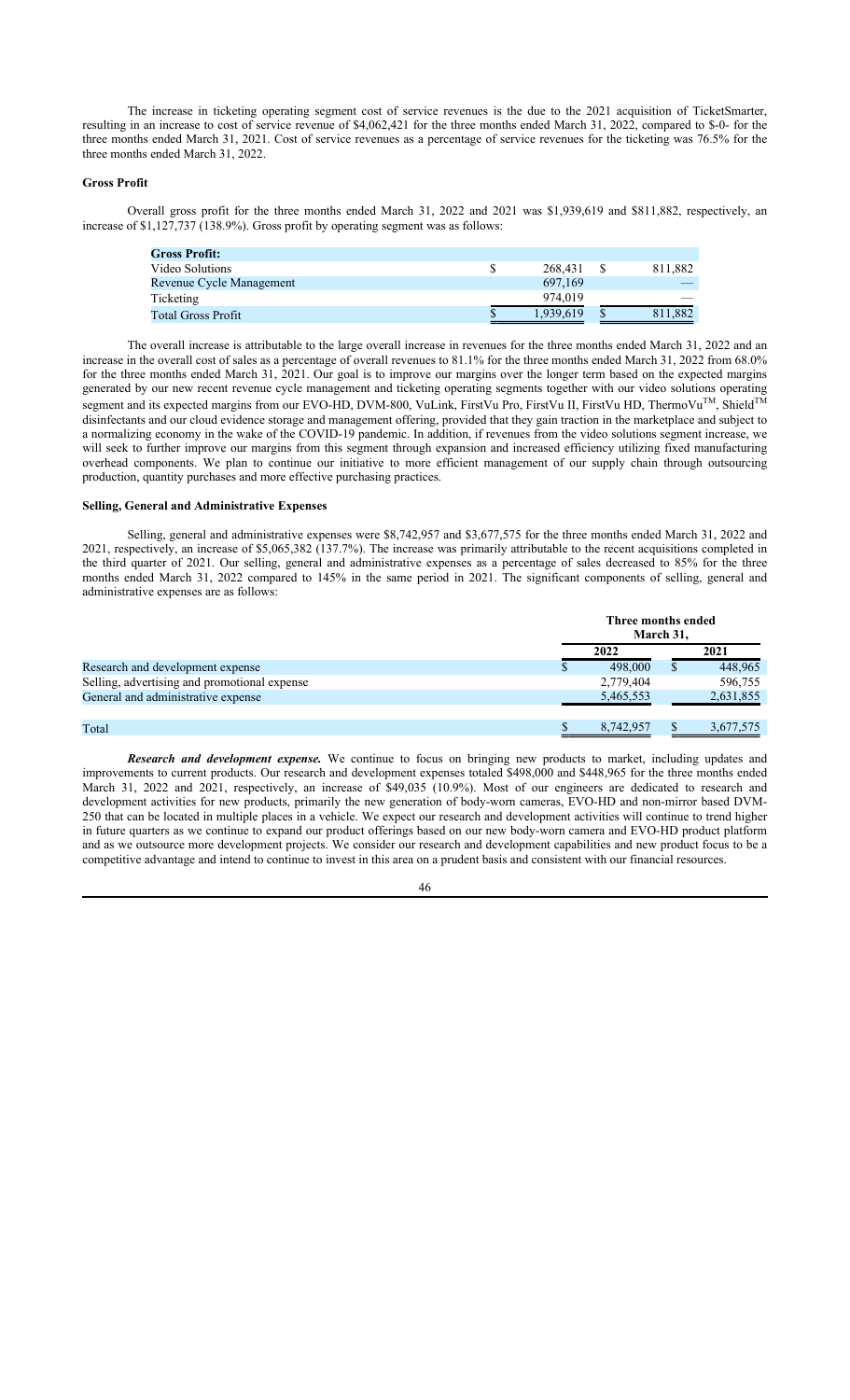The increase in ticketing operating segment cost of service revenues is the due to the 2021 acquisition of TicketSmarter, resulting in an increase to cost of service revenue of $4,062,421 for the three months ended March 31, 2022, compared to $-0- for the three months ended March 31, 2021. Cost of service revenues as a percentage of service revenues for the ticketing was 76.5% for the three months ended March 31, 2022.

### Gross Profit

Overall gross profit for the three months ended March 31, 2022 and 2021 was $1,939,619 and $811,882, respectively, an increase of $1,127,737 (138.9%). Gross profit by operating segment was as follows:

| | | |
|---|---|---|
| **Gross Profit:** | | |
| Video Solutions | $ 268,431 | $ 811,882 |
| Revenue Cycle Management | 697,169 | — |
| Ticketing | 974,019 | — |
| Total Gross Profit | $ 1,939,619 | $ 811,882 |

The overall increase is attributable to the large overall increase in revenues for the three months ended March 31, 2022 and an increase in the overall cost of sales as a percentage of overall revenues to 81.1% for the three months ended March 31, 2022 from 68.0% for the three months ended March 31, 2021. Our goal is to improve our margins over the longer term based on the expected margins generated by our new recent revenue cycle management and ticketing operating segments together with our video solutions operating segment and its expected margins from our EVO-HD, DVM-800, VuLink, FirstVu Pro, FirstVu II, FirstVu HD, ThermoVu™, Shield™ disinfectants and our cloud evidence storage and management offering, provided that they gain traction in the marketplace and subject to a normalizing economy in the wake of the COVID-19 pandemic. In addition, if revenues from the video solutions segment increase, we will seek to further improve our margins from this segment through expansion and increased efficiency utilizing fixed manufacturing overhead components. We plan to continue our initiative to more efficient management of our supply chain through outsourcing production, quantity purchases and more effective purchasing practices.

### Selling, General and Administrative Expenses

Selling, general and administrative expenses were $8,742,957 and $3,677,575 for the three months ended March 31, 2022 and 2021, respectively, an increase of $5,065,382 (137.7%). The increase was primarily attributable to the recent acquisitions completed in the third quarter of 2021. Our selling, general and administrative expenses as a percentage of sales decreased to 85% for the three months ended March 31, 2022 compared to 145% in the same period in 2021. The significant components of selling, general and administrative expenses are as follows:

| | Three months ended March 31, | |
|---|---|---|
| | 2022 | 2021 |
| Research and development expense | $ 498,000 | $ 448,965 |
| Selling, advertising and promotional expense | 2,779,404 | 596,755 |
| General and administrative expense | 5,465,553 | 2,631,855 |
| Total | $ 8,742,957 | $ 3,677,575 |

***Research and development expense.*** We continue to focus on bringing new products to market, including updates and improvements to current products. Our research and development expenses totaled $498,000 and $448,965 for the three months ended March 31, 2022 and 2021, respectively, an increase of $49,035 (10.9%). Most of our engineers are dedicated to research and development activities for new products, primarily the new generation of body-worn cameras, EVO-HD and non-mirror based DVM-250 that can be located in multiple places in a vehicle. We expect our research and development activities will continue to trend higher in future quarters as we continue to expand our product offerings based on our new body-worn camera and EVO-HD product platform and as we outsource more development projects. We consider our research and development capabilities and new product focus to be a competitive advantage and intend to continue to invest in this area on a prudent basis and consistent with our financial resources.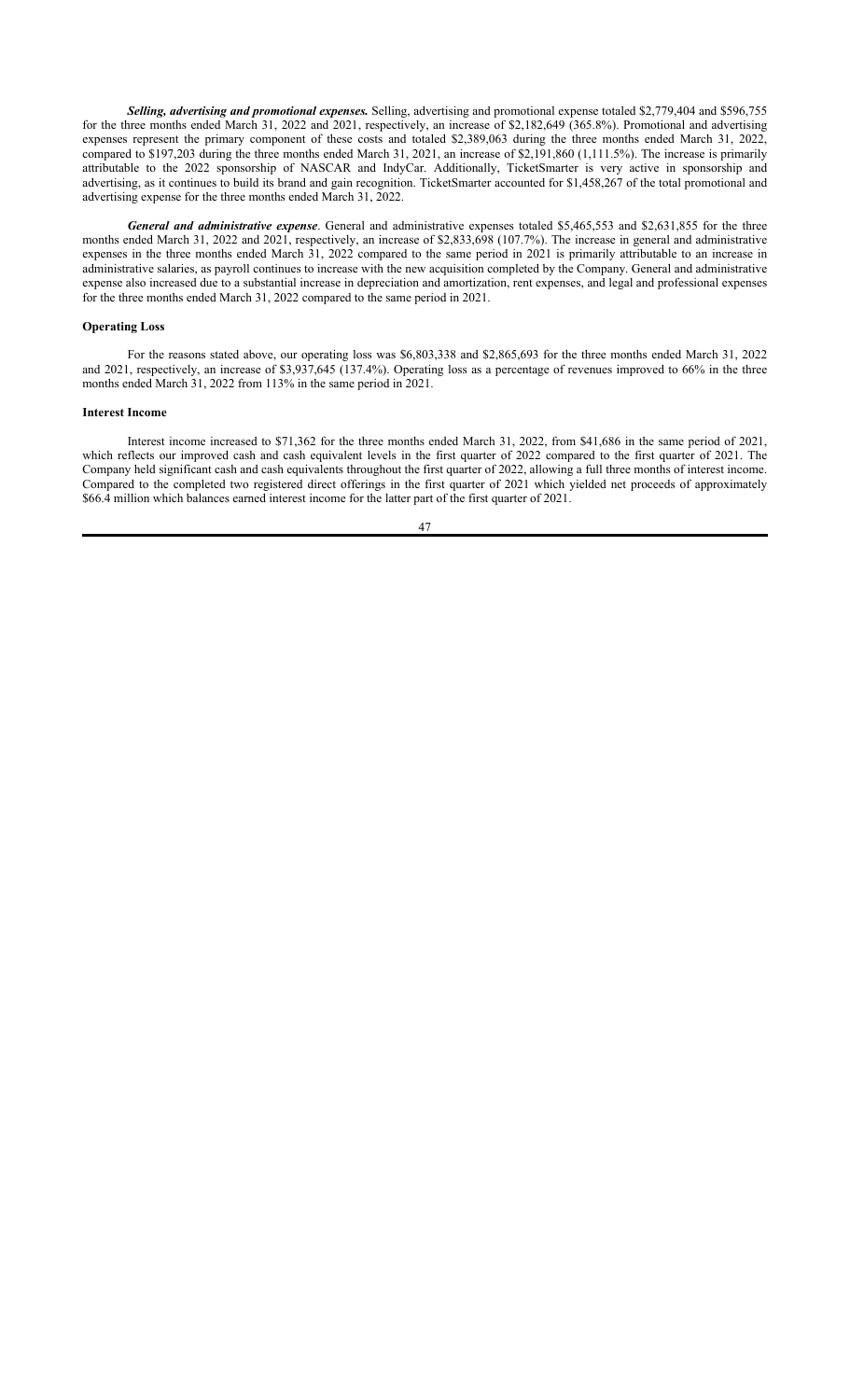***Selling, advertising and promotional expenses.*** Selling, advertising and promotional expense totaled $2,779,404 and $596,755 for the three months ended March 31, 2022 and 2021, respectively, an increase of $2,182,649 (365.8%). Promotional and advertising expenses represent the primary component of these costs and totaled $2,389,063 during the three months ended March 31, 2022, compared to $197,203 during the three months ended March 31, 2021, an increase of $2,191,860 (1,111.5%). The increase is primarily attributable to the 2022 sponsorship of NASCAR and IndyCar. Additionally, TicketSmarter is very active in sponsorship and advertising, as it continues to build its brand and gain recognition. TicketSmarter accounted for $1,458,267 of the total promotional and advertising expense for the three months ended March 31, 2022.

***General and administrative expense***. General and administrative expenses totaled $5,465,553 and $2,631,855 for the three months ended March 31, 2022 and 2021, respectively, an increase of $2,833,698 (107.7%). The increase in general and administrative expenses in the three months ended March 31, 2022 compared to the same period in 2021 is primarily attributable to an increase in administrative salaries, as payroll continues to increase with the new acquisition completed by the Company. General and administrative expense also increased due to a substantial increase in depreciation and amortization, rent expenses, and legal and professional expenses for the three months ended March 31, 2022 compared to the same period in 2021.

**Operating Loss**

For the reasons stated above, our operating loss was $6,803,338 and $2,865,693 for the three months ended March 31, 2022 and 2021, respectively, an increase of $3,937,645 (137.4%). Operating loss as a percentage of revenues improved to 66% in the three months ended March 31, 2022 from 113% in the same period in 2021.

**Interest Income**

Interest income increased to $71,362 for the three months ended March 31, 2022, from $41,686 in the same period of 2021, which reflects our improved cash and cash equivalent levels in the first quarter of 2022 compared to the first quarter of 2021. The Company held significant cash and cash equivalents throughout the first quarter of 2022, allowing a full three months of interest income. Compared to the completed two registered direct offerings in the first quarter of 2021 which yielded net proceeds of approximately $66.4 million which balances earned interest income for the latter part of the first quarter of 2021.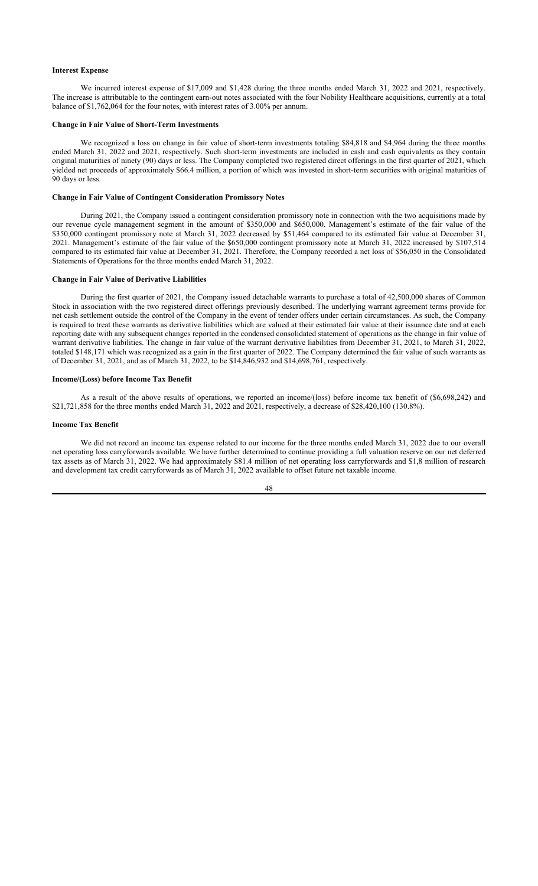**Interest Expense**

We incurred interest expense of $17,009 and $1,428 during the three months ended March 31, 2022 and 2021, respectively. The increase is attributable to the contingent earn-out notes associated with the four Nobility Healthcare acquisitions, currently at a total balance of $1,762,064 for the four notes, with interest rates of 3.00% per annum.

**Change in Fair Value of Short-Term Investments**

We recognized a loss on change in fair value of short-term investments totaling $84,818 and $4,964 during the three months ended March 31, 2022 and 2021, respectively. Such short-term investments are included in cash and cash equivalents as they contain original maturities of ninety (90) days or less. The Company completed two registered direct offerings in the first quarter of 2021, which yielded net proceeds of approximately $66.4 million, a portion of which was invested in short-term securities with original maturities of 90 days or less.

**Change in Fair Value of Contingent Consideration Promissory Notes**

During 2021, the Company issued a contingent consideration promissory note in connection with the two acquisitions made by our revenue cycle management segment in the amount of $350,000 and $650,000. Management's estimate of the fair value of the $350,000 contingent promissory note at March 31, 2022 decreased by $51,464 compared to its estimated fair value at December 31, 2021. Management's estimate of the fair value of the $650,000 contingent promissory note at March 31, 2022 increased by $107,514 compared to its estimated fair value at December 31, 2021. Therefore, the Company recorded a net loss of $56,050 in the Consolidated Statements of Operations for the three months ended March 31, 2022.

**Change in Fair Value of Derivative Liabilities**

During the first quarter of 2021, the Company issued detachable warrants to purchase a total of 42,500,000 shares of Common Stock in association with the two registered direct offerings previously described. The underlying warrant agreement terms provide for net cash settlement outside the control of the Company in the event of tender offers under certain circumstances. As such, the Company is required to treat these warrants as derivative liabilities which are valued at their estimated fair value at their issuance date and at each reporting date with any subsequent changes reported in the condensed consolidated statement of operations as the change in fair value of warrant derivative liabilities. The change in fair value of the warrant derivative liabilities from December 31, 2021, to March 31, 2022, totaled $148,171 which was recognized as a gain in the first quarter of 2022. The Company determined the fair value of such warrants as of December 31, 2021, and as of March 31, 2022, to be $14,846,932 and $14,698,761, respectively.

**Income/(Loss) before Income Tax Benefit**

As a result of the above results of operations, we reported an income/(loss) before income tax benefit of ($6,698,242) and $21,721,858 for the three months ended March 31, 2022 and 2021, respectively, a decrease of $28,420,100 (130.8%).

**Income Tax Benefit**

We did not record an income tax expense related to our income for the three months ended March 31, 2022 due to our overall net operating loss carryforwards available. We have further determined to continue providing a full valuation reserve on our net deferred tax assets as of March 31, 2022. We had approximately $81.4 million of net operating loss carryforwards and $1,8 million of research and development tax credit carryforwards as of March 31, 2022 available to offset future net taxable income.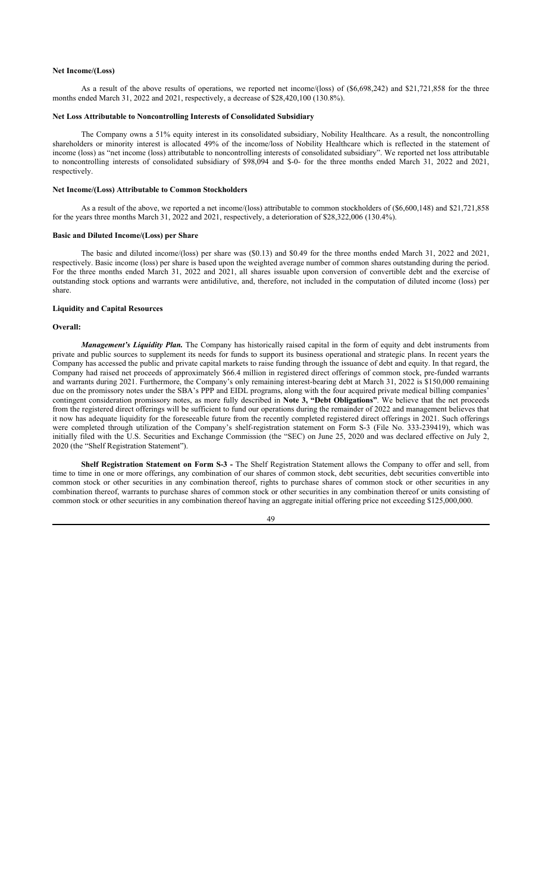#### Net Income/(Loss)

As a result of the above results of operations, we reported net income/(loss) of ($6,698,242) and $21,721,858 for the three months ended March 31, 2022 and 2021, respectively, a decrease of $28,420,100 (130.8%).

#### Net Loss Attributable to Noncontrolling Interests of Consolidated Subsidiary

The Company owns a 51% equity interest in its consolidated subsidiary, Nobility Healthcare. As a result, the noncontrolling shareholders or minority interest is allocated 49% of the income/loss of Nobility Healthcare which is reflected in the statement of income (loss) as "net income (loss) attributable to noncontrolling interests of consolidated subsidiary". We reported net loss attributable to noncontrolling interests of consolidated subsidiary of $98,094 and $-0- for the three months ended March 31, 2022 and 2021, respectively.

#### Net Income/(Loss) Attributable to Common Stockholders

As a result of the above, we reported a net income/(loss) attributable to common stockholders of ($6,600,148) and $21,721,858 for the years three months March 31, 2022 and 2021, respectively, a deterioration of $28,322,006 (130.4%).

#### Basic and Diluted Income/(Loss) per Share

The basic and diluted income/(loss) per share was ($0.13) and $0.49 for the three months ended March 31, 2022 and 2021, respectively. Basic income (loss) per share is based upon the weighted average number of common shares outstanding during the period. For the three months ended March 31, 2022 and 2021, all shares issuable upon conversion of convertible debt and the exercise of outstanding stock options and warrants were antidilutive, and, therefore, not included in the computation of diluted income (loss) per share.

### Liquidity and Capital Resources

#### Overall:

***Management's Liquidity Plan.*** The Company has historically raised capital in the form of equity and debt instruments from private and public sources to supplement its needs for funds to support its business operational and strategic plans. In recent years the Company has accessed the public and private capital markets to raise funding through the issuance of debt and equity. In that regard, the Company had raised net proceeds of approximately $66.4 million in registered direct offerings of common stock, pre-funded warrants and warrants during 2021. Furthermore, the Company's only remaining interest-bearing debt at March 31, 2022 is $150,000 remaining due on the promissory notes under the SBA's PPP and EIDL programs, along with the four acquired private medical billing companies' contingent consideration promissory notes, as more fully described in **Note 3, "Debt Obligations"**. We believe that the net proceeds from the registered direct offerings will be sufficient to fund our operations during the remainder of 2022 and management believes that it now has adequate liquidity for the foreseeable future from the recently completed registered direct offerings in 2021. Such offerings were completed through utilization of the Company's shelf-registration statement on Form S-3 (File No. 333-239419), which was initially filed with the U.S. Securities and Exchange Commission (the "SEC") on June 25, 2020 and was declared effective on July 2, 2020 (the "Shelf Registration Statement").

**Shelf Registration Statement on Form S-3 -** The Shelf Registration Statement allows the Company to offer and sell, from time to time in one or more offerings, any combination of our shares of common stock, debt securities, debt securities convertible into common stock or other securities in any combination thereof, rights to purchase shares of common stock or other securities in any combination thereof, warrants to purchase shares of common stock or other securities in any combination thereof or units consisting of common stock or other securities in any combination thereof having an aggregate initial offering price not exceeding $125,000,000.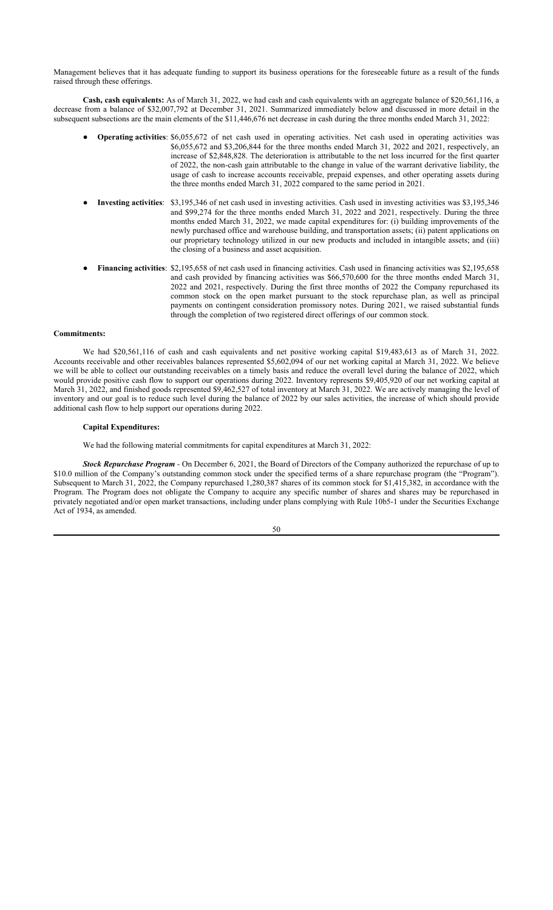Management believes that it has adequate funding to support its business operations for the foreseeable future as a result of the funds raised through these offerings.

**Cash, cash equivalents:** As of March 31, 2022, we had cash and cash equivalents with an aggregate balance of $20,561,116, a decrease from a balance of $32,007,792 at December 31, 2021. Summarized immediately below and discussed in more detail in the subsequent subsections are the main elements of the $11,446,676 net decrease in cash during the three months ended March 31, 2022:

- **Operating activities**: $6,055,672 of net cash used in operating activities. Net cash used in operating activities was $6,055,672 and $3,206,844 for the three months ended March 31, 2022 and 2021, respectively, an increase of $2,848,828. The deterioration is attributable to the net loss incurred for the first quarter of 2022, the non-cash gain attributable to the change in value of the warrant derivative liability, the usage of cash to increase accounts receivable, prepaid expenses, and other operating assets during the three months ended March 31, 2022 compared to the same period in 2021.
- **Investing activities**: $3,195,346 of net cash used in investing activities. Cash used in investing activities was $3,195,346 and $99,274 for the three months ended March 31, 2022 and 2021, respectively. During the three months ended March 31, 2022, we made capital expenditures for: (i) building improvements of the newly purchased office and warehouse building, and transportation assets; (ii) patent applications on our proprietary technology utilized in our new products and included in intangible assets; and (iii) the closing of a business and asset acquisition.
- **Financing activities**: $2,195,658 of net cash used in financing activities. Cash used in financing activities was $2,195,658 and cash provided by financing activities was $66,570,600 for the three months ended March 31, 2022 and 2021, respectively. During the first three months of 2022 the Company repurchased its common stock on the open market pursuant to the stock repurchase plan, as well as principal payments on contingent consideration promissory notes. During 2021, we raised substantial funds through the completion of two registered direct offerings of our common stock.

**Commitments:**

We had $20,561,116 of cash and cash equivalents and net positive working capital $19,483,613 as of March 31, 2022. Accounts receivable and other receivables balances represented $5,602,094 of our net working capital at March 31, 2022. We believe we will be able to collect our outstanding receivables on a timely basis and reduce the overall level during the balance of 2022, which would provide positive cash flow to support our operations during 2022. Inventory represents $9,405,920 of our net working capital at March 31, 2022, and finished goods represented $9,462,527 of total inventory at March 31, 2022. We are actively managing the level of inventory and our goal is to reduce such level during the balance of 2022 by our sales activities, the increase of which should provide additional cash flow to help support our operations during 2022.

**Capital Expenditures:**

We had the following material commitments for capital expenditures at March 31, 2022:

***Stock Repurchase Program*** - On December 6, 2021, the Board of Directors of the Company authorized the repurchase of up to $10.0 million of the Company's outstanding common stock under the specified terms of a share repurchase program (the "Program"). Subsequent to March 31, 2022, the Company repurchased 1,280,387 shares of its common stock for $1,415,382, in accordance with the Program. The Program does not obligate the Company to acquire any specific number of shares and shares may be repurchased in privately negotiated and/or open market transactions, including under plans complying with Rule 10b5-1 under the Securities Exchange Act of 1934, as amended.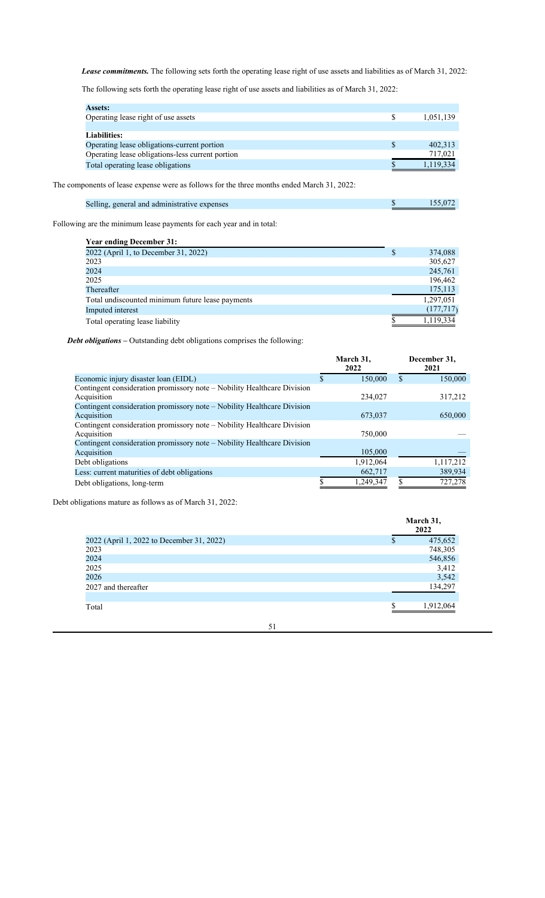***Lease commitments.*** The following sets forth the operating lease right of use assets and liabilities as of March 31, 2022:

The following sets forth the operating lease right of use assets and liabilities as of March 31, 2022:

| | |
|---|---|
| **Assets:** | |
| Operating lease right of use assets | $ 1,051,139 |
| | |
| **Liabilities:** | |
| Operating lease obligations-current portion | $ 402,313 |
| Operating lease obligations-less current portion | 717,021 |
| Total operating lease obligations | $ 1,119,334 |

The components of lease expense were as follows for the three months ended March 31, 2022:

| | |
|---|---|
| Selling, general and administrative expenses | $ 155,072 |

Following are the minimum lease payments for each year and in total:

| **Year ending December 31:** | |
|---|---|
| 2022 (April 1, to December 31, 2022) | $ 374,088 |
| 2023 | 305,627 |
| 2024 | 245,761 |
| 2025 | 196,462 |
| Thereafter | 175,113 |
| Total undiscounted minimum future lease payments | 1,297,051 |
| Imputed interest | (177,717) |
| Total operating lease liability | $ 1,119,334 |

***Debt obligations*** – Outstanding debt obligations comprises the following:

| | March 31, 2022 | December 31, 2021 |
|---|---|---|
| Economic injury disaster loan (EIDL) | $ 150,000 | $ 150,000 |
| Contingent consideration promissory note – Nobility Healthcare Division Acquisition | 234,027 | 317,212 |
| Contingent consideration promissory note – Nobility Healthcare Division Acquisition | 673,037 | 650,000 |
| Contingent consideration promissory note – Nobility Healthcare Division Acquisition | 750,000 | — |
| Contingent consideration promissory note – Nobility Healthcare Division Acquisition | 105,000 | — |
| Debt obligations | 1,912,064 | 1,117,212 |
| Less: current maturities of debt obligations | 662,717 | 389,934 |
| Debt obligations, long-term | $ 1,249,347 | $ 727,278 |

Debt obligations mature as follows as of March 31, 2022:

| | March 31, 2022 |
|---|---|
| 2022 (April 1, 2022 to December 31, 2022) | $ 475,652 |
| 2023 | 748,305 |
| 2024 | 546,856 |
| 2025 | 3,412 |
| 2026 | 3,542 |
| 2027 and thereafter | 134,297 |
| | |
| Total | $ 1,912,064 |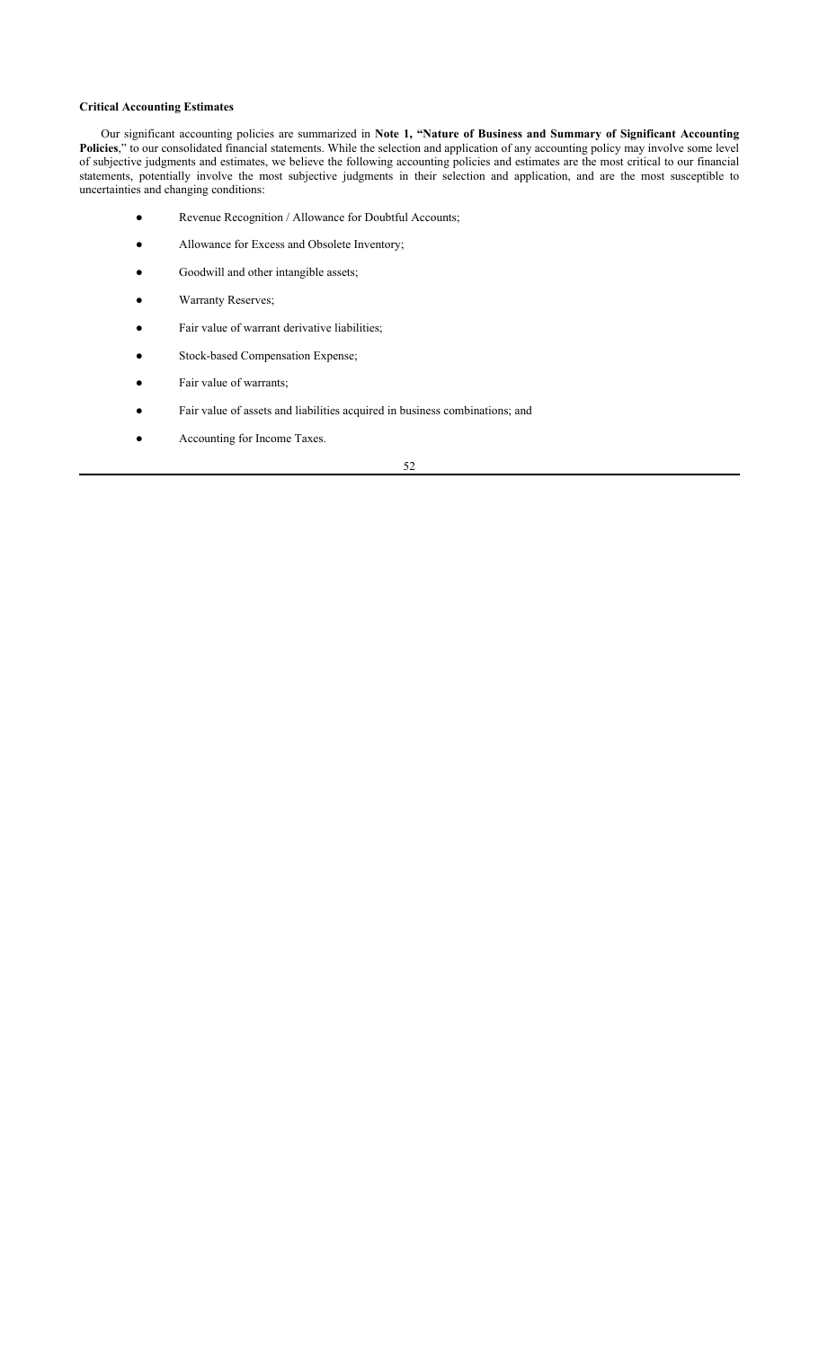### Critical Accounting Estimates

Our significant accounting policies are summarized in **Note 1, "Nature of Business and Summary of Significant Accounting Policies**," to our consolidated financial statements. While the selection and application of any accounting policy may involve some level of subjective judgments and estimates, we believe the following accounting policies and estimates are the most critical to our financial statements, potentially involve the most subjective judgments in their selection and application, and are the most susceptible to uncertainties and changing conditions:

- Revenue Recognition / Allowance for Doubtful Accounts;
- Allowance for Excess and Obsolete Inventory;
- Goodwill and other intangible assets;
- Warranty Reserves;
- Fair value of warrant derivative liabilities;
- Stock-based Compensation Expense;
- Fair value of warrants;
- Fair value of assets and liabilities acquired in business combinations; and
- Accounting for Income Taxes.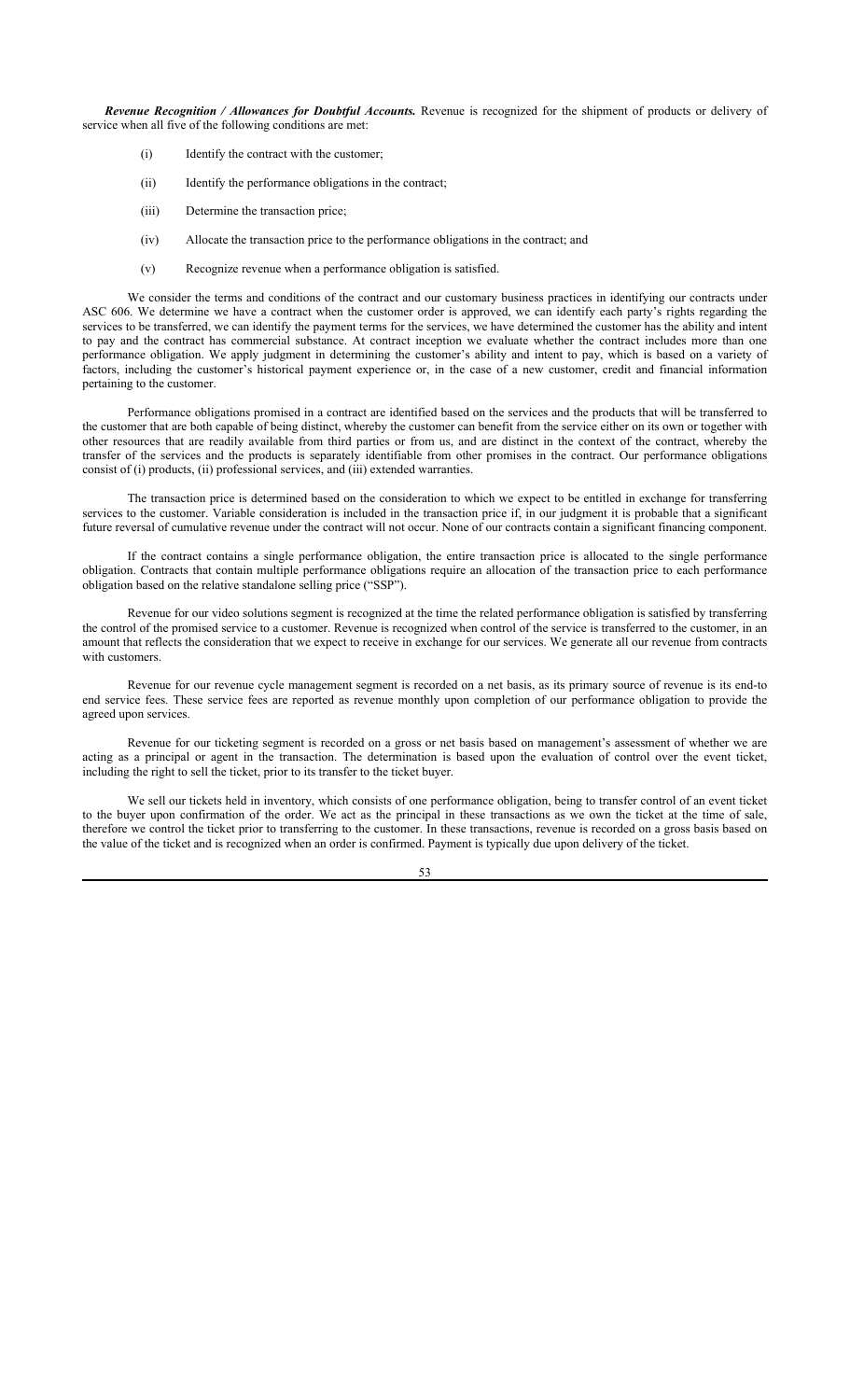***Revenue Recognition / Allowances for Doubtful Accounts.*** Revenue is recognized for the shipment of products or delivery of service when all five of the following conditions are met:

(i) Identify the contract with the customer;

(ii) Identify the performance obligations in the contract;

(iii) Determine the transaction price;

(iv) Allocate the transaction price to the performance obligations in the contract; and

(v) Recognize revenue when a performance obligation is satisfied.

We consider the terms and conditions of the contract and our customary business practices in identifying our contracts under ASC 606. We determine we have a contract when the customer order is approved, we can identify each party's rights regarding the services to be transferred, we can identify the payment terms for the services, we have determined the customer has the ability and intent to pay and the contract has commercial substance. At contract inception we evaluate whether the contract includes more than one performance obligation. We apply judgment in determining the customer's ability and intent to pay, which is based on a variety of factors, including the customer's historical payment experience or, in the case of a new customer, credit and financial information pertaining to the customer.

Performance obligations promised in a contract are identified based on the services and the products that will be transferred to the customer that are both capable of being distinct, whereby the customer can benefit from the service either on its own or together with other resources that are readily available from third parties or from us, and are distinct in the context of the contract, whereby the transfer of the services and the products is separately identifiable from other promises in the contract. Our performance obligations consist of (i) products, (ii) professional services, and (iii) extended warranties.

The transaction price is determined based on the consideration to which we expect to be entitled in exchange for transferring services to the customer. Variable consideration is included in the transaction price if, in our judgment it is probable that a significant future reversal of cumulative revenue under the contract will not occur. None of our contracts contain a significant financing component.

If the contract contains a single performance obligation, the entire transaction price is allocated to the single performance obligation. Contracts that contain multiple performance obligations require an allocation of the transaction price to each performance obligation based on the relative standalone selling price ("SSP").

Revenue for our video solutions segment is recognized at the time the related performance obligation is satisfied by transferring the control of the promised service to a customer. Revenue is recognized when control of the service is transferred to the customer, in an amount that reflects the consideration that we expect to receive in exchange for our services. We generate all our revenue from contracts with customers.

Revenue for our revenue cycle management segment is recorded on a net basis, as its primary source of revenue is its end-to end service fees. These service fees are reported as revenue monthly upon completion of our performance obligation to provide the agreed upon services.

Revenue for our ticketing segment is recorded on a gross or net basis based on management's assessment of whether we are acting as a principal or agent in the transaction. The determination is based upon the evaluation of control over the event ticket, including the right to sell the ticket, prior to its transfer to the ticket buyer.

We sell our tickets held in inventory, which consists of one performance obligation, being to transfer control of an event ticket to the buyer upon confirmation of the order. We act as the principal in these transactions as we own the ticket at the time of sale, therefore we control the ticket prior to transferring to the customer. In these transactions, revenue is recorded on a gross basis based on the value of the ticket and is recognized when an order is confirmed. Payment is typically due upon delivery of the ticket.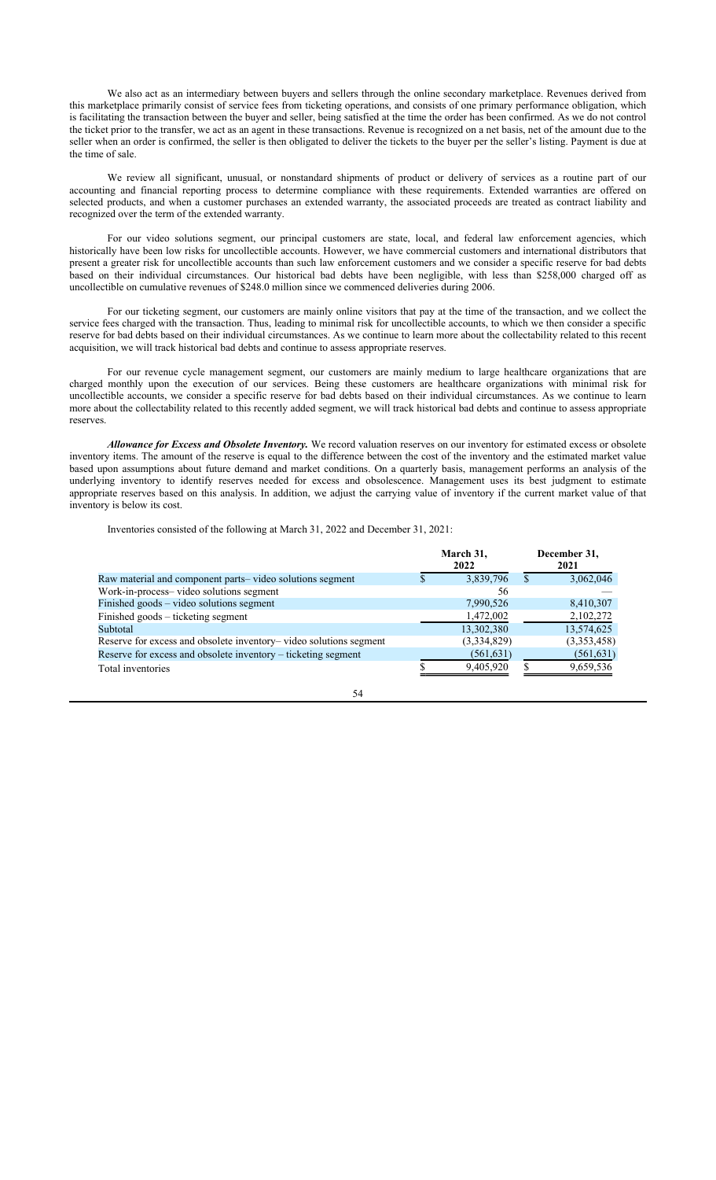We also act as an intermediary between buyers and sellers through the online secondary marketplace. Revenues derived from this marketplace primarily consist of service fees from ticketing operations, and consists of one primary performance obligation, which is facilitating the transaction between the buyer and seller, being satisfied at the time the order has been confirmed. As we do not control the ticket prior to the transfer, we act as an agent in these transactions. Revenue is recognized on a net basis, net of the amount due to the seller when an order is confirmed, the seller is then obligated to deliver the tickets to the buyer per the seller's listing. Payment is due at the time of sale.

We review all significant, unusual, or nonstandard shipments of product or delivery of services as a routine part of our accounting and financial reporting process to determine compliance with these requirements. Extended warranties are offered on selected products, and when a customer purchases an extended warranty, the associated proceeds are treated as contract liability and recognized over the term of the extended warranty.

For our video solutions segment, our principal customers are state, local, and federal law enforcement agencies, which historically have been low risks for uncollectible accounts. However, we have commercial customers and international distributors that present a greater risk for uncollectible accounts than such law enforcement customers and we consider a specific reserve for bad debts based on their individual circumstances. Our historical bad debts have been negligible, with less than $258,000 charged off as uncollectible on cumulative revenues of $248.0 million since we commenced deliveries during 2006.

For our ticketing segment, our customers are mainly online visitors that pay at the time of the transaction, and we collect the service fees charged with the transaction. Thus, leading to minimal risk for uncollectible accounts, to which we then consider a specific reserve for bad debts based on their individual circumstances. As we continue to learn more about the collectability related to this recent acquisition, we will track historical bad debts and continue to assess appropriate reserves.

For our revenue cycle management segment, our customers are mainly medium to large healthcare organizations that are charged monthly upon the execution of our services. Being these customers are healthcare organizations with minimal risk for uncollectible accounts, we consider a specific reserve for bad debts based on their individual circumstances. As we continue to learn more about the collectability related to this recently added segment, we will track historical bad debts and continue to assess appropriate reserves.

***Allowance for Excess and Obsolete Inventory.*** We record valuation reserves on our inventory for estimated excess or obsolete inventory items. The amount of the reserve is equal to the difference between the cost of the inventory and the estimated market value based upon assumptions about future demand and market conditions. On a quarterly basis, management performs an analysis of the underlying inventory to identify reserves needed for excess and obsolescence. Management uses its best judgment to estimate appropriate reserves based on this analysis. In addition, we adjust the carrying value of inventory if the current market value of that inventory is below its cost.

Inventories consisted of the following at March 31, 2022 and December 31, 2021:

| | March 31, 2022 | December 31, 2021 |
|---|---|---|
| Raw material and component parts– video solutions segment | $ 3,839,796 | $ 3,062,046 |
| Work-in-process– video solutions segment | 56 | — |
| Finished goods – video solutions segment | 7,990,526 | 8,410,307 |
| Finished goods – ticketing segment | 1,472,002 | 2,102,272 |
| Subtotal | 13,302,380 | 13,574,625 |
| Reserve for excess and obsolete inventory– video solutions segment | (3,334,829) | (3,353,458) |
| Reserve for excess and obsolete inventory – ticketing segment | (561,631) | (561,631) |
| Total inventories | $ 9,405,920 | $ 9,659,536 |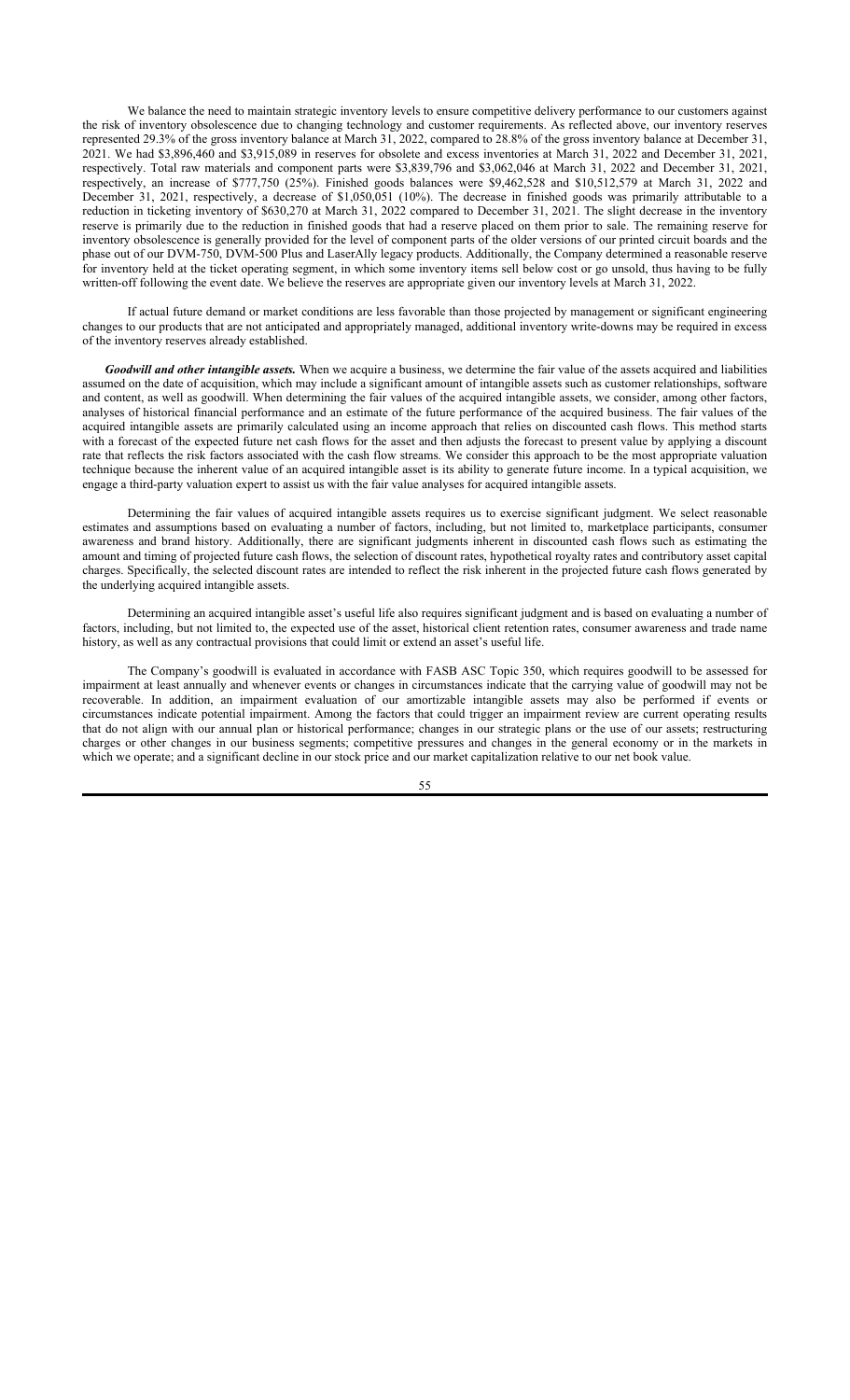We balance the need to maintain strategic inventory levels to ensure competitive delivery performance to our customers against the risk of inventory obsolescence due to changing technology and customer requirements. As reflected above, our inventory reserves represented 29.3% of the gross inventory balance at March 31, 2022, compared to 28.8% of the gross inventory balance at December 31, 2021. We had $3,896,460 and $3,915,089 in reserves for obsolete and excess inventories at March 31, 2022 and December 31, 2021, respectively. Total raw materials and component parts were $3,839,796 and $3,062,046 at March 31, 2022 and December 31, 2021, respectively, an increase of $777,750 (25%). Finished goods balances were $9,462,528 and $10,512,579 at March 31, 2022 and December 31, 2021, respectively, a decrease of $1,050,051 (10%). The decrease in finished goods was primarily attributable to a reduction in ticketing inventory of $630,270 at March 31, 2022 compared to December 31, 2021. The slight decrease in the inventory reserve is primarily due to the reduction in finished goods that had a reserve placed on them prior to sale. The remaining reserve for inventory obsolescence is generally provided for the level of component parts of the older versions of our printed circuit boards and the phase out of our DVM-750, DVM-500 Plus and LaserAlly legacy products. Additionally, the Company determined a reasonable reserve for inventory held at the ticket operating segment, in which some inventory items sell below cost or go unsold, thus having to be fully written-off following the event date. We believe the reserves are appropriate given our inventory levels at March 31, 2022.

If actual future demand or market conditions are less favorable than those projected by management or significant engineering changes to our products that are not anticipated and appropriately managed, additional inventory write-downs may be required in excess of the inventory reserves already established.

***Goodwill and other intangible assets.*** When we acquire a business, we determine the fair value of the assets acquired and liabilities assumed on the date of acquisition, which may include a significant amount of intangible assets such as customer relationships, software and content, as well as goodwill. When determining the fair values of the acquired intangible assets, we consider, among other factors, analyses of historical financial performance and an estimate of the future performance of the acquired business. The fair values of the acquired intangible assets are primarily calculated using an income approach that relies on discounted cash flows. This method starts with a forecast of the expected future net cash flows for the asset and then adjusts the forecast to present value by applying a discount rate that reflects the risk factors associated with the cash flow streams. We consider this approach to be the most appropriate valuation technique because the inherent value of an acquired intangible asset is its ability to generate future income. In a typical acquisition, we engage a third-party valuation expert to assist us with the fair value analyses for acquired intangible assets.

Determining the fair values of acquired intangible assets requires us to exercise significant judgment. We select reasonable estimates and assumptions based on evaluating a number of factors, including, but not limited to, marketplace participants, consumer awareness and brand history. Additionally, there are significant judgments inherent in discounted cash flows such as estimating the amount and timing of projected future cash flows, the selection of discount rates, hypothetical royalty rates and contributory asset capital charges. Specifically, the selected discount rates are intended to reflect the risk inherent in the projected future cash flows generated by the underlying acquired intangible assets.

Determining an acquired intangible asset's useful life also requires significant judgment and is based on evaluating a number of factors, including, but not limited to, the expected use of the asset, historical client retention rates, consumer awareness and trade name history, as well as any contractual provisions that could limit or extend an asset's useful life.

The Company's goodwill is evaluated in accordance with FASB ASC Topic 350, which requires goodwill to be assessed for impairment at least annually and whenever events or changes in circumstances indicate that the carrying value of goodwill may not be recoverable. In addition, an impairment evaluation of our amortizable intangible assets may also be performed if events or circumstances indicate potential impairment. Among the factors that could trigger an impairment review are current operating results that do not align with our annual plan or historical performance; changes in our strategic plans or the use of our assets; restructuring charges or other changes in our business segments; competitive pressures and changes in the general economy or in the markets in which we operate; and a significant decline in our stock price and our market capitalization relative to our net book value.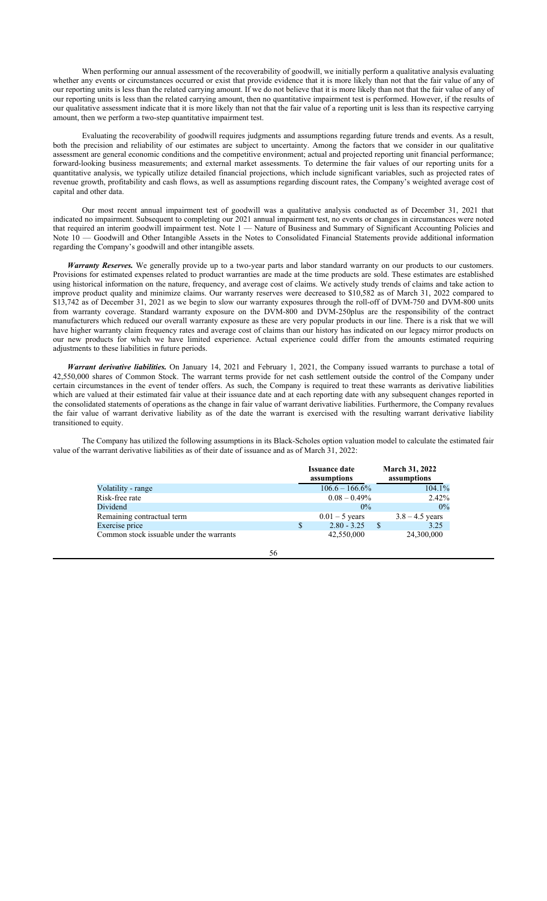When performing our annual assessment of the recoverability of goodwill, we initially perform a qualitative analysis evaluating whether any events or circumstances occurred or exist that provide evidence that it is more likely than not that the fair value of any of our reporting units is less than the related carrying amount. If we do not believe that it is more likely than not that the fair value of any of our reporting units is less than the related carrying amount, then no quantitative impairment test is performed. However, if the results of our qualitative assessment indicate that it is more likely than not that the fair value of a reporting unit is less than its respective carrying amount, then we perform a two-step quantitative impairment test.

Evaluating the recoverability of goodwill requires judgments and assumptions regarding future trends and events. As a result, both the precision and reliability of our estimates are subject to uncertainty. Among the factors that we consider in our qualitative assessment are general economic conditions and the competitive environment; actual and projected reporting unit financial performance; forward-looking business measurements; and external market assessments. To determine the fair values of our reporting units for a quantitative analysis, we typically utilize detailed financial projections, which include significant variables, such as projected rates of revenue growth, profitability and cash flows, as well as assumptions regarding discount rates, the Company's weighted average cost of capital and other data.

Our most recent annual impairment test of goodwill was a qualitative analysis conducted as of December 31, 2021 that indicated no impairment. Subsequent to completing our 2021 annual impairment test, no events or changes in circumstances were noted that required an interim goodwill impairment test. Note 1 — Nature of Business and Summary of Significant Accounting Policies and Note 10 — Goodwill and Other Intangible Assets in the Notes to Consolidated Financial Statements provide additional information regarding the Company's goodwill and other intangible assets.

***Warranty Reserves.*** We generally provide up to a two-year parts and labor standard warranty on our products to our customers. Provisions for estimated expenses related to product warranties are made at the time products are sold. These estimates are established using historical information on the nature, frequency, and average cost of claims. We actively study trends of claims and take action to improve product quality and minimize claims. Our warranty reserves were decreased to $10,582 as of March 31, 2022 compared to $13,742 as of December 31, 2021 as we begin to slow our warranty exposures through the roll-off of DVM-750 and DVM-800 units from warranty coverage. Standard warranty exposure on the DVM-800 and DVM-250plus are the responsibility of the contract manufacturers which reduced our overall warranty exposure as these are very popular products in our line. There is a risk that we will have higher warranty claim frequency rates and average cost of claims than our history has indicated on our legacy mirror products on our new products for which we have limited experience. Actual experience could differ from the amounts estimated requiring adjustments to these liabilities in future periods.

***Warrant derivative liabilities.*** On January 14, 2021 and February 1, 2021, the Company issued warrants to purchase a total of 42,550,000 shares of Common Stock. The warrant terms provide for net cash settlement outside the control of the Company under certain circumstances in the event of tender offers. As such, the Company is required to treat these warrants as derivative liabilities which are valued at their estimated fair value at their issuance date and at each reporting date with any subsequent changes reported in the consolidated statements of operations as the change in fair value of warrant derivative liabilities. Furthermore, the Company revalues the fair value of warrant derivative liability as of the date the warrant is exercised with the resulting warrant derivative liability transitioned to equity.

The Company has utilized the following assumptions in its Black-Scholes option valuation model to calculate the estimated fair value of the warrant derivative liabilities as of their date of issuance and as of March 31, 2022:

| | Issuance date assumptions | March 31, 2022 assumptions |
|---|---|---|
| Volatility - range | 106.6 – 166.6% | 104.1% |
| Risk-free rate | 0.08 – 0.49% | 2.42% |
| Dividend | 0% | 0% |
| Remaining contractual term | 0.01 – 5 years | 3.8 – 4.5 years |
| Exercise price | $ 2.80 - 3.25 | $ 3.25 |
| Common stock issuable under the warrants | 42,550,000 | 24,300,000 |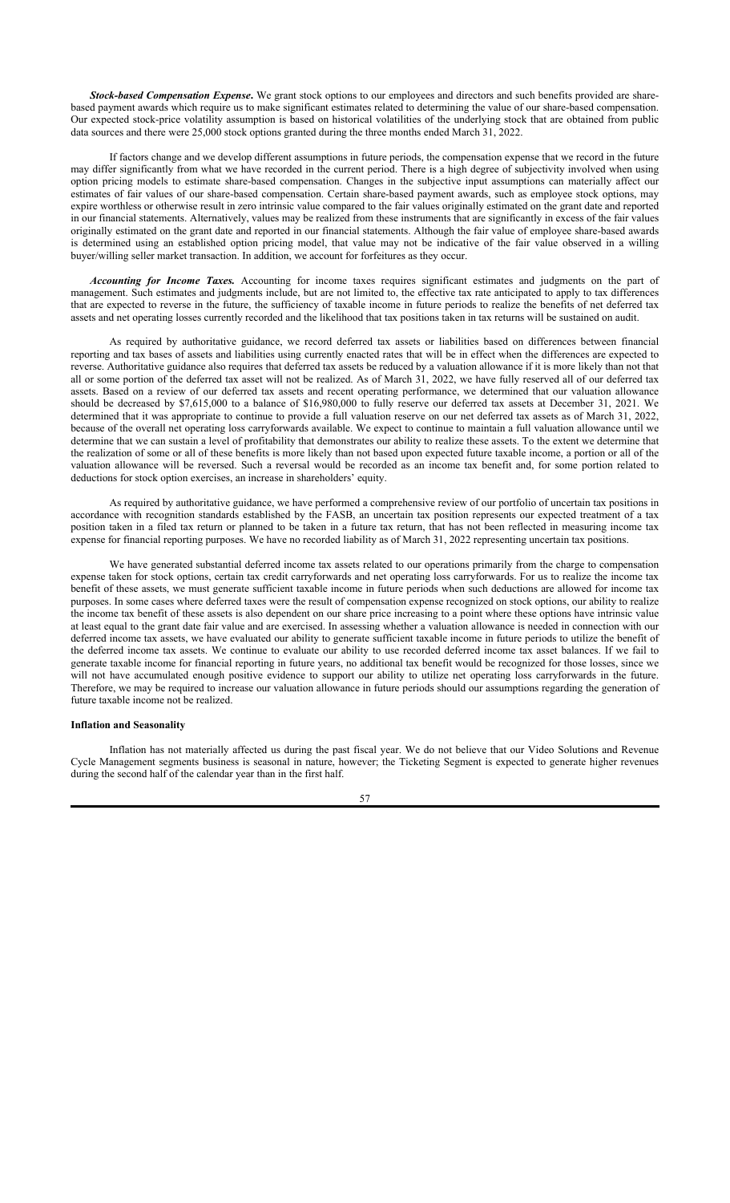***Stock-based Compensation Expense.*** We grant stock options to our employees and directors and such benefits provided are share-based payment awards which require us to make significant estimates related to determining the value of our share-based compensation. Our expected stock-price volatility assumption is based on historical volatilities of the underlying stock that are obtained from public data sources and there were 25,000 stock options granted during the three months ended March 31, 2022.

If factors change and we develop different assumptions in future periods, the compensation expense that we record in the future may differ significantly from what we have recorded in the current period. There is a high degree of subjectivity involved when using option pricing models to estimate share-based compensation. Changes in the subjective input assumptions can materially affect our estimates of fair values of our share-based compensation. Certain share-based payment awards, such as employee stock options, may expire worthless or otherwise result in zero intrinsic value compared to the fair values originally estimated on the grant date and reported in our financial statements. Alternatively, values may be realized from these instruments that are significantly in excess of the fair values originally estimated on the grant date and reported in our financial statements. Although the fair value of employee share-based awards is determined using an established option pricing model, that value may not be indicative of the fair value observed in a willing buyer/willing seller market transaction. In addition, we account for forfeitures as they occur.

***Accounting for Income Taxes.*** Accounting for income taxes requires significant estimates and judgments on the part of management. Such estimates and judgments include, but are not limited to, the effective tax rate anticipated to apply to tax differences that are expected to reverse in the future, the sufficiency of taxable income in future periods to realize the benefits of net deferred tax assets and net operating losses currently recorded and the likelihood that tax positions taken in tax returns will be sustained on audit.

As required by authoritative guidance, we record deferred tax assets or liabilities based on differences between financial reporting and tax bases of assets and liabilities using currently enacted rates that will be in effect when the differences are expected to reverse. Authoritative guidance also requires that deferred tax assets be reduced by a valuation allowance if it is more likely than not that all or some portion of the deferred tax asset will not be realized. As of March 31, 2022, we have fully reserved all of our deferred tax assets. Based on a review of our deferred tax assets and recent operating performance, we determined that our valuation allowance should be decreased by $7,615,000 to a balance of $16,980,000 to fully reserve our deferred tax assets at December 31, 2021. We determined that it was appropriate to continue to provide a full valuation reserve on our net deferred tax assets as of March 31, 2022, because of the overall net operating loss carryforwards available. We expect to continue to maintain a full valuation allowance until we determine that we can sustain a level of profitability that demonstrates our ability to realize these assets. To the extent we determine that the realization of some or all of these benefits is more likely than not based upon expected future taxable income, a portion or all of the valuation allowance will be reversed. Such a reversal would be recorded as an income tax benefit and, for some portion related to deductions for stock option exercises, an increase in shareholders' equity.

As required by authoritative guidance, we have performed a comprehensive review of our portfolio of uncertain tax positions in accordance with recognition standards established by the FASB, an uncertain tax position represents our expected treatment of a tax position taken in a filed tax return or planned to be taken in a future tax return, that has not been reflected in measuring income tax expense for financial reporting purposes. We have no recorded liability as of March 31, 2022 representing uncertain tax positions.

We have generated substantial deferred income tax assets related to our operations primarily from the charge to compensation expense taken for stock options, certain tax credit carryforwards and net operating loss carryforwards. For us to realize the income tax benefit of these assets, we must generate sufficient taxable income in future periods when such deductions are allowed for income tax purposes. In some cases where deferred taxes were the result of compensation expense recognized on stock options, our ability to realize the income tax benefit of these assets is also dependent on our share price increasing to a point where these options have intrinsic value at least equal to the grant date fair value and are exercised. In assessing whether a valuation allowance is needed in connection with our deferred income tax assets, we have evaluated our ability to generate sufficient taxable income in future periods to utilize the benefit of the deferred income tax assets. We continue to evaluate our ability to use recorded deferred income tax asset balances. If we fail to generate taxable income for financial reporting in future years, no additional tax benefit would be recognized for those losses, since we will not have accumulated enough positive evidence to support our ability to utilize net operating loss carryforwards in the future. Therefore, we may be required to increase our valuation allowance in future periods should our assumptions regarding the generation of future taxable income not be realized.

**Inflation and Seasonality**

Inflation has not materially affected us during the past fiscal year. We do not believe that our Video Solutions and Revenue Cycle Management segments business is seasonal in nature, however; the Ticketing Segment is expected to generate higher revenues during the second half of the calendar year than in the first half.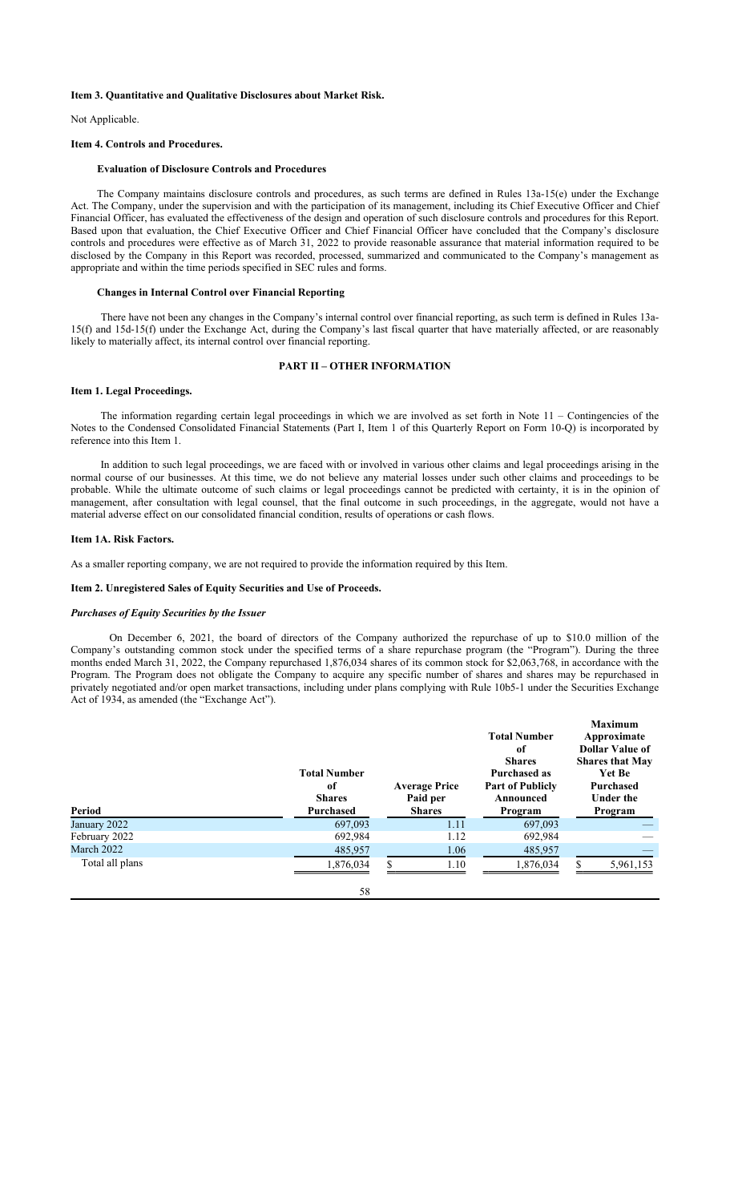### Item 3. Quantitative and Qualitative Disclosures about Market Risk.

Not Applicable.

### Item 4. Controls and Procedures.

#### Evaluation of Disclosure Controls and Procedures

The Company maintains disclosure controls and procedures, as such terms are defined in Rules 13a-15(e) under the Exchange Act. The Company, under the supervision and with the participation of its management, including its Chief Executive Officer and Chief Financial Officer, has evaluated the effectiveness of the design and operation of such disclosure controls and procedures for this Report. Based upon that evaluation, the Chief Executive Officer and Chief Financial Officer have concluded that the Company's disclosure controls and procedures were effective as of March 31, 2022 to provide reasonable assurance that material information required to be disclosed by the Company in this Report was recorded, processed, summarized and communicated to the Company's management as appropriate and within the time periods specified in SEC rules and forms.

#### Changes in Internal Control over Financial Reporting

There have not been any changes in the Company's internal control over financial reporting, as such term is defined in Rules 13a-15(f) and 15d-15(f) under the Exchange Act, during the Company's last fiscal quarter that have materially affected, or are reasonably likely to materially affect, its internal control over financial reporting.

## PART II – OTHER INFORMATION

### Item 1. Legal Proceedings.

The information regarding certain legal proceedings in which we are involved as set forth in Note 11 – Contingencies of the Notes to the Condensed Consolidated Financial Statements (Part I, Item 1 of this Quarterly Report on Form 10-Q) is incorporated by reference into this Item 1.

In addition to such legal proceedings, we are faced with or involved in various other claims and legal proceedings arising in the normal course of our businesses. At this time, we do not believe any material losses under such other claims and proceedings to be probable. While the ultimate outcome of such claims or legal proceedings cannot be predicted with certainty, it is in the opinion of management, after consultation with legal counsel, that the final outcome in such proceedings, in the aggregate, would not have a material adverse effect on our consolidated financial condition, results of operations or cash flows.

### Item 1A. Risk Factors.

As a smaller reporting company, we are not required to provide the information required by this Item.

### Item 2. Unregistered Sales of Equity Securities and Use of Proceeds.

***Purchases of Equity Securities by the Issuer***

On December 6, 2021, the board of directors of the Company authorized the repurchase of up to $10.0 million of the Company's outstanding common stock under the specified terms of a share repurchase program (the "Program"). During the three months ended March 31, 2022, the Company repurchased 1,876,034 shares of its common stock for $2,063,768, in accordance with the Program. The Program does not obligate the Company to acquire any specific number of shares and shares may be repurchased in privately negotiated and/or open market transactions, including under plans complying with Rule 10b5-1 under the Securities Exchange Act of 1934, as amended (the "Exchange Act").

| Period | Total Number of Shares Purchased | Average Price Paid per Shares | Total Number of Shares Purchased as Part of Publicly Announced Program | Maximum Approximate Dollar Value of Shares that May Yet Be Purchased Under the Program |
|---|---|---|---|---|
| January 2022 | 697,093 | 1.11 | 697,093 | — |
| February 2022 | 692,984 | 1.12 | 692,984 | — |
| March 2022 | 485,957 | 1.06 | 485,957 | — |
| Total all plans | 1,876,034 | $ 1.10 | 1,876,034 | $ 5,961,153 |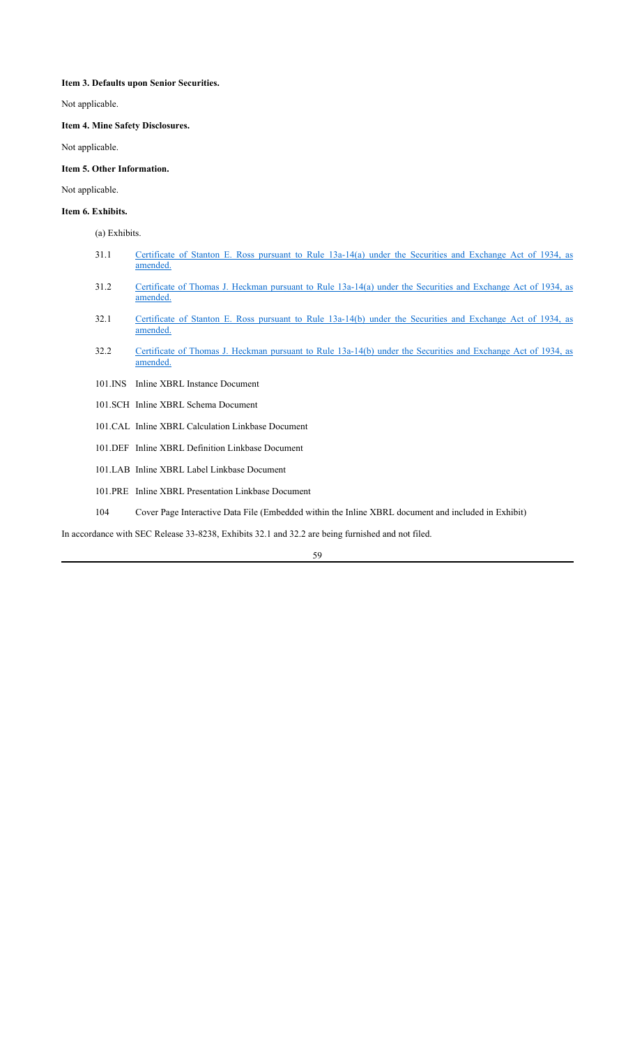**Item 3. Defaults upon Senior Securities.**

Not applicable.

**Item 4. Mine Safety Disclosures.**

Not applicable.

**Item 5. Other Information.**

Not applicable.

**Item 6. Exhibits.**

(a) Exhibits.

| | |
|---|---|
| 31.1 | Certificate of Stanton E. Ross pursuant to Rule 13a-14(a) under the Securities and Exchange Act of 1934, as amended. |
| 31.2 | Certificate of Thomas J. Heckman pursuant to Rule 13a-14(a) under the Securities and Exchange Act of 1934, as amended. |
| 32.1 | Certificate of Stanton E. Ross pursuant to Rule 13a-14(b) under the Securities and Exchange Act of 1934, as amended. |
| 32.2 | Certificate of Thomas J. Heckman pursuant to Rule 13a-14(b) under the Securities and Exchange Act of 1934, as amended. |
| 101.INS | Inline XBRL Instance Document |
| 101.SCH | Inline XBRL Schema Document |
| 101.CAL | Inline XBRL Calculation Linkbase Document |
| 101.DEF | Inline XBRL Definition Linkbase Document |
| 101.LAB | Inline XBRL Label Linkbase Document |
| 101.PRE | Inline XBRL Presentation Linkbase Document |
| 104 | Cover Page Interactive Data File (Embedded within the Inline XBRL document and included in Exhibit) |

In accordance with SEC Release 33-8238, Exhibits 32.1 and 32.2 are being furnished and not filed.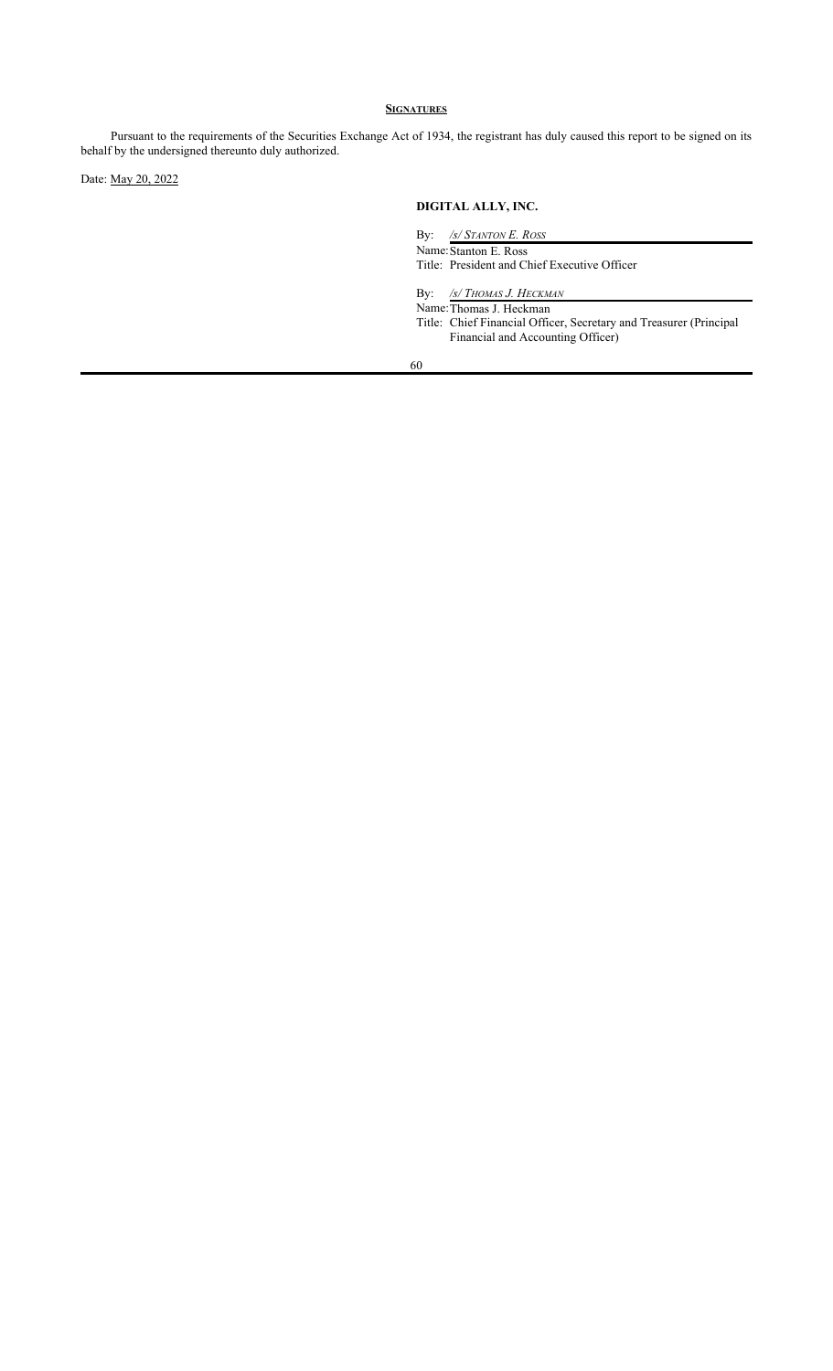## SIGNATURES

Pursuant to the requirements of the Securities Exchange Act of 1934, the registrant has duly caused this report to be signed on its behalf by the undersigned thereunto duly authorized.

Date: May 20, 2022

**DIGITAL ALLY, INC.**

By: */s/ STANTON E. ROSS*
Name: Stanton E. Ross
Title: President and Chief Executive Officer

By: */s/ THOMAS J. HECKMAN*
Name: Thomas J. Heckman
Title: Chief Financial Officer, Secretary and Treasurer (Principal Financial and Accounting Officer)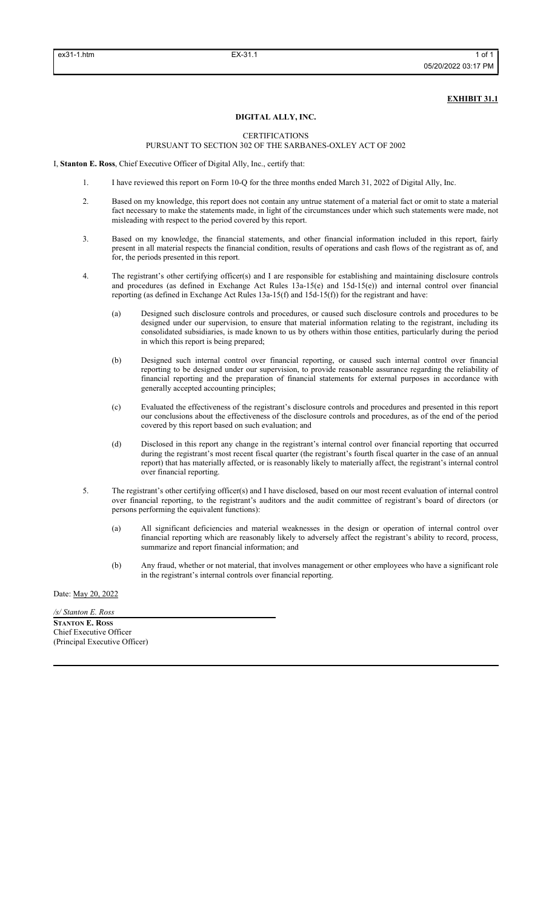**EXHIBIT 31.1**

**DIGITAL ALLY, INC.**

CERTIFICATIONS
PURSUANT TO SECTION 302 OF THE SARBANES-OXLEY ACT OF 2002

I, **Stanton E. Ross**, Chief Executive Officer of Digital Ally, Inc., certify that:

1. I have reviewed this report on Form 10-Q for the three months ended March 31, 2022 of Digital Ally, Inc.

2. Based on my knowledge, this report does not contain any untrue statement of a material fact or omit to state a material fact necessary to make the statements made, in light of the circumstances under which such statements were made, not misleading with respect to the period covered by this report.

3. Based on my knowledge, the financial statements, and other financial information included in this report, fairly present in all material respects the financial condition, results of operations and cash flows of the registrant as of, and for, the periods presented in this report.

4. The registrant's other certifying officer(s) and I are responsible for establishing and maintaining disclosure controls and procedures (as defined in Exchange Act Rules 13a-15(e) and 15d-15(e)) and internal control over financial reporting (as defined in Exchange Act Rules 13a-15(f) and 15d-15(f)) for the registrant and have:

   (a) Designed such disclosure controls and procedures, or caused such disclosure controls and procedures to be designed under our supervision, to ensure that material information relating to the registrant, including its consolidated subsidiaries, is made known to us by others within those entities, particularly during the period in which this report is being prepared;

   (b) Designed such internal control over financial reporting, or caused such internal control over financial reporting to be designed under our supervision, to provide reasonable assurance regarding the reliability of financial reporting and the preparation of financial statements for external purposes in accordance with generally accepted accounting principles;

   (c) Evaluated the effectiveness of the registrant's disclosure controls and procedures and presented in this report our conclusions about the effectiveness of the disclosure controls and procedures, as of the end of the period covered by this report based on such evaluation; and

   (d) Disclosed in this report any change in the registrant's internal control over financial reporting that occurred during the registrant's most recent fiscal quarter (the registrant's fourth fiscal quarter in the case of an annual report) that has materially affected, or is reasonably likely to materially affect, the registrant's internal control over financial reporting.

5. The registrant's other certifying officer(s) and I have disclosed, based on our most recent evaluation of internal control over financial reporting, to the registrant's auditors and the audit committee of registrant's board of directors (or persons performing the equivalent functions):

   (a) All significant deficiencies and material weaknesses in the design or operation of internal control over financial reporting which are reasonably likely to adversely affect the registrant's ability to record, process, summarize and report financial information; and

   (b) Any fraud, whether or not material, that involves management or other employees who have a significant role in the registrant's internal controls over financial reporting.

Date: May 20, 2022

*/s/ Stanton E. Ross*

**STANTON E. ROSS**
Chief Executive Officer
(Principal Executive Officer)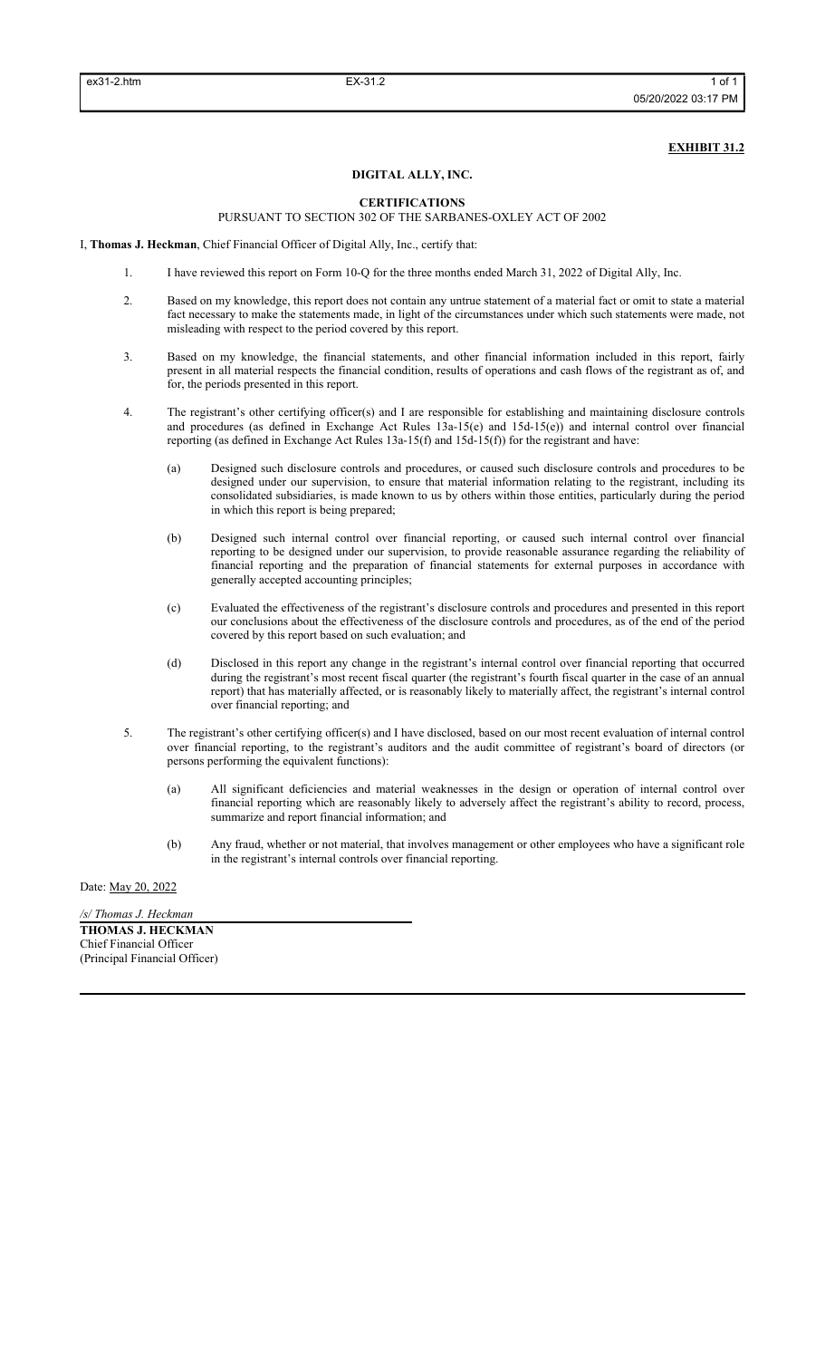**EXHIBIT 31.2**

**DIGITAL ALLY, INC.**

**CERTIFICATIONS**

PURSUANT TO SECTION 302 OF THE SARBANES-OXLEY ACT OF 2002

I, **Thomas J. Heckman**, Chief Financial Officer of Digital Ally, Inc., certify that:

1. I have reviewed this report on Form 10-Q for the three months ended March 31, 2022 of Digital Ally, Inc.

2. Based on my knowledge, this report does not contain any untrue statement of a material fact or omit to state a material fact necessary to make the statements made, in light of the circumstances under which such statements were made, not misleading with respect to the period covered by this report.

3. Based on my knowledge, the financial statements, and other financial information included in this report, fairly present in all material respects the financial condition, results of operations and cash flows of the registrant as of, and for, the periods presented in this report.

4. The registrant's other certifying officer(s) and I are responsible for establishing and maintaining disclosure controls and procedures (as defined in Exchange Act Rules 13a-15(e) and 15d-15(e)) and internal control over financial reporting (as defined in Exchange Act Rules 13a-15(f) and 15d-15(f)) for the registrant and have:

   (a) Designed such disclosure controls and procedures, or caused such disclosure controls and procedures to be designed under our supervision, to ensure that material information relating to the registrant, including its consolidated subsidiaries, is made known to us by others within those entities, particularly during the period in which this report is being prepared;

   (b) Designed such internal control over financial reporting, or caused such internal control over financial reporting to be designed under our supervision, to provide reasonable assurance regarding the reliability of financial reporting and the preparation of financial statements for external purposes in accordance with generally accepted accounting principles;

   (c) Evaluated the effectiveness of the registrant's disclosure controls and procedures and presented in this report our conclusions about the effectiveness of the disclosure controls and procedures, as of the end of the period covered by this report based on such evaluation; and

   (d) Disclosed in this report any change in the registrant's internal control over financial reporting that occurred during the registrant's most recent fiscal quarter (the registrant's fourth fiscal quarter in the case of an annual report) that has materially affected, or is reasonably likely to materially affect, the registrant's internal control over financial reporting; and

5. The registrant's other certifying officer(s) and I have disclosed, based on our most recent evaluation of internal control over financial reporting, to the registrant's auditors and the audit committee of registrant's board of directors (or persons performing the equivalent functions):

   (a) All significant deficiencies and material weaknesses in the design or operation of internal control over financial reporting which are reasonably likely to adversely affect the registrant's ability to record, process, summarize and report financial information; and

   (b) Any fraud, whether or not material, that involves management or other employees who have a significant role in the registrant's internal controls over financial reporting.

Date: May 20, 2022

*/s/ Thomas J. Heckman*

**THOMAS J. HECKMAN**
Chief Financial Officer
(Principal Financial Officer)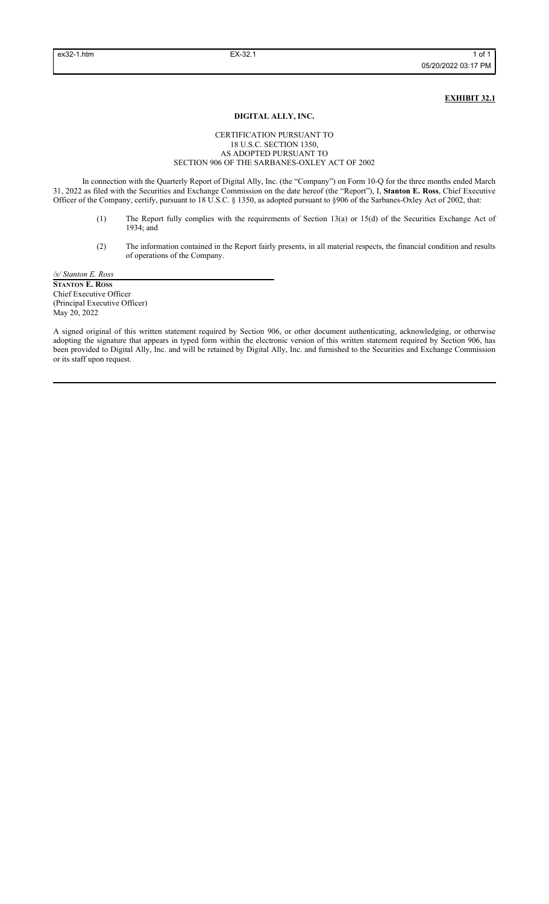**EXHIBIT 32.1**

**DIGITAL ALLY, INC.**

CERTIFICATION PURSUANT TO
18 U.S.C. SECTION 1350,
AS ADOPTED PURSUANT TO
SECTION 906 OF THE SARBANES-OXLEY ACT OF 2002

In connection with the Quarterly Report of Digital Ally, Inc. (the "Company") on Form 10-Q for the three months ended March 31, 2022 as filed with the Securities and Exchange Commission on the date hereof (the "Report"), I, **Stanton E. Ross**, Chief Executive Officer of the Company, certify, pursuant to 18 U.S.C. § 1350, as adopted pursuant to §906 of the Sarbanes-Oxley Act of 2002, that:

(1) The Report fully complies with the requirements of Section 13(a) or 15(d) of the Securities Exchange Act of 1934; and

(2) The information contained in the Report fairly presents, in all material respects, the financial condition and results of operations of the Company.

*/s/ Stanton E. Ross*

**STANTON E. ROSS**
Chief Executive Officer
(Principal Executive Officer)
May 20, 2022

A signed original of this written statement required by Section 906, or other document authenticating, acknowledging, or otherwise adopting the signature that appears in typed form within the electronic version of this written statement required by Section 906, has been provided to Digital Ally, Inc. and will be retained by Digital Ally, Inc. and furnished to the Securities and Exchange Commission or its staff upon request.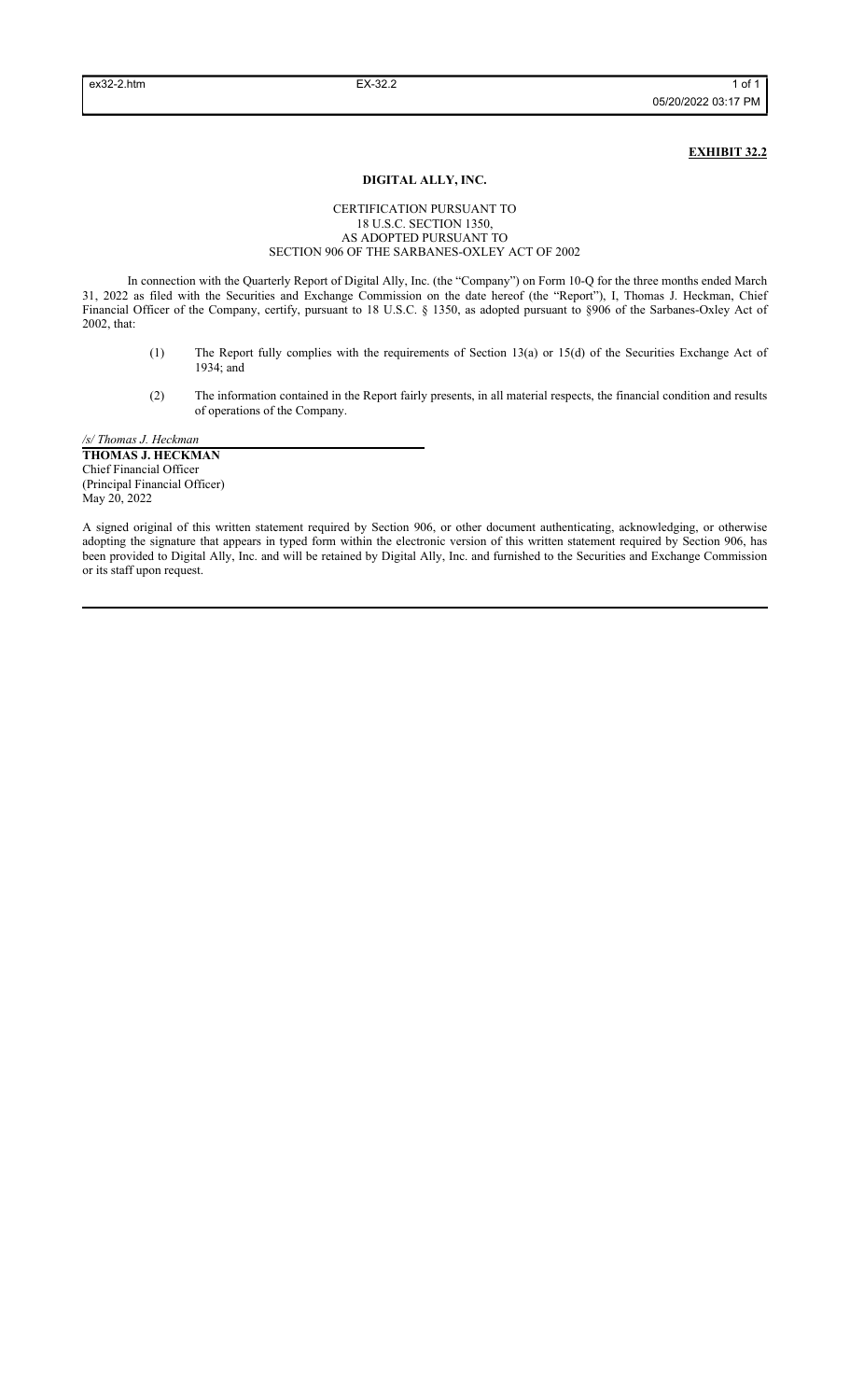**EXHIBIT 32.2**

**DIGITAL ALLY, INC.**

CERTIFICATION PURSUANT TO
18 U.S.C. SECTION 1350,
AS ADOPTED PURSUANT TO
SECTION 906 OF THE SARBANES-OXLEY ACT OF 2002

In connection with the Quarterly Report of Digital Ally, Inc. (the "Company") on Form 10-Q for the three months ended March 31, 2022 as filed with the Securities and Exchange Commission on the date hereof (the "Report"), I, Thomas J. Heckman, Chief Financial Officer of the Company, certify, pursuant to 18 U.S.C. § 1350, as adopted pursuant to §906 of the Sarbanes-Oxley Act of 2002, that:

(1) The Report fully complies with the requirements of Section 13(a) or 15(d) of the Securities Exchange Act of 1934; and

(2) The information contained in the Report fairly presents, in all material respects, the financial condition and results of operations of the Company.

*/s/ Thomas J. Heckman*
**THOMAS J. HECKMAN**
Chief Financial Officer
(Principal Financial Officer)
May 20, 2022

A signed original of this written statement required by Section 906, or other document authenticating, acknowledging, or otherwise adopting the signature that appears in typed form within the electronic version of this written statement required by Section 906, has been provided to Digital Ally, Inc. and will be retained by Digital Ally, Inc. and furnished to the Securities and Exchange Commission or its staff upon request.